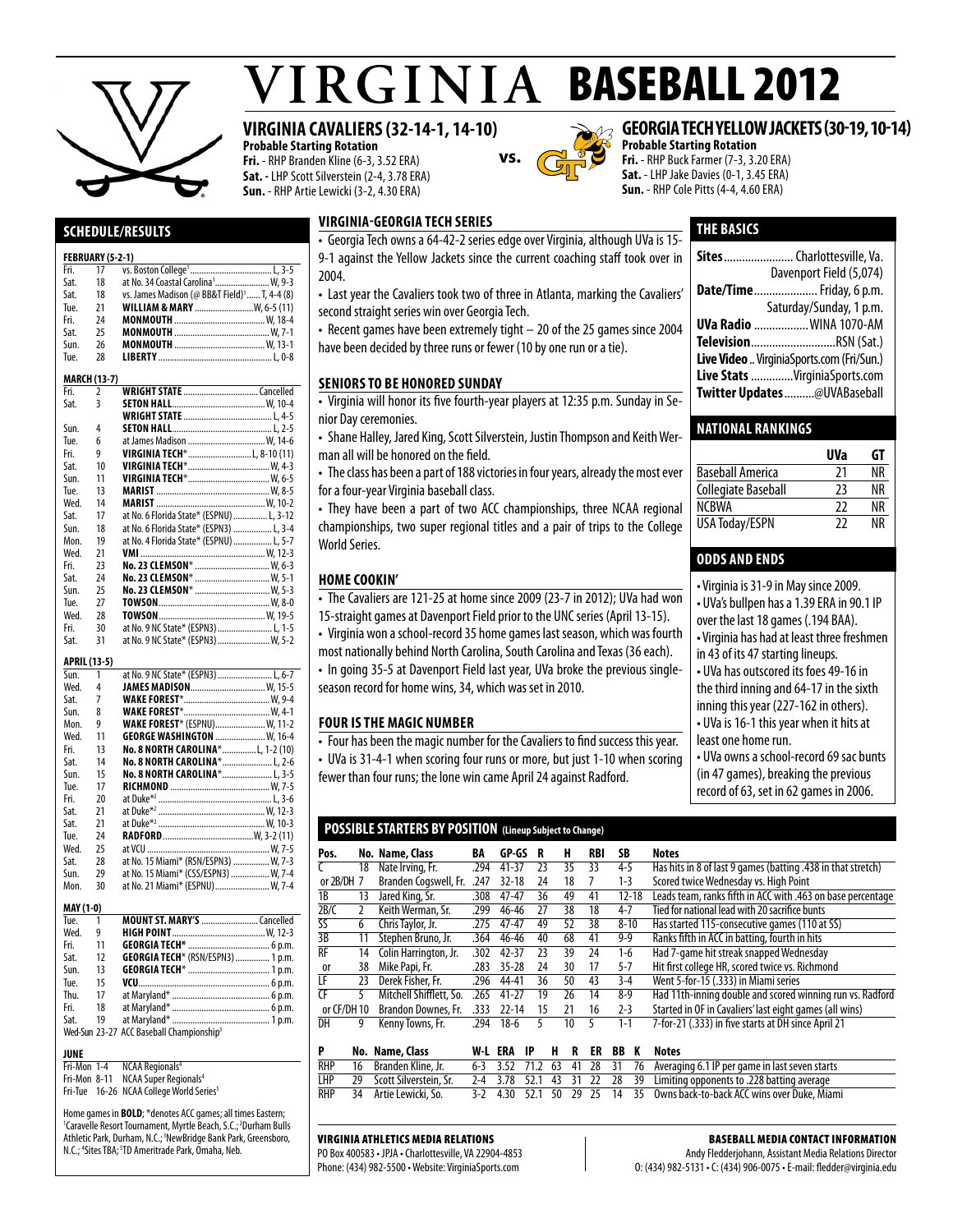# VIRGINIA BASEBALL 2012

## VIRGINIA CAVALIERS (32-14-1, 14-10)

**Probable Starting Rotation**
**Fri.** - RHP Branden Kline (6-3, 3.52 ERA)
**Sat.** - LHP Scott Silverstein (2-4, 3.78 ERA)
**Sun.** - RHP Artie Lewicki (3-2, 4.30 ERA)

vs.

## GEORGIA TECH YELLOW JACKETS (30-19, 10-14)

**Probable Starting Rotation**
**Fri.** - RHP Buck Farmer (7-3, 3.20 ERA)
**Sat.** - LHP Jake Davies (0-1, 3.45 ERA)
**Sun.** - RHP Cole Pitts (4-4, 4.60 ERA)

## SCHEDULE/RESULTS

**FEBRUARY (5-2-1)**

| | | | |
|---|---|---|---|
| Fri. | 17 | vs. Boston College[1] | L, 3-5 |
| Sat. | 18 | at No. 34 Coastal Carolina[1] | W, 9-3 |
| Sat. | 18 | vs. James Madison (@ BB&T Field)[1] | T, 4-4 (8) |
| Tue. | 21 | **WILLIAM & MARY** | W, 6-5 (11) |
| Fri. | 24 | **MONMOUTH** | W, 18-4 |
| Sat. | 25 | **MONMOUTH** | W, 7-1 |
| Sun. | 26 | **MONMOUTH** | W, 13-1 |
| Tue. | 28 | **LIBERTY** | L, 0-8 |

**MARCH (13-7)**

| | | | |
|---|---|---|---|
| Fri. | 2 | **WRIGHT STATE** | Cancelled |
| Sat. | 3 | **SETON HALL** | W, 10-4 |
| | | **WRIGHT STATE** | L, 4-5 |
| Sun. | 4 | **SETON HALL** | L, 2-5 |
| Tue. | 6 | at James Madison | W, 14-6 |
| Fri. | 9 | **VIRGINIA TECH*** | L, 8-10 (11) |
| Sat. | 10 | **VIRGINIA TECH*** | W, 4-3 |
| Sun. | 11 | **VIRGINIA TECH*** | W, 6-5 |
| Tue. | 13 | **MARIST** | W, 8-5 |
| Wed. | 14 | **MARIST** | W, 10-2 |
| Sat. | 17 | at No. 6 Florida State* (ESPNU) | L, 3-12 |
| Sun. | 18 | at No. 6 Florida State* (ESPN3) | L, 3-4 |
| Mon. | 19 | at No. 4 Florida State* (ESPNU) | L, 5-7 |
| Wed. | 21 | **VMI** | W, 12-3 |
| Fri. | 23 | **No. 23 CLEMSON*** | W, 6-3 |
| Sat. | 24 | **No. 23 CLEMSON*** | W, 5-1 |
| Sun. | 25 | **No. 23 CLEMSON*** | W, 5-3 |
| Tue. | 27 | **TOWSON** | W, 8-0 |
| Wed. | 28 | **TOWSON** | W, 19-5 |
| Fri. | 30 | at No. 9 NC State* (ESPN3) | L, 1-5 |
| Sat. | 31 | at No. 9 NC State* (ESPN3) | W, 5-2 |

**APRIL (13-5)**

| | | | |
|---|---|---|---|
| Sun. | 1 | at No. 9 NC State* (ESPN3) | L, 6-7 |
| Wed. | 4 | **JAMES MADISON** | W, 15-5 |
| Sat. | 7 | **WAKE FOREST*** | W, 9-4 |
| Sun. | 8 | **WAKE FOREST*** | W, 4-1 |
| Mon. | 9 | **WAKE FOREST*** (ESPNU) | W, 11-2 |
| Wed. | 11 | **GEORGE WASHINGTON** | W, 16-4 |
| Fri. | 13 | **No. 8 NORTH CAROLINA*** | L, 1-2 (10) |
| Sat. | 14 | **No. 8 NORTH CAROLINA*** | L, 2-6 |
| Sun. | 15 | **No. 8 NORTH CAROLINA*** | L, 3-5 |
| Tue. | 17 | **RICHMOND** | W, 7-5 |
| Fri. | 20 | at Duke*[2] | L, 3-6 |
| Sat. | 21 | at Duke*[2] | W, 12-3 |
| Sat. | 21 | at Duke*[2] | W, 10-3 |
| Tue. | 24 | **RADFORD** | W, 3-2 (11) |
| Wed. | 25 | at VCU | W, 7-5 |
| Sat. | 28 | at No. 15 Miami* (RSN/ESPN3) | W, 7-3 |
| Sun. | 29 | at No. 15 Miami* (CSS/ESPN3) | W, 7-4 |
| Mon. | 30 | at No. 21 Miami* (ESPNU) | W, 7-4 |

**MAY (1-0)**

| | | | |
|---|---|---|---|
| Tue. | 1 | **MOUNT ST. MARY'S** | Cancelled |
| Wed. | 9 | **HIGH POINT** | W, 12-3 |
| Fri. | 11 | **GEORGIA TECH*** | 6 p.m. |
| Sat. | 12 | **GEORGIA TECH*** (RSN/ESPN3) | 1 p.m. |
| Sun. | 13 | **GEORGIA TECH*** | 1 p.m. |
| Tue. | 15 | **VCU** | 6 p.m. |
| Thu. | 17 | at Maryland* | 6 p.m. |
| Fri. | 18 | at Maryland* | 6 p.m. |
| Sat. | 19 | at Maryland* | 1 p.m. |
| Wed-Sun | 23-27 | ACC Baseball Championship[3] | |

**JUNE**

| | | |
|---|---|---|
| Fri-Mon | 1-4 | NCAA Regionals[4] |
| Fri-Mon | 8-11 | NCAA Super Regionals[4] |
| Fri-Tue | 16-26 | NCAA College World Series[5] |

Home games in **BOLD**; *denotes ACC games; all times Eastern; [1]Caravelle Resort Tournament, Myrtle Beach, S.C.; [2]Durham Bulls Athletic Park, Durham, N.C.; [3]NewBridge Bank Park, Greensboro, N.C.; [4]Sites TBA; [5]TD Ameritrade Park, Omaha, Neb.

## VIRGINIA-GEORGIA TECH SERIES

- Georgia Tech owns a 64-42-2 series edge over Virginia, although UVa is 15-9-1 against the Yellow Jackets since the current coaching staff took over in 2004.
- Last year the Cavaliers took two of three in Atlanta, marking the Cavaliers' second straight series win over Georgia Tech.
- Recent games have been extremely tight – 20 of the 25 games since 2004 have been decided by three runs or fewer (10 by one run or a tie).

## SENIORS TO BE HONORED SUNDAY

- Virginia will honor its five fourth-year players at 12:35 p.m. Sunday in Senior Day ceremonies.
- Shane Halley, Jared King, Scott Silverstein, Justin Thompson and Keith Werman all will be honored on the field.
- The class has been a part of 188 victories in four years, already the most ever for a four-year Virginia baseball class.
- They have been a part of two ACC championships, three NCAA regional championships, two super regional titles and a pair of trips to the College World Series.

## HOME COOKIN'

- The Cavaliers are 121-25 at home since 2009 (23-7 in 2012); UVa had won 15-straight games at Davenport Field prior to the UNC series (April 13-15).
- Virginia won a school-record 35 home games last season, which was fourth most nationally behind North Carolina, South Carolina and Texas (36 each).
- In going 35-5 at Davenport Field last year, UVa broke the previous single-season record for home wins, 34, which was set in 2010.

## FOUR IS THE MAGIC NUMBER

- Four has been the magic number for the Cavaliers to find success this year.
- UVa is 31-4-1 when scoring four runs or more, but just 1-10 when scoring fewer than four runs; the lone win came April 24 against Radford.

## THE BASICS

**Sites** ........ Charlottesville, Va.
Davenport Field (5,074)
**Date/Time** ........ Friday, 6 p.m.
Saturday/Sunday, 1 p.m.
**UVa Radio** ........ WINA 1070-AM
**Television** ........ RSN (Sat.)
**Live Video** .. VirginiaSports.com (Fri/Sun.)
**Live Stats** ........ VirginiaSports.com
**Twitter Updates** ........ @UVABaseball

## NATIONAL RANKINGS

| | UVa | GT |
|---|---|---|
| Baseball America | 21 | NR |
| Collegiate Baseball | 23 | NR |
| NCBWA | 22 | NR |
| USA Today/ESPN | 22 | NR |

## ODDS AND ENDS

- Virginia is 31-9 in May since 2009.
- UVa's bullpen has a 1.39 ERA in 90.1 IP over the last 18 games (.194 BAA).
- Virginia has had at least three freshmen in 43 of its 47 starting lineups.
- UVa has outscored its foes 49-16 in the third inning and 64-17 in the sixth inning this year (227-162 in others).
- UVa is 16-1 this year when it hits at least one home run.
- UVa owns a school-record 69 sac bunts (in 47 games), breaking the previous record of 63, set in 62 games in 2006.

## POSSIBLE STARTERS BY POSITION (Lineup Subject to Change)

| Pos. | No. | Name, Class | BA | GP-GS | R | H | RBI | SB | Notes |
|---|---|---|---|---|---|---|---|---|---|
| C | 18 | Nate Irving, Fr. | .294 | 41-37 | 23 | 35 | 33 | 4-5 | Has hits in 8 of last 9 games (batting .438 in that stretch) |
| or 2B/DH | 7 | Branden Cogswell, Fr. | .247 | 32-18 | 24 | 18 | 7 | 1-3 | Scored twice Wednesday vs. High Point |
| 1B | 13 | Jared King, Sr. | .308 | 47-47 | 36 | 49 | 41 | 12-18 | Leads team, ranks fifth in ACC with .463 on base percentage |
| 2B/C | 2 | Keith Werman, Sr. | .299 | 46-46 | 27 | 38 | 18 | 4-7 | Tied for national lead with 20 sacrifice bunts |
| SS | 6 | Chris Taylor, Jr. | .275 | 47-47 | 49 | 52 | 38 | 8-10 | Has started 115-consecutive games (110 at SS) |
| 3B | 11 | Stephen Bruno, Jr. | .364 | 46-46 | 40 | 68 | 41 | 9-9 | Ranks fifth in ACC in batting, fourth in hits |
| RF | 14 | Colin Harrington, Jr. | .302 | 42-37 | 23 | 39 | 24 | 1-6 | Had 7-game hit streak snapped Wednesday |
| or | 38 | Mike Papi, Fr. | .283 | 35-28 | 24 | 30 | 17 | 5-7 | Hit first college HR, scored twice vs. Richmond |
| LF | 23 | Derek Fisher, Fr. | .296 | 44-41 | 36 | 50 | 43 | 3-4 | Went 5-for-15 (.333) in Miami series |
| CF | 5 | Mitchell Shifflett, So. | .265 | 41-27 | 19 | 26 | 14 | 8-9 | Had 11th-inning double and scored winning run vs. Radford |
| or CF/DH | 10 | Brandon Downes, Fr. | .333 | 22-14 | 15 | 21 | 16 | 2-3 | Started in OF in Cavaliers' last eight games (all wins) |
| DH | 9 | Kenny Towns, Fr. | .294 | 18-6 | 5 | 10 | 5 | 1-1 | 7-for-21 (.333) in five starts at DH since April 21 |

| P | No. | Name, Class | W-L | ERA | IP | H | R | ER | BB | K | Notes |
|---|---|---|---|---|---|---|---|---|---|---|---|
| RHP | 16 | Branden Kline, Jr. | 6-3 | 3.52 | 71.2 | 63 | 41 | 28 | 31 | 76 | Averaging 6.1 IP per game in last seven starts |
| LHP | 29 | Scott Silverstein, Sr. | 2-4 | 3.78 | 52.1 | 43 | 31 | 22 | 28 | 39 | Limiting opponents to .228 batting average |
| RHP | 34 | Artie Lewicki, So. | 3-2 | 4.30 | 52.1 | 50 | 29 | 25 | 14 | 35 | Owns back-to-back ACC wins over Duke, Miami |

**VIRGINIA ATHLETICS MEDIA RELATIONS**
PO Box 400583 • JPJA • Charlottesville, VA 22904-4853
Phone: (434) 982-5500 • Website: VirginiaSports.com

**BASEBALL MEDIA CONTACT INFORMATION**
Andy Fledderjohann, Assistant Media Relations Director
O: (434) 982-5131 • C: (434) 906-0075 • E-mail: fledder@virginia.edu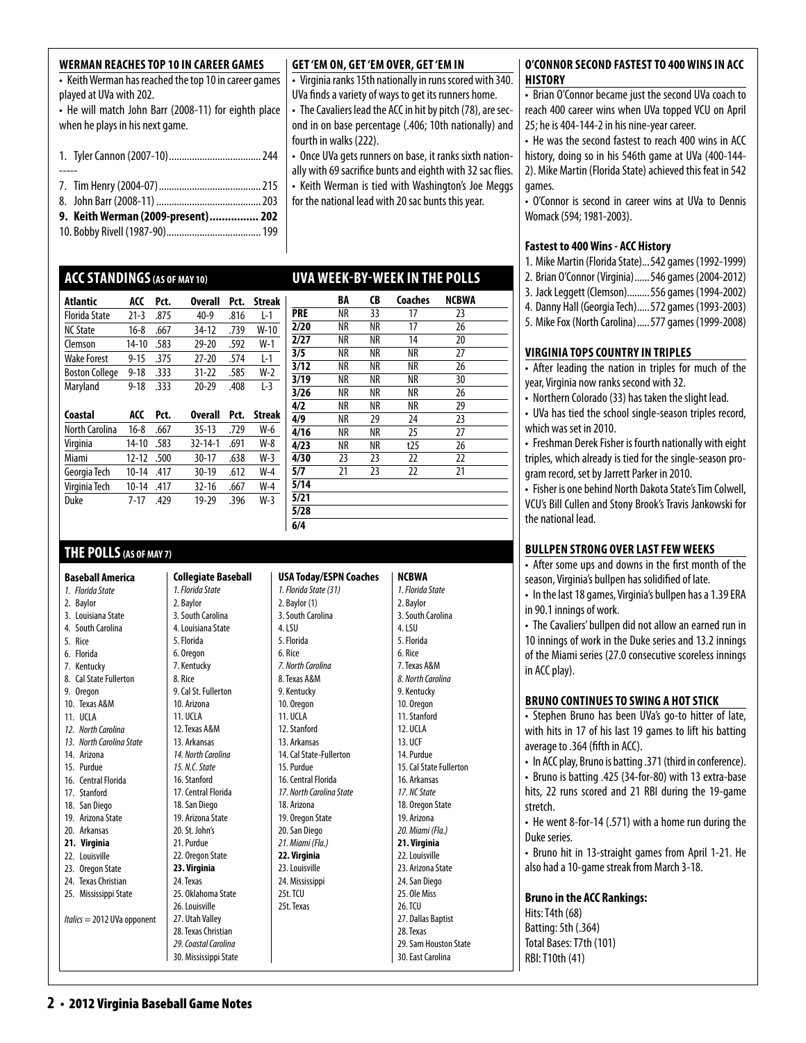## WERMAN REACHES TOP 10 IN CAREER GAMES

- Keith Werman has reached the top 10 in career games played at UVa with 202.
- He will match John Barr (2008-11) for eighth place when he plays in his next game.

1. Tyler Cannon (2007-10) .......... 244

-----

7. Tim Henry (2004-07) .......... 215
8. John Barr (2008-11) .......... 203
9. **Keith Werman (2009-present) .......... 202**
10. Bobby Rivell (1987-90) .......... 199

## GET 'EM ON, GET 'EM OVER, GET 'EM IN

- Virginia ranks 15th nationally in runs scored with 340. UVa finds a variety of ways to get its runners home.
- The Cavaliers lead the ACC in hit by pitch (78), are second in on base percentage (.406; 10th nationally) and fourth in walks (222).
- Once UVa gets runners on base, it ranks sixth nationally with 69 sacrifice bunts and eighth with 32 sac flies.
- Keith Werman is tied with Washington's Joe Meggs for the national lead with 20 sac bunts this year.

## O'CONNOR SECOND FASTEST TO 400 WINS IN ACC HISTORY

- Brian O'Connor became just the second UVa coach to reach 400 career wins when UVa topped VCU on April 25; he is 404-144-2 in his nine-year career.
- He was the second fastest to reach 400 wins in ACC history, doing so in his 546th game at UVa (400-144-2). Mike Martin (Florida State) achieved this feat in 542 games.
- O'Connor is second in career wins at UVa to Dennis Womack (594; 1981-2003).

### Fastest to 400 Wins - ACC History

1. Mike Martin (Florida State) ... 542 games (1992-1999)
2. Brian O'Connor (Virginia) ...... 546 games (2004-2012)
3. Jack Leggett (Clemson) ......... 556 games (1994-2002)
4. Danny Hall (Georgia Tech) ..... 572 games (1993-2003)
5. Mike Fox (North Carolina) ..... 577 games (1999-2008)

## ACC STANDINGS (AS OF MAY 10)

| Atlantic | ACC | Pct. | Overall | Pct. | Streak |
|---|---|---|---|---|---|
| Florida State | 21-3 | .875 | 40-9 | .816 | L-1 |
| NC State | 16-8 | .667 | 34-12 | .739 | W-10 |
| Clemson | 14-10 | .583 | 29-20 | .592 | W-1 |
| Wake Forest | 9-15 | .375 | 27-20 | .574 | L-1 |
| Boston College | 9-18 | .333 | 31-22 | .585 | W-2 |
| Maryland | 9-18 | .333 | 20-29 | .408 | L-3 |

| Coastal | ACC | Pct. | Overall | Pct. | Streak |
|---|---|---|---|---|---|
| North Carolina | 16-8 | .667 | 35-13 | .729 | W-6 |
| Virginia | 14-10 | .583 | 32-14-1 | .691 | W-8 |
| Miami | 12-12 | .500 | 30-17 | .638 | W-3 |
| Georgia Tech | 10-14 | .417 | 30-19 | .612 | W-4 |
| Virginia Tech | 10-14 | .417 | 32-16 | .667 | W-4 |
| Duke | 7-17 | .429 | 19-29 | .396 | W-3 |

## UVA WEEK-BY-WEEK IN THE POLLS

| | BA | CB | Coaches | NCBWA |
|---|---|---|---|---|
| PRE | NR | 33 | 17 | 23 |
| 2/20 | NR | NR | 17 | 26 |
| 2/27 | NR | NR | 14 | 20 |
| 3/5 | NR | NR | NR | 27 |
| 3/12 | NR | NR | NR | 26 |
| 3/19 | NR | NR | NR | 30 |
| 3/26 | NR | NR | NR | 26 |
| 4/2 | NR | NR | NR | 29 |
| 4/9 | NR | 29 | 24 | 23 |
| 4/16 | NR | NR | 25 | 27 |
| 4/23 | NR | NR | t25 | 26 |
| 4/30 | 23 | 23 | 22 | 22 |
| 5/7 | 21 | 23 | 22 | 21 |
| 5/14 | | | | |
| 5/21 | | | | |
| 5/28 | | | | |
| 6/4 | | | | |

## VIRGINIA TOPS COUNTRY IN TRIPLES

- After leading the nation in triples for much of the year, Virginia now ranks second with 32.
- Northern Colorado (33) has taken the slight lead.
- UVa has tied the school single-season triples record, which was set in 2010.
- Freshman Derek Fisher is fourth nationally with eight triples, which already is tied for the single-season program record, set by Jarrett Parker in 2010.
- Fisher is one behind North Dakota State's Tim Colwell, VCU's Bill Cullen and Stony Brook's Travis Jankowski for the national lead.

## THE POLLS (AS OF MAY 7)

| Baseball America | Collegiate Baseball | USA Today/ESPN Coaches | NCBWA |
|---|---|---|---|
| 1. *Florida State* | 1. *Florida State* | 1. *Florida State (31)* | 1. *Florida State* |
| 2. Baylor | 2. Baylor | 2. Baylor (1) | 2. Baylor |
| 3. Louisiana State | 3. South Carolina | 3. South Carolina | 3. South Carolina |
| 4. South Carolina | 4. Louisiana State | 4. LSU | 4. LSU |
| 5. Rice | 5. Florida | 5. Florida | 5. Florida |
| 6. Florida | 6. Oregon | 6. Rice | 6. Rice |
| 7. Kentucky | 7. Kentucky | 7. *North Carolina* | 7. Texas A&M |
| 8. Cal State Fullerton | 8. Rice | 8. Texas A&M | 8. *North Carolina* |
| 9. Oregon | 9. Cal St. Fullerton | 9. Kentucky | 9. Kentucky |
| 10. Texas A&M | 10. Arizona | 10. Oregon | 10. Oregon |
| 11. UCLA | 11. UCLA | 11. UCLA | 11. Stanford |
| 12. *North Carolina* | 12. Texas A&M | 12. Stanford | 12. UCLA |
| 13. *North Carolina State* | 13. Arkansas | 13. Arkansas | 13. UCF |
| 14. Arizona | 14. *North Carolina* | 14. Cal State-Fullerton | 14. Purdue |
| 15. Purdue | 15. *N.C. State* | 15. Purdue | 15. Cal State Fullerton |
| 16. Central Florida | 16. Stanford | 16. Central Florida | 16. Arkansas |
| 17. Stanford | 17. Central Florida | 17. *North Carolina State* | 17. *NC State* |
| 18. San Diego | 18. San Diego | 18. Arizona | 18. Oregon State |
| 19. Arizona State | 19. Arizona State | 19. Oregon State | 19. Arizona |
| 20. Arkansas | 20. St. John's | 20. San Diego | 20. *Miami (Fla.)* |
| **21. Virginia** | 21. Purdue | 21. *Miami (Fla.)* | **21. Virginia** |
| 22. Louisville | 22. Oregon State | **22. Virginia** | 22. Louisville |
| 23. Oregon State | **23. Virginia** | 23. Louisville | 23. Arizona State |
| 24. Texas Christian | 24. Texas | 24. Mississippi | 24. San Diego |
| 25. Mississippi State | 25. Oklahoma State | 25t. TCU | 25. Ole Miss |
| | 26. Louisville | 25t. Texas | 26. TCU |
| | 27. Utah Valley | | 27. Dallas Baptist |
| | 28. Texas Christian | | 28. Texas |
| | 29. *Coastal Carolina* | | 29. Sam Houston State |
| | 30. Mississippi State | | 30. East Carolina |

*Italics* = 2012 UVa opponent

## BULLPEN STRONG OVER LAST FEW WEEKS

- After some ups and downs in the first month of the season, Virginia's bullpen has solidified of late.
- In the last 18 games, Virginia's bullpen has a 1.39 ERA in 90.1 innings of work.
- The Cavaliers' bullpen did not allow an earned run in 10 innings of work in the Duke series and 13.2 innings of the Miami series (27.0 consecutive scoreless innings in ACC play).

## BRUNO CONTINUES TO SWING A HOT STICK

- Stephen Bruno has been UVa's go-to hitter of late, with hits in 17 of his last 19 games to lift his batting average to .364 (fifth in ACC).
- In ACC play, Bruno is batting .371 (third in conference).
- Bruno is batting .425 (34-for-80) with 13 extra-base hits, 22 runs scored and 21 RBI during the 19-game stretch.
- He went 8-for-14 (.571) with a home run during the Duke series.
- Bruno hit in 13-straight games from April 1-21. He also had a 10-game streak from March 3-18.

### Bruno in the ACC Rankings:

Hits: T4th (68)
Batting: 5th (.364)
Total Bases: T7th (101)
RBI: T10th (41)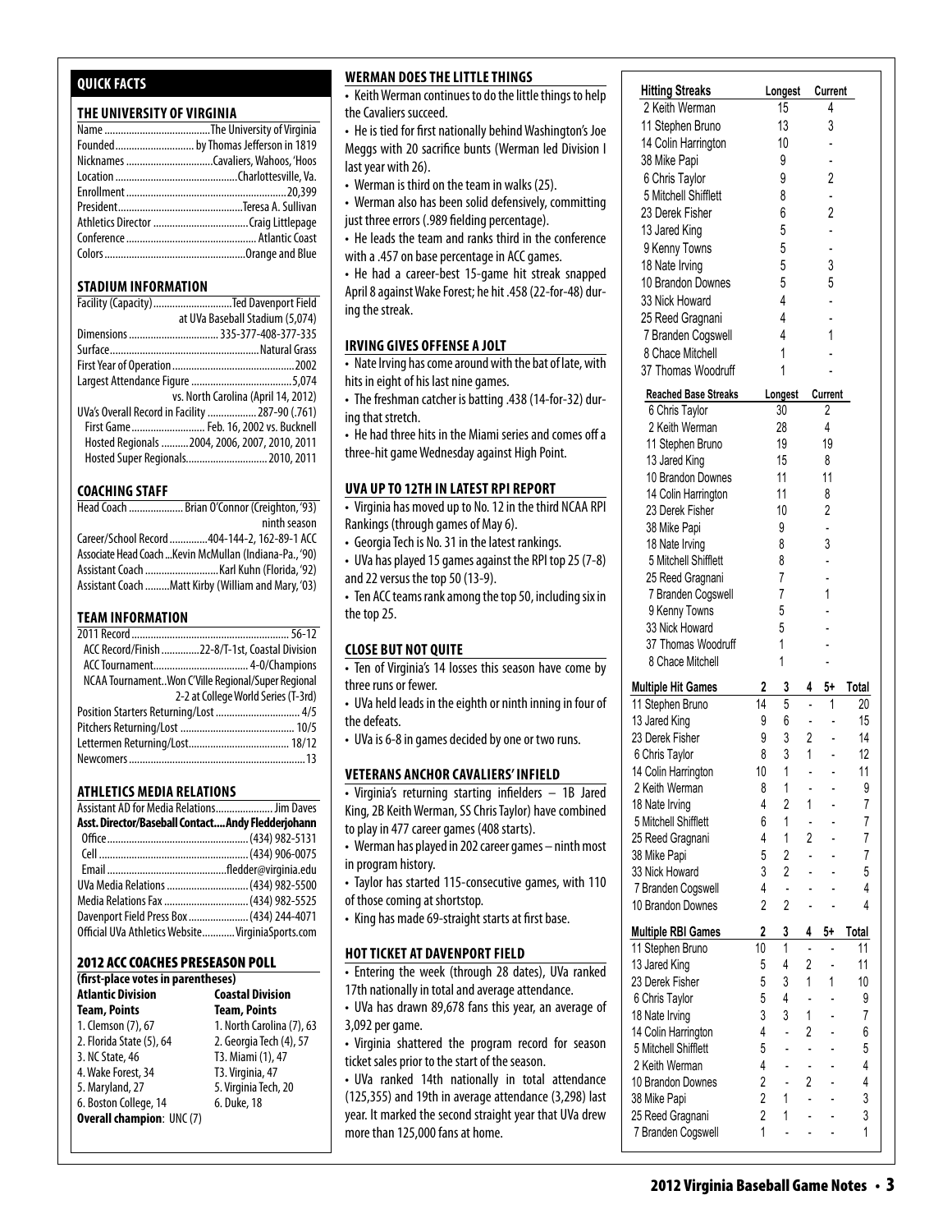## QUICK FACTS

### THE UNIVERSITY OF VIRGINIA

| | |
|---|---|
| Name | The University of Virginia |
| Founded | by Thomas Jefferson in 1819 |
| Nicknames | Cavaliers, Wahoos, 'Hoos |
| Location | Charlottesville, Va. |
| Enrollment | 20,399 |
| President | Teresa A. Sullivan |
| Athletics Director | Craig Littlepage |
| Conference | Atlantic Coast |
| Colors | Orange and Blue |

### STADIUM INFORMATION

| | |
|---|---|
| Facility (Capacity) | Ted Davenport Field at UVa Baseball Stadium (5,074) |
| Dimensions | 335-377-408-377-335 |
| Surface | Natural Grass |
| First Year of Operation | 2002 |
| Largest Attendance Figure | 5,074 vs. North Carolina (April 14, 2012) |
| UVa's Overall Record in Facility | 287-90 (.761) |
| First Game | Feb. 16, 2002 vs. Bucknell |
| Hosted Regionals | 2004, 2006, 2007, 2010, 2011 |
| Hosted Super Regionals | 2010, 2011 |

### COACHING STAFF

| | |
|---|---|
| Head Coach | Brian O'Connor (Creighton, '93) ninth season |
| Career/School Record | 404-144-2, 162-89-1 ACC |
| Associate Head Coach | Kevin McMullan (Indiana-Pa., '90) |
| Assistant Coach | Karl Kuhn (Florida, '92) |
| Assistant Coach | Matt Kirby (William and Mary, '03) |

### TEAM INFORMATION

| | |
|---|---|
| 2011 Record | 56-12 |
| ACC Record/Finish | 22-8/T-1st, Coastal Division |
| ACC Tournament | 4-0/Champions |
| NCAA Tournament | Won C'Ville Regional/Super Regional 2-2 at College World Series (T-3rd) |
| Position Starters Returning/Lost | 4/5 |
| Pitchers Returning/Lost | 10/5 |
| Lettermen Returning/Lost | 18/12 |
| Newcomers | 13 |

### ATHLETICS MEDIA RELATIONS

| | |
|---|---|
| Assistant AD for Media Relations | Jim Daves |
| **Asst. Director/Baseball Contact** | **Andy Fledderjohann** |
| Office | (434) 982-5131 |
| Cell | (434) 906-0075 |
| Email | fledder@virginia.edu |
| UVa Media Relations | (434) 982-5500 |
| Media Relations Fax | (434) 982-5525 |
| Davenport Field Press Box | (434) 244-4071 |
| Official UVa Athletics Website | VirginiaSports.com |

### 2012 ACC COACHES PRESEASON POLL

**(first-place votes in parentheses)**

| Atlantic Division<br>Team, Points | Coastal Division<br>Team, Points |
|---|---|
| 1. Clemson (7), 67 | 1. North Carolina (7), 63 |
| 2. Florida State (5), 64 | 2. Georgia Tech (4), 57 |
| 3. NC State, 46 | T3. Miami (1), 47 |
| 4. Wake Forest, 34 | T3. Virginia, 47 |
| 5. Maryland, 27 | 5. Virginia Tech, 20 |
| 6. Boston College, 14 | 6. Duke, 18 |

**Overall champion**: UNC (7)

### WERMAN DOES THE LITTLE THINGS

- Keith Werman continues to do the little things to help the Cavaliers succeed.
- He is tied for first nationally behind Washington's Joe Meggs with 20 sacrifice bunts (Werman led Division I last year with 26).
- Werman is third on the team in walks (25).
- Werman also has been solid defensively, committing just three errors (.989 fielding percentage).
- He leads the team and ranks third in the conference with a .457 on base percentage in ACC games.
- He had a career-best 15-game hit streak snapped April 8 against Wake Forest; he hit .458 (22-for-48) during the streak.

### IRVING GIVES OFFENSE A JOLT

- Nate Irving has come around with the bat of late, with hits in eight of his last nine games.
- The freshman catcher is batting .438 (14-for-32) during that stretch.
- He had three hits in the Miami series and comes off a three-hit game Wednesday against High Point.

### UVA UP TO 12TH IN LATEST RPI REPORT

- Virginia has moved up to No. 12 in the third NCAA RPI Rankings (through games of May 6).
- Georgia Tech is No. 31 in the latest rankings.
- UVa has played 15 games against the RPI top 25 (7-8) and 22 versus the top 50 (13-9).
- Ten ACC teams rank among the top 50, including six in the top 25.

### CLOSE BUT NOT QUITE

- Ten of Virginia's 14 losses this season have come by three runs or fewer.
- UVa held leads in the eighth or ninth inning in four of the defeats.
- UVa is 6-8 in games decided by one or two runs.

### VETERANS ANCHOR CAVALIERS' INFIELD

- Virginia's returning starting infielders – 1B Jared King, 2B Keith Werman, SS Chris Taylor) have combined to play in 477 career games (408 starts).
- Werman has played in 202 career games – ninth most in program history.
- Taylor has started 115-consecutive games, with 110 of those coming at shortstop.
- King has made 69-straight starts at first base.

### HOT TICKET AT DAVENPORT FIELD

- Entering the week (through 28 dates), UVa ranked 17th nationally in total and average attendance.
- UVa has drawn 89,678 fans this year, an average of 3,092 per game.
- Virginia shattered the program record for season ticket sales prior to the start of the season.
- UVa ranked 14th nationally in total attendance (125,355) and 19th in average attendance (3,298) last year. It marked the second straight year that UVa drew more than 125,000 fans at home.

| Hitting Streaks | Longest | Current |
|---|---|---|
| 2 Keith Werman | 15 | 4 |
| 11 Stephen Bruno | 13 | 3 |
| 14 Colin Harrington | 10 | - |
| 38 Mike Papi | 9 | - |
| 6 Chris Taylor | 9 | 2 |
| 5 Mitchell Shifflett | 8 | - |
| 23 Derek Fisher | 6 | 2 |
| 13 Jared King | 5 | - |
| 9 Kenny Towns | 5 | - |
| 18 Nate Irving | 5 | 3 |
| 10 Brandon Downes | 5 | 5 |
| 33 Nick Howard | 4 | - |
| 25 Reed Gragnani | 4 | - |
| 7 Branden Cogswell | 4 | 1 |
| 8 Chace Mitchell | 1 | - |
| 37 Thomas Woodruff | 1 | - |

| Reached Base Streaks | Longest | Current |
|---|---|---|
| 6 Chris Taylor | 30 | 2 |
| 2 Keith Werman | 28 | 4 |
| 11 Stephen Bruno | 19 | 19 |
| 13 Jared King | 15 | 8 |
| 10 Brandon Downes | 11 | 11 |
| 14 Colin Harrington | 11 | 8 |
| 23 Derek Fisher | 10 | 2 |
| 38 Mike Papi | 9 | - |
| 18 Nate Irving | 8 | 3 |
| 5 Mitchell Shifflett | 8 | - |
| 25 Reed Gragnani | 7 | - |
| 7 Branden Cogswell | 7 | 1 |
| 9 Kenny Towns | 5 | - |
| 33 Nick Howard | 5 | - |
| 37 Thomas Woodruff | 1 | - |
| 8 Chace Mitchell | 1 | - |

| Multiple Hit Games | 2 | 3 | 4 | 5+ | Total |
|---|---|---|---|---|---|
| 11 Stephen Bruno | 14 | 5 | - | 1 | 20 |
| 13 Jared King | 9 | 6 | - | - | 15 |
| 23 Derek Fisher | 9 | 3 | 2 | - | 14 |
| 6 Chris Taylor | 8 | 3 | 1 | - | 12 |
| 14 Colin Harrington | 10 | 1 | - | - | 11 |
| 2 Keith Werman | 8 | 1 | - | - | 9 |
| 18 Nate Irving | 4 | 2 | 1 | - | 7 |
| 5 Mitchell Shifflett | 6 | 1 | - | - | 7 |
| 25 Reed Gragnani | 4 | 1 | 2 | - | 7 |
| 38 Mike Papi | 5 | 2 | - | - | 7 |
| 33 Nick Howard | 3 | 2 | - | - | 5 |
| 7 Branden Cogswell | 4 | - | - | - | 4 |
| 10 Brandon Downes | 2 | 2 | - | - | 4 |

| Multiple RBI Games | 2 | 3 | 4 | 5+ | Total |
|---|---|---|---|---|---|
| 11 Stephen Bruno | 10 | 1 | - | - | 11 |
| 13 Jared King | 5 | 4 | 2 | - | 11 |
| 23 Derek Fisher | 5 | 3 | 1 | 1 | 10 |
| 6 Chris Taylor | 5 | 4 | - | - | 9 |
| 18 Nate Irving | 3 | 3 | 1 | - | 7 |
| 14 Colin Harrington | 4 | - | 2 | - | 6 |
| 5 Mitchell Shifflett | 5 | - | - | - | 5 |
| 2 Keith Werman | 4 | - | - | - | 4 |
| 10 Brandon Downes | 2 | - | 2 | - | 4 |
| 38 Mike Papi | 2 | 1 | - | - | 3 |
| 25 Reed Gragnani | 2 | 1 | - | - | 3 |
| 7 Branden Cogswell | 1 | - | - | - | 1 |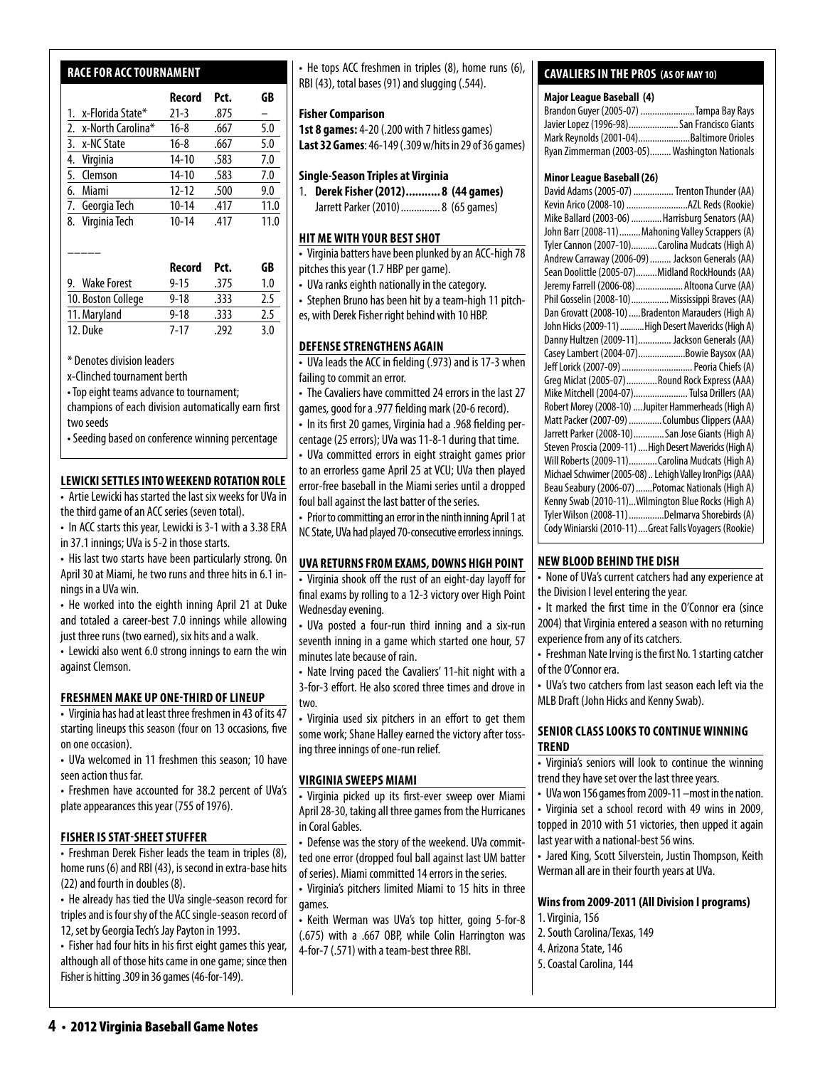## RACE FOR ACC TOURNAMENT

| | Record | Pct. | GB |
|---|---|---|---|
| 1. x-Florida State* | 21-3 | .875 | – |
| 2. x-North Carolina* | 16-8 | .667 | 5.0 |
| 3. x-NC State | 16-8 | .667 | 5.0 |
| 4. Virginia | 14-10 | .583 | 7.0 |
| 5. Clemson | 14-10 | .583 | 7.0 |
| 6. Miami | 12-12 | .500 | 9.0 |
| 7. Georgia Tech | 10-14 | .417 | 11.0 |
| 8. Virginia Tech | 10-14 | .417 | 11.0 |

_____

| | Record | Pct. | GB |
|---|---|---|---|
| 9. Wake Forest | 9-15 | .375 | 1.0 |
| 10. Boston College | 9-18 | .333 | 2.5 |
| 11. Maryland | 9-18 | .333 | 2.5 |
| 12. Duke | 7-17 | .292 | 3.0 |

\* Denotes division leaders

x-Clinched tournament berth

• Top eight teams advance to tournament; champions of each division automatically earn first two seeds

• Seeding based on conference winning percentage

## LEWICKI SETTLES INTO WEEKEND ROTATION ROLE

• Artie Lewicki has started the last six weeks for UVa in the third game of an ACC series (seven total).

• In ACC starts this year, Lewicki is 3-1 with a 3.38 ERA in 37.1 innings; UVa is 5-2 in those starts.

• His last two starts have been particularly strong. On April 30 at Miami, he two runs and three hits in 6.1 innings in a UVa win.

• He worked into the eighth inning April 21 at Duke and totaled a career-best 7.0 innings while allowing just three runs (two earned), six hits and a walk.

• Lewicki also went 6.0 strong innings to earn the win against Clemson.

## FRESHMEN MAKE UP ONE-THIRD OF LINEUP

• Virginia has had at least three freshmen in 43 of its 47 starting lineups this season (four on 13 occasions, five on one occasion).

• UVa welcomed in 11 freshmen this season; 10 have seen action thus far.

• Freshmen have accounted for 38.2 percent of UVa's plate appearances this year (755 of 1976).

## FISHER IS STAT-SHEET STUFFER

• Freshman Derek Fisher leads the team in triples (8), home runs (6) and RBI (43), is second in extra-base hits (22) and fourth in doubles (8).

• He already has tied the UVa single-season record for triples and is four shy of the ACC single-season record of 12, set by Georgia Tech's Jay Payton in 1993.

• Fisher had four hits in his first eight games this year, although all of those hits came in one game; since then Fisher is hitting .309 in 36 games (46-for-149).

• He tops ACC freshmen in triples (8), home runs (6), RBI (43), total bases (91) and slugging (.544).

### Fisher Comparison

**1st 8 games:** 4-20 (.200 with 7 hitless games)
**Last 32 Games**: 46-149 (.309 w/hits in 29 of 36 games)

### Single-Season Triples at Virginia

1. **Derek Fisher (2012)........... 8 (44 games)**
   Jarrett Parker (2010)............... 8 (65 games)

## HIT ME WITH YOUR BEST SHOT

• Virginia batters have been plunked by an ACC-high 78 pitches this year (1.7 HBP per game).

• UVa ranks eighth nationally in the category.

• Stephen Bruno has been hit by a team-high 11 pitches, with Derek Fisher right behind with 10 HBP.

## DEFENSE STRENGTHENS AGAIN

• UVa leads the ACC in fielding (.973) and is 17-3 when failing to commit an error.

• The Cavaliers have committed 24 errors in the last 27 games, good for a .977 fielding mark (20-6 record).

• In its first 20 games, Virginia had a .968 fielding percentage (25 errors); UVa was 11-8-1 during that time.

• UVa committed errors in eight straight games prior to an errorless game April 25 at VCU; UVa then played error-free baseball in the Miami series until a dropped foul ball against the last batter of the series.

• Prior to committing an error in the ninth inning April 1 at NC State, UVa had played 70-consecutive errorless innings.

## UVA RETURNS FROM EXAMS, DOWNS HIGH POINT

• Virginia shook off the rust of an eight-day layoff for final exams by rolling to a 12-3 victory over High Point Wednesday evening.

• UVa posted a four-run third inning and a six-run seventh inning in a game which started one hour, 57 minutes late because of rain.

• Nate Irving paced the Cavaliers' 11-hit night with a 3-for-3 effort. He also scored three times and drove in two.

• Virginia used six pitchers in an effort to get them some work; Shane Halley earned the victory after tossing three innings of one-run relief.

## VIRGINIA SWEEPS MIAMI

• Virginia picked up its first-ever sweep over Miami April 28-30, taking all three games from the Hurricanes in Coral Gables.

• Defense was the story of the weekend. UVa committed one error (dropped foul ball against last UM batter of series). Miami committed 14 errors in the series.

• Virginia's pitchers limited Miami to 15 hits in three games.

• Keith Werman was UVa's top hitter, going 5-for-8 (.675) with a .667 OBP, while Colin Harrington was 4-for-7 (.571) with a team-best three RBI.

## CAVALIERS IN THE PROS (AS OF MAY 10)

### Major League Baseball (4)

Brandon Guyer (2005-07) ....................... Tampa Bay Rays
Javier Lopez (1996-98)..................... San Francisco Giants
Mark Reynolds (2001-04)...................... Baltimore Orioles
Ryan Zimmerman (2003-05)......... Washington Nationals

### Minor League Baseball (26)

David Adams (2005-07) ................. Trenton Thunder (AA)
Kevin Arico (2008-10) .......................... AZL Reds (Rookie)
Mike Ballard (2003-06) ............. Harrisburg Senators (AA)
John Barr (2008-11) ......... Mahoning Valley Scrappers (A)
Tyler Cannon (2007-10)........... Carolina Mudcats (High A)
Andrew Carraway (2006-09) ......... Jackson Generals (AA)
Sean Doolittle (2005-07)......... Midland RockHounds (AA)
Jeremy Farrell (2006-08) .................... Altoona Curve (AA)
Phil Gosselin (2008-10)................ Mississippi Braves (AA)
Dan Grovatt (2008-10) ..... Bradenton Marauders (High A)
John Hicks (2009-11) ........... High Desert Mavericks (High A)
Danny Hultzen (2009-11).............. Jackson Generals (AA)
Casey Lambert (2004-07).................... Bowie Baysox (AA)
Jeff Lorick (2007-09) ............................. Peoria Chiefs (A)
Greg Miclat (2005-07) ............. Round Rock Express (AAA)
Mike Mitchell (2004-07)....................... Tulsa Drillers (AA)
Robert Morey (2008-10) .... Jupiter Hammerheads (High A)
Matt Packer (2007-09) .............. Columbus Clippers (AAA)
Jarrett Parker (2008-10)............. San Jose Giants (High A)
Steven Proscia (2009-11) .... High Desert Mavericks (High A)
Will Roberts (2009-11)............ Carolina Mudcats (High A)
Michael Schwimer (2005-08) .. Lehigh Valley IronPigs (AAA)
Beau Seabury (2006-07) ....... Potomac Nationals (High A)
Kenny Swab (2010-11)... Wilmington Blue Rocks (High A)
Tyler Wilson (2008-11)............... Delmarva Shorebirds (A)
Cody Winiarski (2010-11).... Great Falls Voyagers (Rookie)

## NEW BLOOD BEHIND THE DISH

• None of UVa's current catchers had any experience at the Division I level entering the year.

• It marked the first time in the O'Connor era (since 2004) that Virginia entered a season with no returning experience from any of its catchers.

• Freshman Nate Irving is the first No. 1 starting catcher of the O'Connor era.

• UVa's two catchers from last season each left via the MLB Draft (John Hicks and Kenny Swab).

## SENIOR CLASS LOOKS TO CONTINUE WINNING TREND

• Virginia's seniors will look to continue the winning trend they have set over the last three years.

• UVa won 156 games from 2009-11 – most in the nation.

• Virginia set a school record with 49 wins in 2009, topped in 2010 with 51 victories, then upped it again last year with a national-best 56 wins.

• Jared King, Scott Silverstein, Justin Thompson, Keith Werman all are in their fourth years at UVa.

### Wins from 2009-2011 (All Division I programs)

1. Virginia, 156
2. South Carolina/Texas, 149
4. Arizona State, 146
5. Coastal Carolina, 144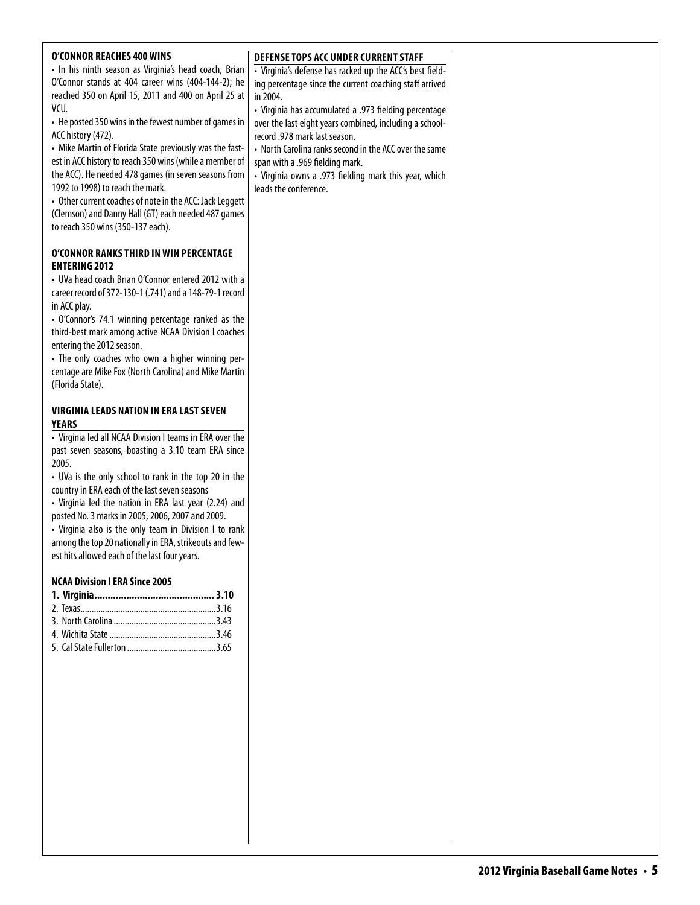## O'CONNOR REACHES 400 WINS

- In his ninth season as Virginia's head coach, Brian O'Connor stands at 404 career wins (404-144-2); he reached 350 on April 15, 2011 and 400 on April 25 at VCU.
- He posted 350 wins in the fewest number of games in ACC history (472).
- Mike Martin of Florida State previously was the fastest in ACC history to reach 350 wins (while a member of the ACC). He needed 478 games (in seven seasons from 1992 to 1998) to reach the mark.
- Other current coaches of note in the ACC: Jack Leggett (Clemson) and Danny Hall (GT) each needed 487 games to reach 350 wins (350-137 each).

## O'CONNOR RANKS THIRD IN WIN PERCENTAGE ENTERING 2012

- UVa head coach Brian O'Connor entered 2012 with a career record of 372-130-1 (.741) and a 148-79-1 record in ACC play.
- O'Connor's 74.1 winning percentage ranked as the third-best mark among active NCAA Division I coaches entering the 2012 season.
- The only coaches who own a higher winning percentage are Mike Fox (North Carolina) and Mike Martin (Florida State).

## VIRGINIA LEADS NATION IN ERA LAST SEVEN YEARS

- Virginia led all NCAA Division I teams in ERA over the past seven seasons, boasting a 3.10 team ERA since 2005.
- UVa is the only school to rank in the top 20 in the country in ERA each of the last seven seasons
- Virginia led the nation in ERA last year (2.24) and posted No. 3 marks in 2005, 2006, 2007 and 2009.
- Virginia also is the only team in Division I to rank among the top 20 nationally in ERA, strikeouts and fewest hits allowed each of the last four years.

### NCAA Division I ERA Since 2005

| Team | ERA |
|---|---|
| **1. Virginia** | **3.10** |
| 2. Texas | 3.16 |
| 3. North Carolina | 3.43 |
| 4. Wichita State | 3.46 |
| 5. Cal State Fullerton | 3.65 |

## DEFENSE TOPS ACC UNDER CURRENT STAFF

- Virginia's defense has racked up the ACC's best fielding percentage since the current coaching staff arrived in 2004.
- Virginia has accumulated a .973 fielding percentage over the last eight years combined, including a school-record .978 mark last season.
- North Carolina ranks second in the ACC over the same span with a .969 fielding mark.
- Virginia owns a .973 fielding mark this year, which leads the conference.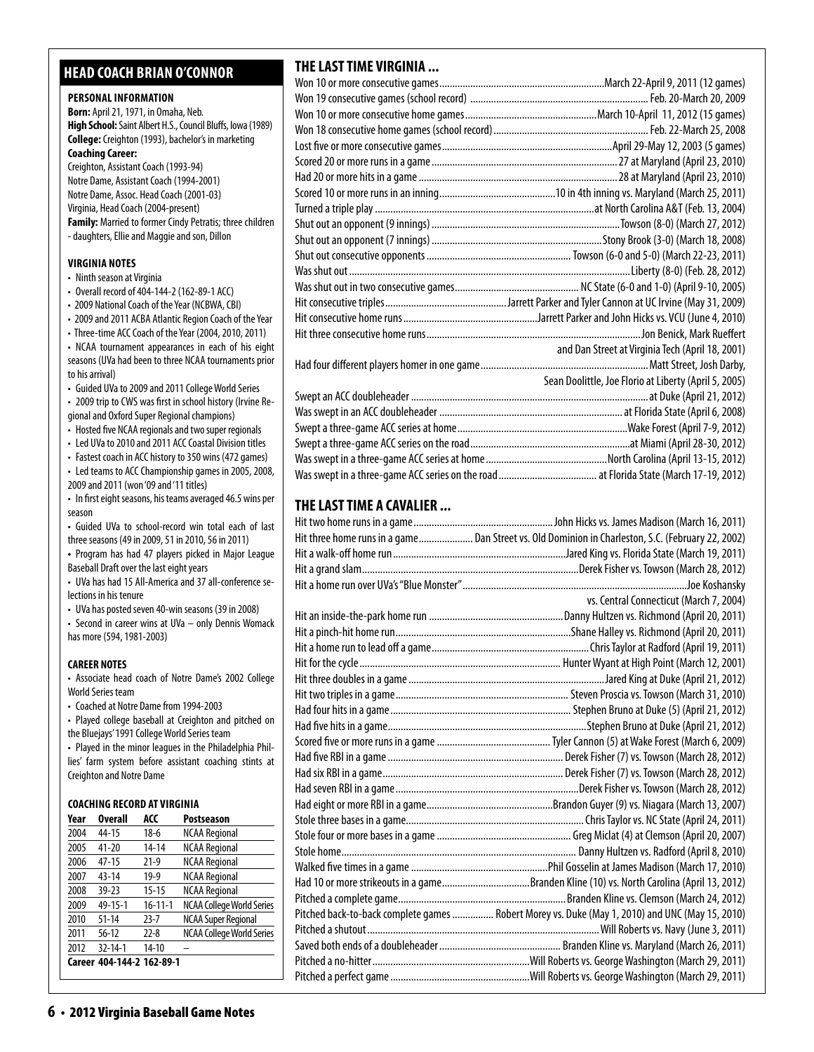## HEAD COACH BRIAN O'CONNOR

### PERSONAL INFORMATION

**Born:** April 21, 1971, in Omaha, Neb.
**High School:** Saint Albert H.S., Council Bluffs, Iowa (1989)
**College:** Creighton (1993), bachelor's in marketing
**Coaching Career:**
Creighton, Assistant Coach (1993-94)
Notre Dame, Assistant Coach (1994-2001)
Notre Dame, Assoc. Head Coach (2001-03)
Virginia, Head Coach (2004-present)
**Family:** Married to former Cindy Petratis; three children - daughters, Ellie and Maggie and son, Dillon

### VIRGINIA NOTES

- Ninth season at Virginia
- Overall record of 404-144-2 (162-89-1 ACC)
- 2009 National Coach of the Year (NCBWA, CBI)
- 2009 and 2011 ACBA Atlantic Region Coach of the Year
- Three-time ACC Coach of the Year (2004, 2010, 2011)
- NCAA tournament appearances in each of his eight seasons (UVa had been to three NCAA tournaments prior to his arrival)
- Guided UVa to 2009 and 2011 College World Series
- 2009 trip to CWS was first in school history (Irvine Regional and Oxford Super Regional champions)
- Hosted five NCAA regionals and two super regionals
- Led UVa to 2010 and 2011 ACC Coastal Division titles
- Fastest coach in ACC history to 350 wins (472 games)
- Led teams to ACC Championship games in 2005, 2008, 2009 and 2011 (won '09 and '11 titles)
- In first eight seasons, his teams averaged 46.5 wins per season
- Guided UVa to school-record win total each of last three seasons (49 in 2009, 51 in 2010, 56 in 2011)
- Program has had 47 players picked in Major League Baseball Draft over the last eight years
- UVa has had 15 All-America and 37 all-conference selections in his tenure
- UVa has posted seven 40-win seasons (39 in 2008)
- Second in career wins at UVa – only Dennis Womack has more (594, 1981-2003)

### CAREER NOTES

- Associate head coach of Notre Dame's 2002 College World Series team
- Coached at Notre Dame from 1994-2003
- Played college baseball at Creighton and pitched on the Bluejays' 1991 College World Series team
- Played in the minor leagues in the Philadelphia Phillies' farm system before assistant coaching stints at Creighton and Notre Dame

### COACHING RECORD AT VIRGINIA

| Year | Overall | ACC | Postseason |
|---|---|---|---|
| 2004 | 44-15 | 18-6 | NCAA Regional |
| 2005 | 41-20 | 14-14 | NCAA Regional |
| 2006 | 47-15 | 21-9 | NCAA Regional |
| 2007 | 43-14 | 19-9 | NCAA Regional |
| 2008 | 39-23 | 15-15 | NCAA Regional |
| 2009 | 49-15-1 | 16-11-1 | NCAA College World Series |
| 2010 | 51-14 | 23-7 | NCAA Super Regional |
| 2011 | 56-12 | 22-8 | NCAA College World Series |
| 2012 | 32-14-1 | 14-10 | – |
| Career | 404-144-2 | 162-89-1 | |

## THE LAST TIME VIRGINIA ...

| | |
|---|---|
| Won 10 or more consecutive games | March 22-April 9, 2011 (12 games) |
| Won 19 consecutive games (school record) | Feb. 20-March 20, 2009 |
| Won 10 or more consecutive home games | March 10-April 11, 2012 (15 games) |
| Won 18 consecutive home games (school record) | Feb. 22-March 25, 2008 |
| Lost five or more consecutive games | April 29-May 12, 2003 (5 games) |
| Scored 20 or more runs in a game | 27 at Maryland (April 23, 2010) |
| Had 20 or more hits in a game | 28 at Maryland (April 23, 2010) |
| Scored 10 or more runs in an inning | 10 in 4th inning vs. Maryland (March 25, 2011) |
| Turned a triple play | at North Carolina A&T (Feb. 13, 2004) |
| Shut out an opponent (9 innings) | Towson (8-0) (March 27, 2012) |
| Shut out an opponent (7 innings) | Stony Brook (3-0) (March 18, 2008) |
| Shut out consecutive opponents | Towson (6-0 and 5-0) (March 22-23, 2011) |
| Was shut out | Liberty (8-0) (Feb. 28, 2012) |
| Was shut out in two consecutive games | NC State (6-0 and 1-0) (April 9-10, 2005) |
| Hit consecutive triples | Jarrett Parker and Tyler Cannon at UC Irvine (May 31, 2009) |
| Hit consecutive home runs | Jarrett Parker and John Hicks vs. VCU (June 4, 2010) |
| Hit three consecutive home runs | Jon Benick, Mark Rueffert and Dan Street at Virginia Tech (April 18, 2001) |
| Had four different players homer in one game | Matt Street, Josh Darby, Sean Doolittle, Joe Florio at Liberty (April 5, 2005) |
| Swept an ACC doubleheader | at Duke (April 21, 2012) |
| Was swept in an ACC doubleheader | at Florida State (April 6, 2008) |
| Swept a three-game ACC series at home | Wake Forest (April 7-9, 2012) |
| Swept a three-game ACC series on the road | at Miami (April 28-30, 2012) |
| Was swept in a three-game ACC series at home | North Carolina (April 13-15, 2012) |
| Was swept in a three-game ACC series on the road | at Florida State (March 17-19, 2012) |

## THE LAST TIME A CAVALIER ...

| | |
|---|---|
| Hit two home runs in a game | John Hicks vs. James Madison (March 16, 2011) |
| Hit three home runs in a game | Dan Street vs. Old Dominion in Charleston, S.C. (February 22, 2002) |
| Hit a walk-off home run | Jared King vs. Florida State (May 19, 2011) |
| Hit a grand slam | Derek Fisher vs. Towson (March 28, 2012) |
| Hit a home run over UVa's "Blue Monster" | Joe Koshansky vs. Central Connecticut (March 7, 2004) |
| Hit an inside-the-park home run | Danny Hultzen vs. Richmond (April 20, 2011) |
| Hit a pinch-hit home run | Shane Halley vs. Richmond (April 20, 2011) |
| Hit a home run to lead off a game | Chris Taylor at Radford (April 19, 2011) |
| Hit for the cycle | Hunter Wyant at High Point (March 12, 2001) |
| Hit three doubles in a game | Jared King at Duke (April 21, 2012) |
| Hit two triples in a game | Steven Proscia vs. Towson (March 31, 2010) |
| Had four hits in a game | Stephen Bruno at Duke (5) (April 21, 2012) |
| Had five hits in a game | Stephen Bruno at Duke (April 21, 2012) |
| Scored five or more runs in a game | Tyler Cannon (5) at Wake Forest (March 6, 2009) |
| Had five RBI in a game | Derek Fisher (7) vs. Towson (March 28, 2012) |
| Had six RBI in a game | Derek Fisher (7) vs. Towson (March 28, 2012) |
| Had seven RBI in a game | Derek Fisher vs. Towson (March 28, 2012) |
| Had eight or more RBI in a game | Brandon Guyer (9) vs. Niagara (March 13, 2007) |
| Stole three bases in a game | Chris Taylor vs. NC State (April 24, 2011) |
| Stole four or more bases in a game | Greg Miclat (4) at Clemson (April 20, 2007) |
| Stole home | Danny Hultzen vs. Radford (April 8, 2010) |
| Walked five times in a game | Phil Gosselin at James Madison (March 17, 2010) |
| Had 10 or more strikeouts in a game | Branden Kline (10) vs. North Carolina (April 13, 2012) |
| Pitched a complete game | Branden Kline vs. Clemson (March 24, 2012) |
| Pitched back-to-back complete games | Robert Morey vs. Duke (May 1, 2010) and UNC (May 15, 2010) |
| Pitched a shutout | Will Roberts vs. Navy (June 3, 2011) |
| Saved both ends of a doubleheader | Branden Kline vs. Maryland (March 26, 2011) |
| Pitched a no-hitter | Will Roberts vs. George Washington (March 29, 2011) |
| Pitched a perfect game | Will Roberts vs. George Washington (March 29, 2011) |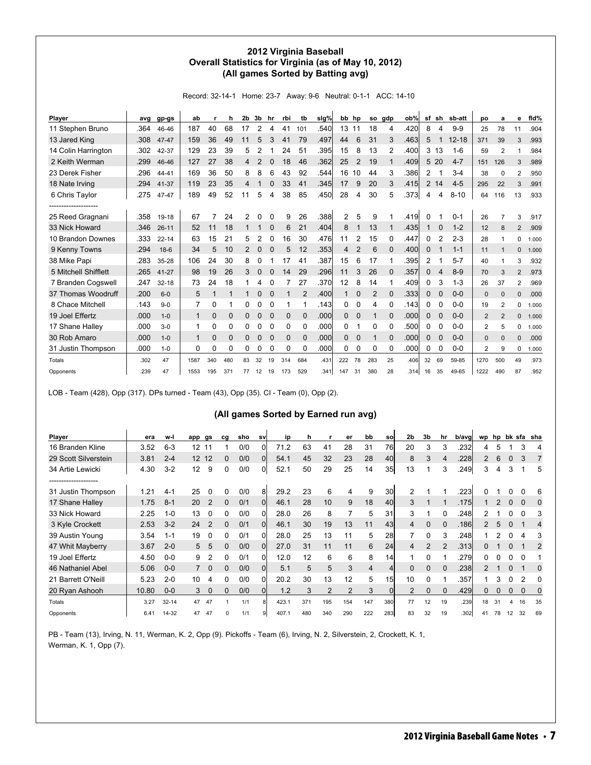## 2012 Virginia Baseball
## Overall Statistics for Virginia (as of May 10, 2012)
## (All games Sorted by Batting avg)

Record: 32-14-1 Home: 23-7 Away: 9-6 Neutral: 0-1-1 ACC: 14-10

| Player | avg | gp-gs | ab | r | h | 2b | 3b | hr | rbi | tb | slg% | bb | hp | so | gdp | ob% | sf | sh | sb-att | po | a | e | fld% |
|---|---|---|---|---|---|---|---|---|---|---|---|---|---|---|---|---|---|---|---|---|---|---|---|
| 11 Stephen Bruno | .364 | 46-46 | 187 | 40 | 68 | 17 | 2 | 4 | 41 | 101 | .540 | 13 | 11 | 18 | 4 | .420 | 8 | 4 | 9-9 | 25 | 78 | 11 | .904 |
| 13 Jared King | .308 | 47-47 | 159 | 36 | 49 | 11 | 5 | 3 | 41 | 79 | .497 | 44 | 6 | 31 | 3 | .463 | 5 | 1 | 12-18 | 371 | 39 | 3 | .993 |
| 14 Colin Harrington | .302 | 42-37 | 129 | 23 | 39 | 5 | 2 | 1 | 24 | 51 | .395 | 15 | 8 | 13 | 2 | .400 | 3 | 13 | 1-6 | 59 | 2 | 1 | .984 |
| 2 Keith Werman | .299 | 46-46 | 127 | 27 | 38 | 4 | 2 | 0 | 18 | 46 | .362 | 25 | 2 | 19 | 1 | .409 | 5 | 20 | 4-7 | 151 | 126 | 3 | .989 |
| 23 Derek Fisher | .296 | 44-41 | 169 | 36 | 50 | 8 | 8 | 6 | 43 | 92 | .544 | 16 | 10 | 44 | 3 | .386 | 2 | 1 | 3-4 | 38 | 0 | 2 | .950 |
| 18 Nate Irving | .294 | 41-37 | 119 | 23 | 35 | 4 | 1 | 0 | 33 | 41 | .345 | 17 | 9 | 20 | 3 | .415 | 2 | 14 | 4-5 | 295 | 22 | 3 | .991 |
| 6 Chris Taylor | .275 | 47-47 | 189 | 49 | 52 | 11 | 5 | 4 | 38 | 85 | .450 | 28 | 4 | 30 | 5 | .373 | 4 | 4 | 8-10 | 64 | 116 | 13 | .933 |
| -------------------- | | | | | | | | | | | | | | | | | | | | | | | |
| 25 Reed Gragnani | .358 | 19-18 | 67 | 7 | 24 | 2 | 0 | 0 | 9 | 26 | .388 | 2 | 5 | 9 | 1 | .419 | 0 | 1 | 0-1 | 26 | 7 | 3 | .917 |
| 33 Nick Howard | .346 | 26-11 | 52 | 11 | 18 | 1 | 1 | 0 | 6 | 21 | .404 | 8 | 1 | 13 | 1 | .435 | 1 | 0 | 1-2 | 12 | 8 | 2 | .909 |
| 10 Brandon Downes | .333 | 22-14 | 63 | 15 | 21 | 5 | 2 | 0 | 16 | 30 | .476 | 11 | 2 | 15 | 0 | .447 | 0 | 2 | 2-3 | 28 | 1 | 0 | 1.000 |
| 9 Kenny Towns | .294 | 18-6 | 34 | 5 | 10 | 2 | 0 | 0 | 5 | 12 | .353 | 4 | 2 | 6 | 0 | .400 | 0 | 1 | 1-1 | 11 | 1 | 0 | 1.000 |
| 38 Mike Papi | .283 | 35-28 | 106 | 24 | 30 | 8 | 0 | 1 | 17 | 41 | .387 | 15 | 6 | 17 | 1 | .395 | 2 | 1 | 5-7 | 40 | 1 | 3 | .932 |
| 5 Mitchell Shifflett | .265 | 41-27 | 98 | 19 | 26 | 3 | 0 | 0 | 14 | 29 | .296 | 11 | 3 | 26 | 0 | .357 | 0 | 4 | 8-9 | 70 | 3 | 2 | .973 |
| 7 Branden Cogswell | .247 | 32-18 | 73 | 24 | 18 | 1 | 4 | 0 | 7 | 27 | .370 | 12 | 8 | 14 | 1 | .409 | 0 | 3 | 1-3 | 26 | 37 | 2 | .969 |
| 37 Thomas Woodruff | .200 | 6-0 | 5 | 1 | 1 | 1 | 0 | 0 | 1 | 2 | .400 | 1 | 0 | 2 | 0 | .333 | 0 | 0 | 0-0 | 0 | 0 | 0 | .000 |
| 8 Chace Mitchell | .143 | 9-0 | 7 | 0 | 1 | 0 | 0 | 0 | 1 | 1 | .143 | 0 | 0 | 4 | 0 | .143 | 0 | 0 | 0-0 | 19 | 2 | 0 | 1.000 |
| 19 Joel Effertz | .000 | 1-0 | 1 | 0 | 0 | 0 | 0 | 0 | 0 | 0 | .000 | 0 | 0 | 1 | 0 | .000 | 0 | 0 | 0-0 | 2 | 2 | 0 | 1.000 |
| 17 Shane Halley | .000 | 3-0 | 1 | 0 | 0 | 0 | 0 | 0 | 0 | 0 | .000 | 0 | 1 | 0 | 0 | .500 | 0 | 0 | 0-0 | 2 | 5 | 0 | 1.000 |
| 30 Rob Amaro | .000 | 1-0 | 1 | 0 | 0 | 0 | 0 | 0 | 0 | 0 | .000 | 0 | 0 | 1 | 0 | .000 | 0 | 0 | 0-0 | 0 | 0 | 0 | .000 |
| 31 Justin Thompson | .000 | 1-0 | 0 | 0 | 0 | 0 | 0 | 0 | 0 | 0 | .000 | 0 | 0 | 0 | 0 | .000 | 0 | 0 | 0-0 | 2 | 9 | 0 | 1.000 |
| Totals | .302 | 47 | 1587 | 340 | 480 | 83 | 32 | 19 | 314 | 684 | .431 | 222 | 78 | 283 | 25 | .406 | 32 | 69 | 59-85 | 1270 | 500 | 49 | .973 |
| Opponents | .239 | 47 | 1553 | 195 | 371 | 77 | 12 | 19 | 173 | 529 | .341 | 147 | 31 | 380 | 28 | .314 | 16 | 35 | 49-65 | 1222 | 490 | 87 | .952 |

LOB - Team (428), Opp (317). DPs turned - Team (43), Opp (35). CI - Team (0), Opp (2).

## (All games Sorted by Earned run avg)

| Player | era | w-l | app | gs | cg | sho | sv | ip | h | r | er | bb | so | 2b | 3b | hr | b/avg | wp | hp | bk | sfa | sha |
|---|---|---|---|---|---|---|---|---|---|---|---|---|---|---|---|---|---|---|---|---|---|---|
| 16 Branden Kline | 3.52 | 6-3 | 12 | 11 | 1 | 0/0 | 0 | 71.2 | 63 | 41 | 28 | 31 | 76 | 20 | 3 | 3 | .232 | 4 | 5 | 1 | 3 | 4 |
| 29 Scott Silverstein | 3.81 | 2-4 | 12 | 12 | 0 | 0/0 | 0 | 54.1 | 45 | 32 | 23 | 28 | 40 | 8 | 3 | 4 | .228 | 2 | 6 | 0 | 3 | 7 |
| 34 Artie Lewicki | 4.30 | 3-2 | 12 | 9 | 0 | 0/0 | 0 | 52.1 | 50 | 29 | 25 | 14 | 35 | 13 | 1 | 3 | .249 | 3 | 4 | 3 | 1 | 5 |
| -------------------- | | | | | | | | | | | | | | | | | | | | | | |
| 31 Justin Thompson | 1.21 | 4-1 | 25 | 0 | 0 | 0/0 | 8 | 29.2 | 23 | 6 | 4 | 9 | 30 | 2 | 1 | 1 | .223 | 0 | 1 | 0 | 0 | 6 |
| 17 Shane Halley | 1.75 | 8-1 | 20 | 2 | 0 | 0/1 | 0 | 46.1 | 28 | 10 | 9 | 18 | 40 | 3 | 1 | 1 | .175 | 1 | 2 | 0 | 0 | 0 |
| 33 Nick Howard | 2.25 | 1-0 | 13 | 0 | 0 | 0/0 | 0 | 28.0 | 26 | 8 | 7 | 5 | 31 | 3 | 1 | 0 | .248 | 2 | 1 | 0 | 0 | 3 |
| 3 Kyle Crockett | 2.53 | 3-2 | 24 | 2 | 0 | 0/1 | 0 | 46.1 | 30 | 19 | 13 | 11 | 43 | 4 | 0 | 0 | .186 | 2 | 5 | 0 | 1 | 4 |
| 39 Austin Young | 3.54 | 1-1 | 19 | 0 | 0 | 0/1 | 0 | 28.0 | 25 | 13 | 11 | 5 | 28 | 7 | 0 | 3 | .248 | 1 | 2 | 0 | 4 | 3 |
| 47 Whit Mayberry | 3.67 | 2-0 | 5 | 5 | 0 | 0/0 | 0 | 27.0 | 31 | 11 | 11 | 6 | 24 | 4 | 2 | 2 | .313 | 0 | 1 | 0 | 1 | 2 |
| 19 Joel Effertz | 4.50 | 0-0 | 9 | 2 | 0 | 0/1 | 0 | 12.0 | 12 | 6 | 6 | 8 | 14 | 1 | 0 | 1 | .279 | 0 | 0 | 0 | 0 | 1 |
| 46 Nathaniel Abel | 5.06 | 0-0 | 7 | 0 | 0 | 0/0 | 0 | 5.1 | 5 | 5 | 3 | 4 | 4 | 0 | 0 | 0 | .238 | 2 | 1 | 0 | 1 | 0 |
| 21 Barrett O'Neill | 5.23 | 2-0 | 10 | 4 | 0 | 0/0 | 0 | 20.2 | 30 | 13 | 12 | 5 | 15 | 10 | 0 | 1 | .357 | 1 | 3 | 0 | 2 | 0 |
| 20 Ryan Ashooh | 10.80 | 0-0 | 3 | 0 | 0 | 0/0 | 0 | 1.2 | 3 | 2 | 2 | 3 | 0 | 2 | 0 | 0 | .429 | 0 | 0 | 0 | 0 | 0 |
| Totals | 3.27 | 32-14 | 47 | 47 | 1 | 1/1 | 8 | 423.1 | 371 | 195 | 154 | 147 | 380 | 77 | 12 | 19 | .239 | 18 | 31 | 4 | 16 | 35 |
| Opponents | 6.41 | 14-32 | 47 | 47 | 0 | 1/1 | 9 | 407.1 | 480 | 340 | 290 | 222 | 283 | 83 | 32 | 19 | .302 | 41 | 78 | 12 | 32 | 69 |

PB - Team (13), Irving, N. 11, Werman, K. 2, Opp (9). Pickoffs - Team (6), Irving, N. 2, Silverstein, 2, Crockett, K. 1, Werman, K. 1, Opp (7).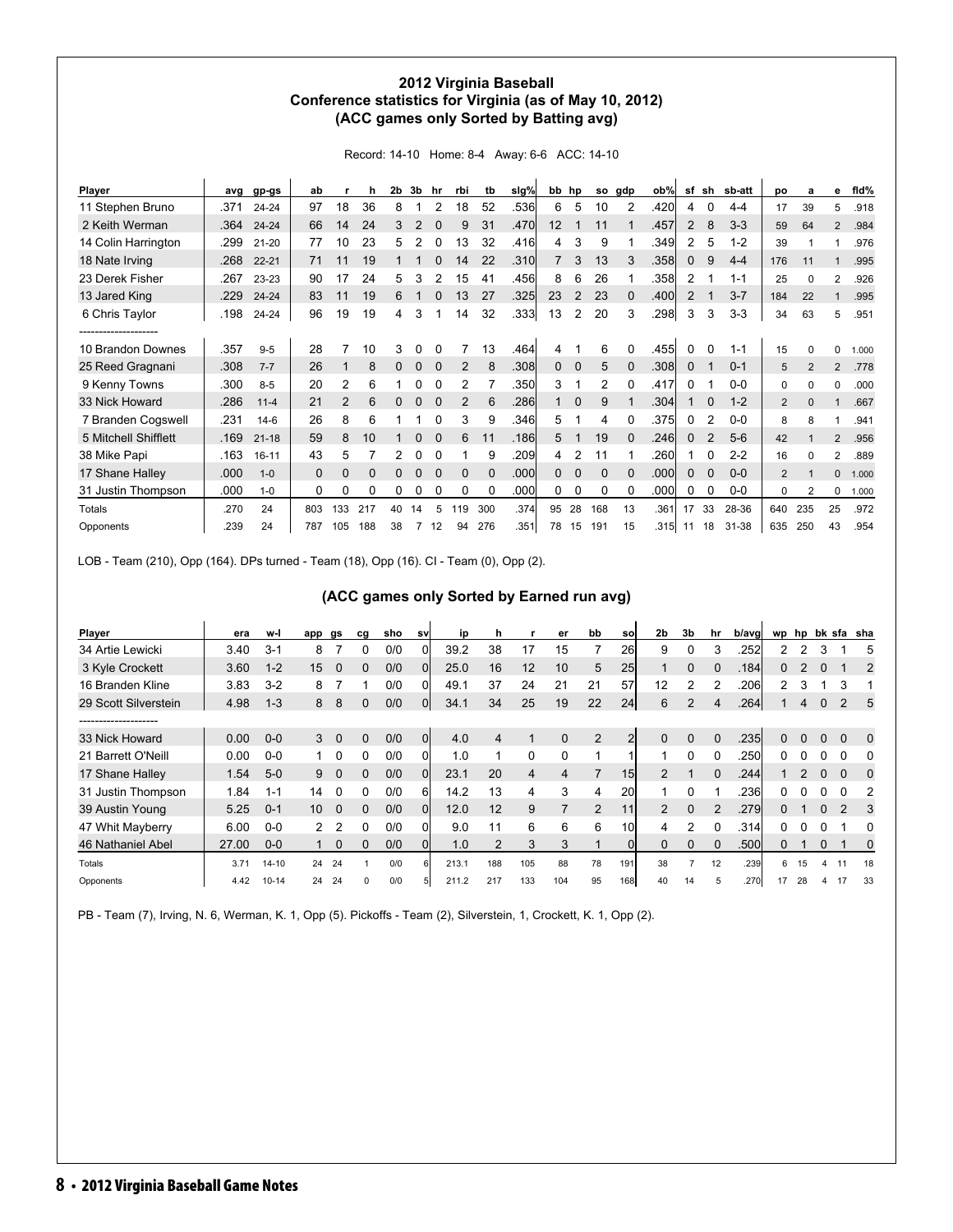## 2012 Virginia Baseball
### Conference statistics for Virginia (as of May 10, 2012)
### (ACC games only Sorted by Batting avg)

Record: 14-10 Home: 8-4 Away: 6-6 ACC: 14-10

| Player | avg | gp-gs | ab | r | h | 2b | 3b | hr | rbi | tb | slg% | bb | hp | so | gdp | ob% | sf | sh | sb-att | po | a | e | fld% |
|---|---|---|---|---|---|---|---|---|---|---|---|---|---|---|---|---|---|---|---|---|---|---|---|
| 11 Stephen Bruno | .371 | 24-24 | 97 | 18 | 36 | 8 | 1 | 2 | 18 | 52 | .536 | 6 | 5 | 10 | 2 | .420 | 4 | 0 | 4-4 | 17 | 39 | 5 | .918 |
| 2 Keith Werman | .364 | 24-24 | 66 | 14 | 24 | 3 | 2 | 0 | 9 | 31 | .470 | 12 | 1 | 11 | 1 | .457 | 2 | 8 | 3-3 | 59 | 64 | 2 | .984 |
| 14 Colin Harrington | .299 | 21-20 | 77 | 10 | 23 | 5 | 2 | 0 | 13 | 32 | .416 | 4 | 3 | 9 | 1 | .349 | 2 | 5 | 1-2 | 39 | 1 | 1 | .976 |
| 18 Nate Irving | .268 | 22-21 | 71 | 11 | 19 | 1 | 1 | 0 | 14 | 22 | .310 | 7 | 3 | 13 | 3 | .358 | 0 | 9 | 4-4 | 176 | 11 | 1 | .995 |
| 23 Derek Fisher | .267 | 23-23 | 90 | 17 | 24 | 5 | 3 | 2 | 15 | 41 | .456 | 8 | 6 | 26 | 1 | .358 | 2 | 1 | 1-1 | 25 | 0 | 2 | .926 |
| 13 Jared King | .229 | 24-24 | 83 | 11 | 19 | 6 | 1 | 0 | 13 | 27 | .325 | 23 | 2 | 23 | 0 | .400 | 2 | 1 | 3-7 | 184 | 22 | 1 | .995 |
| 6 Chris Taylor | .198 | 24-24 | 96 | 19 | 19 | 4 | 3 | 1 | 14 | 32 | .333 | 13 | 2 | 20 | 3 | .298 | 3 | 3 | 3-3 | 34 | 63 | 5 | .951 |
| -------------------- | | | | | | | | | | | | | | | | | | | | | | | |
| 10 Brandon Downes | .357 | 9-5 | 28 | 7 | 10 | 3 | 0 | 0 | 7 | 13 | .464 | 4 | 1 | 6 | 0 | .455 | 0 | 0 | 1-1 | 15 | 0 | 0 | 1.000 |
| 25 Reed Gragnani | .308 | 7-7 | 26 | 1 | 8 | 0 | 0 | 0 | 2 | 8 | .308 | 0 | 0 | 5 | 0 | .308 | 0 | 1 | 0-1 | 5 | 2 | 2 | .778 |
| 9 Kenny Towns | .300 | 8-5 | 20 | 2 | 6 | 1 | 0 | 0 | 2 | 7 | .350 | 3 | 1 | 2 | 0 | .417 | 0 | 1 | 0-0 | 0 | 0 | 0 | .000 |
| 33 Nick Howard | .286 | 11-4 | 21 | 2 | 6 | 0 | 0 | 0 | 2 | 6 | .286 | 1 | 0 | 9 | 1 | .304 | 1 | 0 | 1-2 | 2 | 0 | 1 | .667 |
| 7 Branden Cogswell | .231 | 14-6 | 26 | 8 | 6 | 1 | 1 | 0 | 3 | 9 | .346 | 5 | 1 | 4 | 0 | .375 | 0 | 2 | 0-0 | 8 | 8 | 1 | .941 |
| 5 Mitchell Shifflett | .169 | 21-18 | 59 | 8 | 10 | 1 | 0 | 0 | 6 | 11 | .186 | 5 | 1 | 19 | 0 | .246 | 0 | 2 | 5-6 | 42 | 1 | 2 | .956 |
| 38 Mike Papi | .163 | 16-11 | 43 | 5 | 7 | 2 | 0 | 0 | 1 | 9 | .209 | 4 | 2 | 11 | 1 | .260 | 1 | 0 | 2-2 | 16 | 0 | 2 | .889 |
| 17 Shane Halley | .000 | 1-0 | 0 | 0 | 0 | 0 | 0 | 0 | 0 | 0 | .000 | 0 | 0 | 0 | 0 | .000 | 0 | 0 | 0-0 | 2 | 1 | 0 | 1.000 |
| 31 Justin Thompson | .000 | 1-0 | 0 | 0 | 0 | 0 | 0 | 0 | 0 | 0 | .000 | 0 | 0 | 0 | 0 | .000 | 0 | 0 | 0-0 | 0 | 2 | 0 | 1.000 |
| Totals | .270 | 24 | 803 | 133 | 217 | 40 | 14 | 5 | 119 | 300 | .374 | 95 | 28 | 168 | 13 | .361 | 17 | 33 | 28-36 | 640 | 235 | 25 | .972 |
| Opponents | .239 | 24 | 787 | 105 | 188 | 38 | 7 | 12 | 94 | 276 | .351 | 78 | 15 | 191 | 15 | .315 | 11 | 18 | 31-38 | 635 | 250 | 43 | .954 |

LOB - Team (210), Opp (164). DPs turned - Team (18), Opp (16). CI - Team (0), Opp (2).

### (ACC games only Sorted by Earned run avg)

| Player | era | w-l | app | gs | cg | sho | sv | ip | h | r | er | bb | so | 2b | 3b | hr | b/avg | wp | hp | bk | sfa | sha |
|---|---|---|---|---|---|---|---|---|---|---|---|---|---|---|---|---|---|---|---|---|---|---|
| 34 Artie Lewicki | 3.40 | 3-1 | 8 | 7 | 0 | 0/0 | 0 | 39.2 | 38 | 17 | 15 | 7 | 26 | 9 | 0 | 3 | .252 | 2 | 2 | 3 | 1 | 5 |
| 3 Kyle Crockett | 3.60 | 1-2 | 15 | 0 | 0 | 0/0 | 0 | 25.0 | 16 | 12 | 10 | 5 | 25 | 1 | 0 | 0 | .184 | 0 | 2 | 0 | 1 | 2 |
| 16 Branden Kline | 3.83 | 3-2 | 8 | 7 | 1 | 0/0 | 0 | 49.1 | 37 | 24 | 21 | 21 | 57 | 12 | 2 | 2 | .206 | 2 | 3 | 1 | 3 | 1 |
| 29 Scott Silverstein | 4.98 | 1-3 | 8 | 8 | 0 | 0/0 | 0 | 34.1 | 34 | 25 | 19 | 22 | 24 | 6 | 2 | 4 | .264 | 1 | 4 | 0 | 2 | 5 |
| -------------------- | | | | | | | | | | | | | | | | | | | | | | |
| 33 Nick Howard | 0.00 | 0-0 | 3 | 0 | 0 | 0/0 | 0 | 4.0 | 4 | 1 | 0 | 2 | 2 | 0 | 0 | 0 | .235 | 0 | 0 | 0 | 0 | 0 |
| 21 Barrett O'Neill | 0.00 | 0-0 | 1 | 0 | 0 | 0/0 | 0 | 1.0 | 1 | 0 | 0 | 1 | 1 | 1 | 0 | 0 | .250 | 0 | 0 | 0 | 0 | 0 |
| 17 Shane Halley | 1.54 | 5-0 | 9 | 0 | 0 | 0/0 | 0 | 23.1 | 20 | 4 | 4 | 7 | 15 | 2 | 1 | 0 | .244 | 1 | 2 | 0 | 0 | 0 |
| 31 Justin Thompson | 1.84 | 1-1 | 14 | 0 | 0 | 0/0 | 6 | 14.2 | 13 | 4 | 3 | 4 | 20 | 1 | 0 | 1 | .236 | 0 | 0 | 0 | 0 | 2 |
| 39 Austin Young | 5.25 | 0-1 | 10 | 0 | 0 | 0/0 | 0 | 12.0 | 12 | 9 | 7 | 2 | 11 | 2 | 0 | 2 | .279 | 0 | 1 | 0 | 2 | 3 |
| 47 Whit Mayberry | 6.00 | 0-0 | 2 | 2 | 0 | 0/0 | 0 | 9.0 | 11 | 6 | 6 | 6 | 10 | 4 | 2 | 0 | .314 | 0 | 0 | 0 | 1 | 0 |
| 46 Nathaniel Abel | 27.00 | 0-0 | 1 | 0 | 0 | 0/0 | 0 | 1.0 | 2 | 3 | 3 | 1 | 0 | 0 | 0 | 0 | .500 | 0 | 1 | 0 | 1 | 0 |
| Totals | 3.71 | 14-10 | 24 | 24 | 1 | 0/0 | 6 | 213.1 | 188 | 105 | 88 | 78 | 191 | 38 | 7 | 12 | .239 | 6 | 15 | 4 | 11 | 18 |
| Opponents | 4.42 | 10-14 | 24 | 24 | 0 | 0/0 | 5 | 211.2 | 217 | 133 | 104 | 95 | 168 | 40 | 14 | 5 | .270 | 17 | 28 | 4 | 17 | 33 |

PB - Team (7), Irving, N. 6, Werman, K. 1, Opp (5). Pickoffs - Team (2), Silverstein, 1, Crockett, K. 1, Opp (2).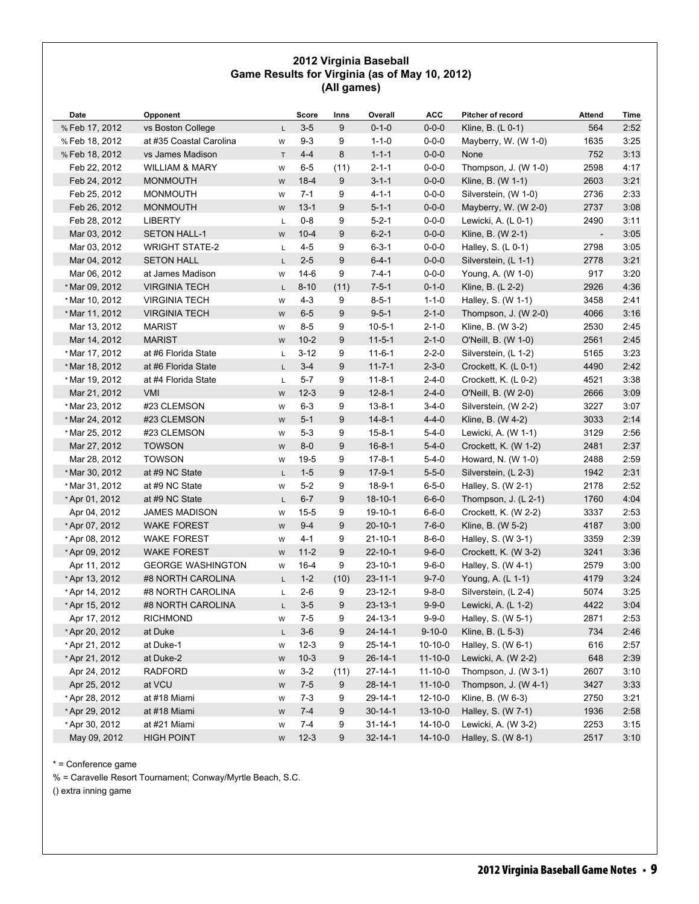## 2012 Virginia Baseball
## Game Results for Virginia (as of May 10, 2012)
## (All games)

| Date | Opponent | | Score | Inns | Overall | ACC | Pitcher of record | Attend | Time |
|---|---|---|---|---|---|---|---|---|---|
| % Feb 17, 2012 | vs Boston College | L | 3-5 | 9 | 0-1-0 | 0-0-0 | Kline, B. (L 0-1) | 564 | 2:52 |
| % Feb 18, 2012 | at #35 Coastal Carolina | W | 9-3 | 9 | 1-1-0 | 0-0-0 | Mayberry, W. (W 1-0) | 1635 | 3:25 |
| % Feb 18, 2012 | vs James Madison | T | 4-4 | 8 | 1-1-1 | 0-0-0 | None | 752 | 3:13 |
| Feb 22, 2012 | WILLIAM & MARY | W | 6-5 | (11) | 2-1-1 | 0-0-0 | Thompson, J. (W 1-0) | 2598 | 4:17 |
| Feb 24, 2012 | MONMOUTH | W | 18-4 | 9 | 3-1-1 | 0-0-0 | Kline, B. (W 1-1) | 2603 | 3:21 |
| Feb 25, 2012 | MONMOUTH | W | 7-1 | 9 | 4-1-1 | 0-0-0 | Silverstein, (W 1-0) | 2736 | 2:33 |
| Feb 26, 2012 | MONMOUTH | W | 13-1 | 9 | 5-1-1 | 0-0-0 | Mayberry, W. (W 2-0) | 2737 | 3:08 |
| Feb 28, 2012 | LIBERTY | L | 0-8 | 9 | 5-2-1 | 0-0-0 | Lewicki, A. (L 0-1) | 2490 | 3:11 |
| Mar 03, 2012 | SETON HALL-1 | W | 10-4 | 9 | 6-2-1 | 0-0-0 | Kline, B. (W 2-1) | - | 3:05 |
| Mar 03, 2012 | WRIGHT STATE-2 | L | 4-5 | 9 | 6-3-1 | 0-0-0 | Halley, S. (L 0-1) | 2798 | 3:05 |
| Mar 04, 2012 | SETON HALL | L | 2-5 | 9 | 6-4-1 | 0-0-0 | Silverstein, (L 1-1) | 2778 | 3:21 |
| Mar 06, 2012 | at James Madison | W | 14-6 | 9 | 7-4-1 | 0-0-0 | Young, A. (W 1-0) | 917 | 3:20 |
| * Mar 09, 2012 | VIRGINIA TECH | L | 8-10 | (11) | 7-5-1 | 0-1-0 | Kline, B. (L 2-2) | 2926 | 4:36 |
| * Mar 10, 2012 | VIRGINIA TECH | W | 4-3 | 9 | 8-5-1 | 1-1-0 | Halley, S. (W 1-1) | 3458 | 2:41 |
| * Mar 11, 2012 | VIRGINIA TECH | W | 6-5 | 9 | 9-5-1 | 2-1-0 | Thompson, J. (W 2-0) | 4066 | 3:16 |
| Mar 13, 2012 | MARIST | W | 8-5 | 9 | 10-5-1 | 2-1-0 | Kline, B. (W 3-2) | 2530 | 2:45 |
| Mar 14, 2012 | MARIST | W | 10-2 | 9 | 11-5-1 | 2-1-0 | O'Neill, B. (W 1-0) | 2561 | 2:45 |
| * Mar 17, 2012 | at #6 Florida State | L | 3-12 | 9 | 11-6-1 | 2-2-0 | Silverstein, (L 1-2) | 5165 | 3:23 |
| * Mar 18, 2012 | at #6 Florida State | L | 3-4 | 9 | 11-7-1 | 2-3-0 | Crockett, K. (L 0-1) | 4490 | 2:42 |
| * Mar 19, 2012 | at #4 Florida State | L | 5-7 | 9 | 11-8-1 | 2-4-0 | Crockett, K. (L 0-2) | 4521 | 3:38 |
| Mar 21, 2012 | VMI | W | 12-3 | 9 | 12-8-1 | 2-4-0 | O'Neill, B. (W 2-0) | 2666 | 3:09 |
| * Mar 23, 2012 | #23 CLEMSON | W | 6-3 | 9 | 13-8-1 | 3-4-0 | Silverstein, (W 2-2) | 3227 | 3:07 |
| * Mar 24, 2012 | #23 CLEMSON | W | 5-1 | 9 | 14-8-1 | 4-4-0 | Kline, B. (W 4-2) | 3033 | 2:14 |
| * Mar 25, 2012 | #23 CLEMSON | W | 5-3 | 9 | 15-8-1 | 5-4-0 | Lewicki, A. (W 1-1) | 3129 | 2:56 |
| Mar 27, 2012 | TOWSON | W | 8-0 | 9 | 16-8-1 | 5-4-0 | Crockett, K. (W 1-2) | 2481 | 2:37 |
| Mar 28, 2012 | TOWSON | W | 19-5 | 9 | 17-8-1 | 5-4-0 | Howard, N. (W 1-0) | 2488 | 2:59 |
| * Mar 30, 2012 | at #9 NC State | L | 1-5 | 9 | 17-9-1 | 5-5-0 | Silverstein, (L 2-3) | 1942 | 2:31 |
| * Mar 31, 2012 | at #9 NC State | W | 5-2 | 9 | 18-9-1 | 6-5-0 | Halley, S. (W 2-1) | 2178 | 2:52 |
| * Apr 01, 2012 | at #9 NC State | L | 6-7 | 9 | 18-10-1 | 6-6-0 | Thompson, J. (L 2-1) | 1760 | 4:04 |
| Apr 04, 2012 | JAMES MADISON | W | 15-5 | 9 | 19-10-1 | 6-6-0 | Crockett, K. (W 2-2) | 3337 | 2:53 |
| * Apr 07, 2012 | WAKE FOREST | W | 9-4 | 9 | 20-10-1 | 7-6-0 | Kline, B. (W 5-2) | 4187 | 3:00 |
| * Apr 08, 2012 | WAKE FOREST | W | 4-1 | 9 | 21-10-1 | 8-6-0 | Halley, S. (W 3-1) | 3359 | 2:39 |
| * Apr 09, 2012 | WAKE FOREST | W | 11-2 | 9 | 22-10-1 | 9-6-0 | Crockett, K. (W 3-2) | 3241 | 3:36 |
| Apr 11, 2012 | GEORGE WASHINGTON | W | 16-4 | 9 | 23-10-1 | 9-6-0 | Halley, S. (W 4-1) | 2579 | 3:00 |
| * Apr 13, 2012 | #8 NORTH CAROLINA | L | 1-2 | (10) | 23-11-1 | 9-7-0 | Young, A. (L 1-1) | 4179 | 3:24 |
| * Apr 14, 2012 | #8 NORTH CAROLINA | L | 2-6 | 9 | 23-12-1 | 9-8-0 | Silverstein, (L 2-4) | 5074 | 3:25 |
| * Apr 15, 2012 | #8 NORTH CAROLINA | L | 3-5 | 9 | 23-13-1 | 9-9-0 | Lewicki, A. (L 1-2) | 4422 | 3:04 |
| Apr 17, 2012 | RICHMOND | W | 7-5 | 9 | 24-13-1 | 9-9-0 | Halley, S. (W 5-1) | 2871 | 2:53 |
| * Apr 20, 2012 | at Duke | L | 3-6 | 9 | 24-14-1 | 9-10-0 | Kline, B. (L 5-3) | 734 | 2:46 |
| * Apr 21, 2012 | at Duke-1 | W | 12-3 | 9 | 25-14-1 | 10-10-0 | Halley, S. (W 6-1) | 616 | 2:57 |
| * Apr 21, 2012 | at Duke-2 | W | 10-3 | 9 | 26-14-1 | 11-10-0 | Lewicki, A. (W 2-2) | 648 | 2:39 |
| Apr 24, 2012 | RADFORD | W | 3-2 | (11) | 27-14-1 | 11-10-0 | Thompson, J. (W 3-1) | 2607 | 3:10 |
| Apr 25, 2012 | at VCU | W | 7-5 | 9 | 28-14-1 | 11-10-0 | Thompson, J. (W 4-1) | 3427 | 3:33 |
| * Apr 28, 2012 | at #18 Miami | W | 7-3 | 9 | 29-14-1 | 12-10-0 | Kline, B. (W 6-3) | 2750 | 3:21 |
| * Apr 29, 2012 | at #18 Miami | W | 7-4 | 9 | 30-14-1 | 13-10-0 | Halley, S. (W 7-1) | 1936 | 2:58 |
| * Apr 30, 2012 | at #21 Miami | W | 7-4 | 9 | 31-14-1 | 14-10-0 | Lewicki, A. (W 3-2) | 2253 | 3:15 |
| May 09, 2012 | HIGH POINT | W | 12-3 | 9 | 32-14-1 | 14-10-0 | Halley, S. (W 8-1) | 2517 | 3:10 |

* = Conference game

% = Caravelle Resort Tournament; Conway/Myrtle Beach, S.C.

() extra inning game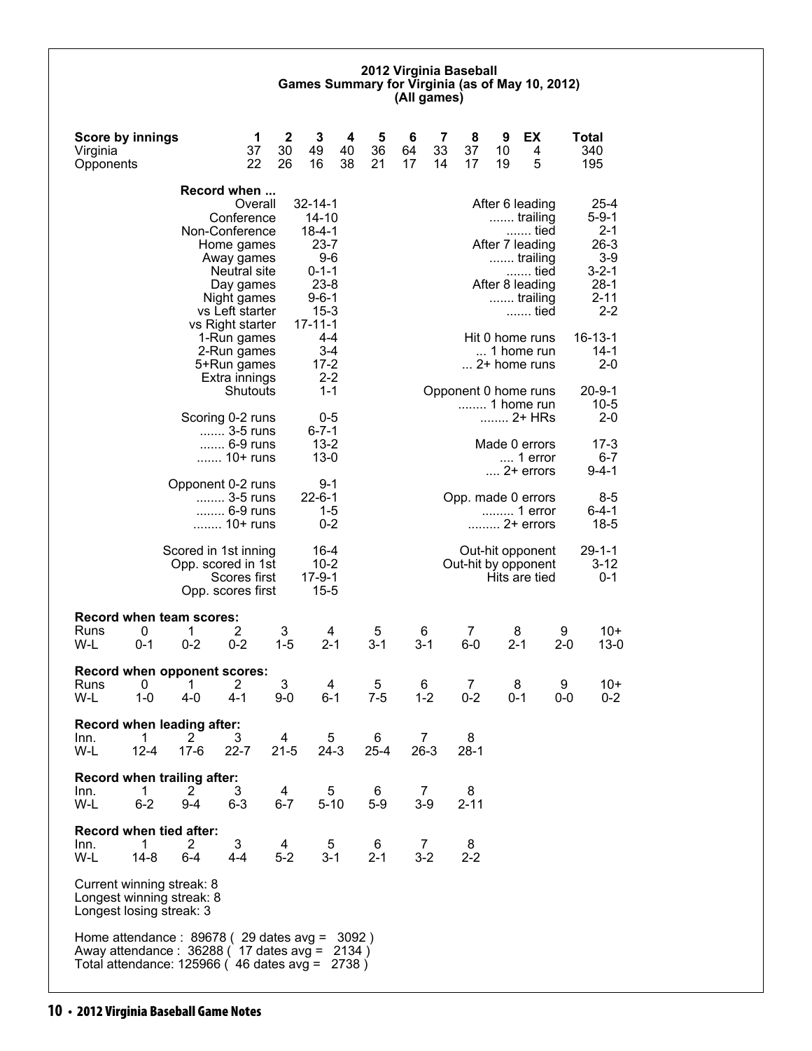## 2012 Virginia Baseball
## Games Summary for Virginia (as of May 10, 2012)
### (All games)

| Score by innings | 1 | 2 | 3 | 4 | 5 | 6 | 7 | 8 | 9 | EX | Total |
|---|---|---|---|---|---|---|---|---|---|---|---|
| Virginia | 37 | 30 | 49 | 40 | 36 | 64 | 33 | 37 | 10 | 4 | 340 |
| Opponents | 22 | 26 | 16 | 38 | 21 | 17 | 14 | 17 | 19 | 5 | 195 |

**Record when ...**

| | | | |
|---|---|---|---|
| Overall | 32-14-1 | After 6 leading | 25-4 |
| Conference | 14-10 | ....... trailing | 5-9-1 |
| Non-Conference | 18-4-1 | ....... tied | 2-1 |
| Home games | 23-7 | After 7 leading | 26-3 |
| Away games | 9-6 | ....... trailing | 3-9 |
| Neutral site | 0-1-1 | ....... tied | 3-2-1 |
| Day games | 23-8 | After 8 leading | 28-1 |
| Night games | 9-6-1 | ....... trailing | 2-11 |
| vs Left starter | 15-3 | ....... tied | 2-2 |
| vs Right starter | 17-11-1 | | |
| 1-Run games | 4-4 | Hit 0 home runs | 16-13-1 |
| 2-Run games | 3-4 | ... 1 home run | 14-1 |
| 5+Run games | 17-2 | ... 2+ home runs | 2-0 |
| Extra innings | 2-2 | | |
| Shutouts | 1-1 | Opponent 0 home runs | 20-9-1 |
| | | ........ 1 home run | 10-5 |
| Scoring 0-2 runs | 0-5 | ........ 2+ HRs | 2-0 |
| ....... 3-5 runs | 6-7-1 | | |
| ....... 6-9 runs | 13-2 | Made 0 errors | 17-3 |
| ....... 10+ runs | 13-0 | .... 1 error | 6-7 |
| | | .... 2+ errors | 9-4-1 |
| Opponent 0-2 runs | 9-1 | | |
| ........ 3-5 runs | 22-6-1 | Opp. made 0 errors | 8-5 |
| ........ 6-9 runs | 1-5 | ......... 1 error | 6-4-1 |
| ........ 10+ runs | 0-2 | ......... 2+ errors | 18-5 |
| | | | |
| Scored in 1st inning | 16-4 | Out-hit opponent | 29-1-1 |
| Opp. scored in 1st | 10-2 | Out-hit by opponent | 3-12 |
| Scores first | 17-9-1 | Hits are tied | 0-1 |
| Opp. scores first | 15-5 | | |

**Record when team scores:**

| Runs | 0 | 1 | 2 | 3 | 4 | 5 | 6 | 7 | 8 | 9 | 10+ |
|---|---|---|---|---|---|---|---|---|---|---|---|
| W-L | 0-1 | 0-2 | 0-2 | 1-5 | 2-1 | 3-1 | 3-1 | 6-0 | 2-1 | 2-0 | 13-0 |

**Record when opponent scores:**

| Runs | 0 | 1 | 2 | 3 | 4 | 5 | 6 | 7 | 8 | 9 | 10+ |
|---|---|---|---|---|---|---|---|---|---|---|---|
| W-L | 1-0 | 4-0 | 4-1 | 9-0 | 6-1 | 7-5 | 1-2 | 0-2 | 0-1 | 0-0 | 0-2 |

**Record when leading after:**

| Inn. | 1 | 2 | 3 | 4 | 5 | 6 | 7 | 8 |
|---|---|---|---|---|---|---|---|---|
| W-L | 12-4 | 17-6 | 22-7 | 21-5 | 24-3 | 25-4 | 26-3 | 28-1 |

**Record when trailing after:**

| Inn. | 1 | 2 | 3 | 4 | 5 | 6 | 7 | 8 |
|---|---|---|---|---|---|---|---|---|
| W-L | 6-2 | 9-4 | 6-3 | 6-7 | 5-10 | 5-9 | 3-9 | 2-11 |

**Record when tied after:**

| Inn. | 1 | 2 | 3 | 4 | 5 | 6 | 7 | 8 |
|---|---|---|---|---|---|---|---|---|
| W-L | 14-8 | 6-4 | 4-4 | 5-2 | 3-1 | 2-1 | 3-2 | 2-2 |

Current winning streak: 8
Longest winning streak: 8
Longest losing streak: 3

Home attendance : 89678 ( 29 dates avg = 3092 )
Away attendance : 36288 ( 17 dates avg = 2134 )
Total attendance: 125966 ( 46 dates avg = 2738 )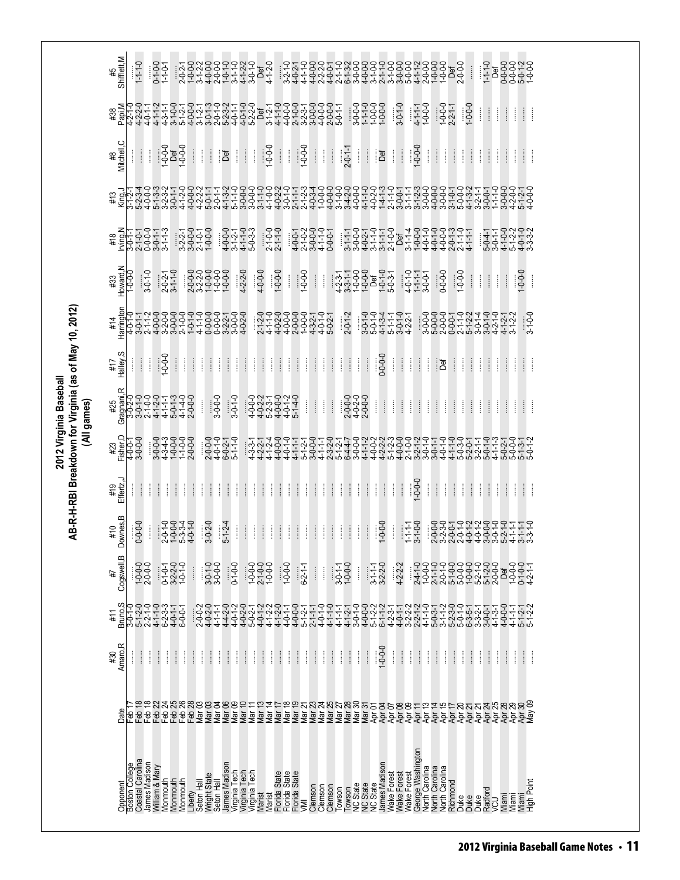# 2012 Virginia Baseball

## AB-R-H-RBI Breakdown for Virginia (as of May 10, 2012)

### (All games)

| Opponent | Date | #30 Amaro,R | #11 Bruno,S | #7 Cogswell,B | #10 Downes,B | #19 Effertz,J | #23 Fisher,D | #25 Gragnani,R | #17 Halley,S | #14 Harrington | #33 Howard,N | #18 Irving,N | #13 King,J | #8 Mitchell,C | #38 Papi,M | #5 Shifflett,M |
|---|---|---|---|---|---|---|---|---|---|---|---|---|---|---|---|---|
| Boston College | Feb 17 | ...... | 3-0-1-0 | | | ...... | 4-0-0-1 | 3-0-2-0 | ...... | 4-0-1-0 | 1-0-0-0 | 3-0-1-1 | 3-1-2-1 | ...... | 4-2-1-0 | ...... |
| Coastal Carolina | Feb 18 | ...... | 5-1-2-0 | 1-0-0-0 | 0-0-0-0 | ...... | 3-0-0-0 | 3-0-1-0 | ...... | 3-0-1-1 | | 2-1-0-1 | 5-2-3-4 | ...... | 4-2-2-0 | 1-1-1-0 |
| James Madison | Feb 18 | ...... | 2-2-1-0 | 2-0-0-0 | ...... | ...... | ...... | 2-1-0-0 | ...... | 2-1-1-2 | 3-0-1-0 | 0-0-0-0 | 4-0-0-0 | ...... | 4-0-1-1 | ...... |
| William & Mary | Feb 22 | ...... | 4-1-1-0 | ...... | ...... | ...... | 3-0-0-0 | 4-1-2-0 | ...... | 4-0-0-0 | | 3-0-1-1 | 3-0-1-1 | ...... | 4-1-1-2 | 0-1-0-0 |
| Monmouth | Feb 24 | ...... | 6-2-3-3 | 0-1-0-1 | 2-1-0-0 | ...... | 4-3-4-3 | 4-1-1-1 | ...... | 3-2-0-0 | 2-0-2-1 | 3-1-1-3 | 5-1-3-3 | 1-0-0-0 | 4-3-1-1 | 1-1-0-1 |
| Monmouth | Feb 25 | ...... | 4-0-1-1 | 3-2-2-0 | 1-0-0-0 | ...... | 1-0-0-0 | 5-0-1-3 | 1-0-0-0 | 3-0-0-0 | 3-1-1-0 | ...... | 3-2-3-2 | Def | 3-1-0-0 | ...... |
| Monmouth | Feb 26 | ...... | 6-0-0-1 | 1-0-1-0 | 5-3-3-4 | ...... | 1-1-0-0 | 4-1-4-0 | ...... | 2-1-0-0 | ...... | 3-2-2-1 | 3-0-1-1 | 1-0-0-0 | 5-1-2-1 | 2-0-2-1 |
| Liberty | Feb 28 | ...... | ...... | ...... | 4-0-1-0 | ...... | 2-0-0-0 | 2-0-0-0 | ...... | 1-0-1-0 | 2-0-0-0 | 3-0-0-0 | 4-1-2-0 | ...... | 4-0-0-0 | 1-0-0-0 |
| Seton Hall | Mar 03 | ...... | 2-0-0-2 | ...... | ...... | ...... | ...... | | ...... | 4-1-1-0 | 3-2-2-0 | 2-1-0-1 | 4-0-0-0 | ...... | 3-1-2-1 | 3-1-2-2 |
| Wright State | Mar 03 | ...... | 4-0-2-0 | 3-0-1-0 | 3-0-2-0 | ...... | 2-0-0-0 | ...... | ...... | 0-0-0-0 | 1-0-0-0 | 1-0-0-0 | 4-2-2-2 | ...... | 3-0-1-3 | 4-0-0-0 |
| Seton Hall | Mar 04 | ...... | 4-1-1-1 | 3-0-0-0 | ...... | ...... | 4-0-1-0 | | ...... | 0-0-0-0 | 1-0-0-0 | | 5-0-1-1 | ...... | 2-0-1-0 | 2-0-0-0 |
| James Madison | Mar 06 | ...... | 4-4-2-0 | ...... | 5-1-2-4 | ...... | 6-0-2-1 | 3-0-0-0 | ...... | 3-2-2-1 | 1-0-0-0 | 4-0-0-0 | 2-0-1-1 | Def | 5-2-3-2 | 1-0-1-0 |
| Virginia Tech | Mar 09 | ...... | 4-0-1-2 | 0-1-0-0 | ...... | ...... | 5-1-1-0 | 3-0-1-0 | ...... | 3-0-0-0 | ...... | 3-1-2-1 | 4-1-3-2 | ...... | 4-0-1-1 | 3-1-1-0 |
| Virginia Tech | Mar 10 | ...... | 4-0-2-0 | ...... | ...... | ...... | ...... | | ...... | 4-0-2-0 | 4-2-2-0 | 4-1-1-0 | 5-1-1-0 | ...... | 4-0-1-0 | 4-1-2-2 |
| Virginia Tech | Mar 11 | ...... | 5-0-2-1 | 1-0-0-0 | ...... | ...... | 4-3-3-1 | 4-0-0-0 | ...... | ...... | ...... | 5-0-3-3 | 3-0-0-0 | ...... | 5-2-2-0 | 3-0-1-0 |
| Marist | Mar 13 | ...... | 4-0-1-2 | 2-1-0-0 | ...... | ...... | 4-2-2-1 | 4-0-2-2 | ...... | 2-1-2-0 | 4-0-0-0 | ...... | 3-0-0-0 | ...... | Def | Def |
| Marist | Mar 14 | ...... | 4-1-2-2 | 1-0-0-0 | ...... | ...... | 4-1-2-4 | 5-2-3-1 | ...... | 4-1-1-0 | ...... | 2-1-0-0 | 3-1-1-0 | 1-0-0-0 | 3-1-2-1 | 4-1-2-0 |
| Florida State | Mar 17 | ...... | 4-1-2-0 | ...... | ...... | ...... | 4-0-0-0 | 4-0-0-0 | ...... | 4-0-2-0 | 1-0-0-0 | 2-1-1-0 | 4-1-0-0 | ...... | 4-1-1-0 | |
| Florida State | Mar 18 | ...... | 4-0-1-1 | 1-0-0-0 | ...... | ...... | 4-0-1-0 | 4-0-1-2 | ...... | 4-0-0-0 | ...... | ...... | 4-0-2-2 | ...... | 4-0-0-0 | 3-2-1-0 |
| Florida State | Mar 19 | ...... | 4-0-0-0 | ...... | ...... | ...... | 4-1-1-1 | 5-1-4-0 | ...... | 2-0-0-0 | ...... | 4-0-0-2 | 3-0-1-0 | ...... | 2-1-0-0 | 4-0-2-1 |
| VMI | Mar 21 | ...... | 5-1-2-1 | 6-2-1-1 | ...... | ...... | 5-1-2-1 | ...... | ...... | 1-0-0-0 | 1-0-0-0 | 2-1-0-2 | 2-1-1-1 | 1-0-0-0 | 3-2-3-1 | 4-1-1-0 |
| Clemson | Mar 23 | ...... | 2-1-1-1 | ...... | ...... | ...... | 3-0-0-0 | ...... | ...... | 4-3-2-1 | ...... | 3-0-0-0 | 2-1-2-3 | ...... | 3-0-0-0 | 4-0-0-0 |
| Clemson | Mar 24 | ...... | 4-0-1-0 | ...... | ...... | ...... | 4-1-1-1 | ...... | ...... | 4-0-1-0 | ...... | 4-1-1-0 | 4-0-3-4 | ...... | 4-0-0-0 | 2-2-2-0 |
| Clemson | Mar 25 | ...... | 4-1-1-0 | ...... | ...... | ...... | 2-3-2-0 | ...... | ...... | 5-0-2-1 | ...... | 0-0-0-1 | 1-0-0-0 | ...... | 2-0-0-0 | 4-0-0-1 |
| Towson | Mar 27 | ...... | 4-1-1-1 | 3-0-1-1 | ...... | ...... | 5-1-2-1 | ...... | ...... | ...... | 4-2-3-1 | ...... | 4-0-0-0 | ...... | 5-0-1-1 | 2-1-1-0 |
| Towson | Mar 28 | ...... | 4-1-2-1 | 1-0-0-0 | ...... | ...... | 6-4-4-7 | 2-0-0-0 | ...... | 2-0-1-2 | 3-3-1-1 | 3-1-1-1 | 3-1-0-0 | 2-0-1-1 | ...... | 6-1-3-2 |
| NC State | Mar 30 | ...... | 3-0-1-0 | ...... | ...... | ...... | 3-0-0-0 | 4-0-2-0 | ...... | ...... | 1-0-0-0 | 3-0-0-0 | 3-4-2-0 | ...... | 3-0-0-0 | 3-0-0-0 |
| NC State | Mar 31 | ...... | 4-0-0-0 | ...... | ...... | ...... | 4-1-1-2 | 2-0-0-0 | ...... | 3-0-1-0 | 1-0-0-0 | 4-0-2-1 | 4-0-0-0 | ...... | 1-1-1-0 | 4-0-0-0 |
| NC State | Apr 01 | ...... | 5-1-2-2 | 3-1-1-1 | ...... | ...... | 4-0-0-2 | ...... | ...... | 5-0-1-0 | Def | 3-1-1-0 | 4-1-1-0 | ...... | 1-0-0-0 | 3-1-0-0 |
| James Madison | Apr 04 | 1-0-0-0 | 6-1-1-2 | 3-2-2-0 | 1-0-0-0 | ...... | 4-2-2-2 | ...... | 0-0-0-0 | 4-1-3-4 | 1-0-1-0 | 3-1-1-1 | 4-0-2-0 | Def | 1-0-0-0 | 2-1-1-0 |
| Wake Forest | Apr 07 | ...... | 4-2-3-1 | ...... | ...... | ...... | 5-1-2-3 | ...... | ...... | 5-1-1-1 | 5-0-3-1 | 2-1-0-0 | 1-4-1-3 | ...... | ...... | 3-1-0-0 |
| Wake Forest | Apr 08 | ...... | 4-0-1-1 | 4-2-2-2 | ...... | ...... | 4-0-0-0 | ...... | ...... | 3-0-1-0 | ...... | Def | 3-0-0-1 | ...... | 3-0-1-0 | 3-0-0-0 |
| Wake Forest | Apr 09 | ...... | 3-2-2-2 | ...... | 1-1-1-1 | ...... | 2-1-0-0 | ...... | ...... | 4-2-2-1 | 4-0-1-0 | 3-1-1-4 | 3-1-1-1 | ...... | ...... | 5-0-0-0 |
| George Washington | Apr 11 | ...... | 2-2-1-2 | 2-4-1-0 | 3-1-0-0 | 1-0-0-0 | 3-2-1-2 | ...... | ...... | ...... | 1-1-1-1 | 1-0-0-0 | 3-1-2-3 | 1-0-0-0 | 4-1-1-1 | 4-1-1-2 |
| North Carolina | Apr 13 | ...... | 4-1-1-0 | 4-1-1-0 | ...... | ...... | 3-0-1-0 | ...... | ...... | 3-0-0-0 | 3-0-0-1 | 4-0-1-0 | 3-0-0-0 | ...... | 1-0-0-0 | 2-0-0-0 |
| North Carolina | Apr 14 | ...... | 5-0-3-1 | 2-1-1-0 | 2-0-0-0 | ...... | 3-0-1-1 | ...... | ...... | 5-0-0-0 | ...... | 4-0-1-0 | 4-0-0-0 | ...... | ...... | 1-0-0-0 |
| North Carolina | Apr 15 | ...... | 3-1-1-2 | 2-0-1-0 | 3-2-3-0 | ...... | 4-0-1-0 | ...... | Def | 2-0-0-0 | 0-0-0-0 | 4-0-0-0 | 4-0-0-0 | ...... | 1-0-0-0 | 1-0-0-0 |
| Richmond | Apr 17 | ...... | 5-2-3-0 | 5-1-0-0 | 2-0-0-1 | ...... | 4-1-1-0 | ...... | ...... | 2-0-0-0 | ...... | 2-0-1-3 | 3-1-0-1 | ...... | 2-2-1-1 | Def |
| Duke | Apr 20 | ...... | 5-0-1-0 | 5-0-0-0 | 2-0-1-0 | ...... | 5-0-3-0 | ...... | ...... | 0-0-0-1 | 1-0-0-0 | 2-1-1-0 | 5-0-0-0 | ...... | ...... | 2-0-0-0 |
| Duke | Apr 21 | ...... | 6-3-5-1 | 1-0-0-0 | 4-0-1-2 | ...... | 5-2-0-1 | ...... | ...... | 2-1-1-0 | ...... | 4-1-1-1 | 4-1-3-2 | ...... | 1-0-0-0 | |
| Duke | Apr 21 | ...... | 3-3-2-1 | 5-2-1-0 | 4-0-1-2 | ...... | 3-2-1-1 | ...... | ...... | 5-1-2-2 | ...... | | 3-2-1-1 | ...... | ...... | ...... |
| Radford | Apr 24 | ...... | 3-0-0-1 | 5-1-2-0 | 3-0-0-0 | ...... | 5-0-1-0 | ...... | ...... | 3-0-1-4 | ...... | 5-0-4-1 | 3-0-0-1 | ...... | ...... | 1-1-1-0 |
| VCU | Apr 25 | ...... | 4-1-3-1 | 2-0-0-0 | 3-0-1-0 | ...... | 4-1-1-3 | ...... | ...... | 3-0-1-0 | ...... | 3-0-1-1 | 1-1-1-0 | ...... | ...... | Def |
| Miami | Apr 28 | ...... | 4-0-0-0 | Def | 5-2-1-0 | ...... | 5-0-2-1 | ...... | ...... | 4-2-1-0 | ...... | 4-1-0-0 | 3-0-0-0 | ...... | ...... | 0-0-0-0 |
| Miami | Apr 29 | ...... | 4-1-1-1 | 1-0-0-0 | 4-1-1-1 | ...... | 5-0-0-0 | ...... | ...... | 4-1-2-1 | ...... | 5-1-2-2 | 4-2-0-0 | ...... | ...... | 0-0-0-0 |
| Miami | Apr 30 | ...... | 5-1-2-1 | 0-1-0-0 | 3-1-1-1 | ...... | 5-1-3-1 | ...... | ...... | 3-1-2-2 | 1-0-0-0 | 4-0-1-0 | 5-1-2-1 | ...... | ...... | 5-0-1-2 |
| High Point | May 09 | ...... | 5-1-2-2 | 4-2-1-1 | 3-3-1-0 | ...... | 5-0-1-2 | ...... | ...... | 3-1-0-0 | ...... | 3-3-3-2 | 4-0-0-0 | ...... | ...... | 1-0-0-0 |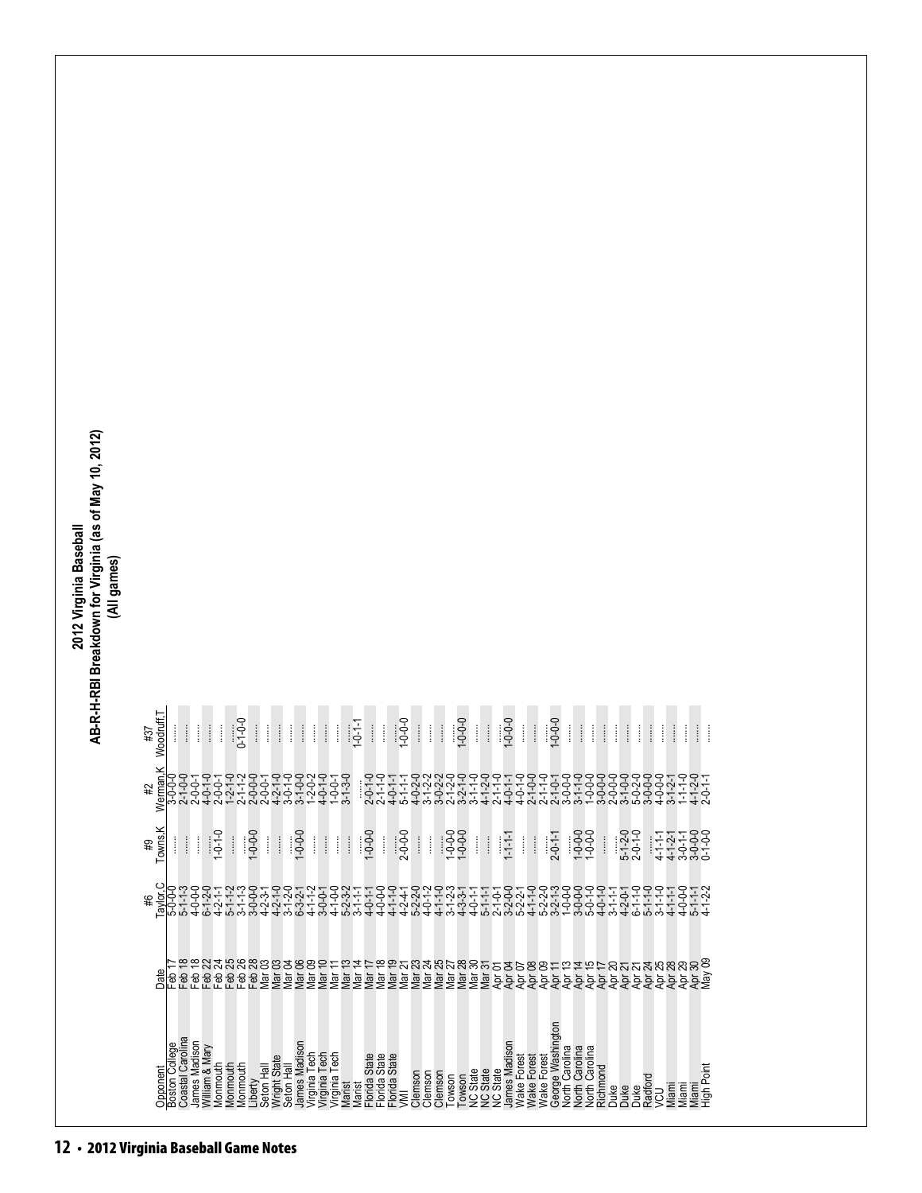# 2012 Virginia Baseball
## AB-R-H-RBI Breakdown for Virginia (as of May 10, 2012)
### (All games)

| Opponent | Date | #6 Taylor,C | #9 Towns,K | #2 Werman,K | #37 Woodruff,T |
|---|---|---|---|---|---|
| Boston College | Feb 17 | 5-0-0-0 | ........ | 3-0-0-0 | ........ |
| Coastal Carolina | Feb 18 | 5-1-1-3 | ........ | 2-1-0-0 | ........ |
| James Madison | Feb 18 | 4-0-0-0 | ........ | 2-0-0-1 | ........ |
| William & Mary | Feb 22 | 6-1-2-0 | ........ | 4-0-1-0 | ........ |
| Monmouth | Feb 24 | 4-2-1-1 | 1-0-1-0 | 2-0-0-1 | ........ |
| Monmouth | Feb 25 | 5-1-1-2 | ........ | 1-2-1-0 | ........ |
| Monmouth | Feb 26 | 3-1-1-3 | ........ | 2-1-1-2 | 0-1-0-0 |
| Liberty | Feb 28 | 3-0-0-0 | 1-0-0-0 | 2-0-0-0 | ........ |
| Seton Hall | Mar 03 | 4-2-3-1 | ........ | 2-0-0-1 | ........ |
| Wright State | Mar 03 | 4-2-1-0 | ........ | 4-2-1-0 | ........ |
| Seton Hall | Mar 04 | 3-1-2-0 | ........ | 3-0-1-0 | ........ |
| James Madison | Mar 06 | 6-3-2-1 | 1-0-0-0 | 3-1-0-0 | ........ |
| Virginia Tech | Mar 09 | 4-1-1-2 | ........ | 1-2-0-2 | ........ |
| Virginia Tech | Mar 10 | 3-0-0-1 | ........ | 4-0-1-0 | ........ |
| Virginia Tech | Mar 11 | 4-1-0-0 | ........ | 1-0-0-1 | ........ |
| Marist | Mar 13 | 5-2-3-2 | ........ | 3-1-3-0 | ........ |
| Marist | Mar 14 | 3-1-1-1 | ........ | ........ | 1-0-1-1 |
| Florida State | Mar 17 | 4-0-1-1 | 1-0-0-0 | 2-0-1-0 | ........ |
| Florida State | Mar 18 | 4-0-0-0 | ........ | 2-1-1-0 | ........ |
| Florida State | Mar 19 | 4-1-1-0 | ........ | 4-0-1-1 | ........ |
| VMI | Mar 21 | 4-2-4-1 | 2-0-0-0 | 5-1-1-1 | 1-0-0-0 |
| Clemson | Mar 23 | 5-2-2-0 | ........ | 4-0-2-0 | ........ |
| Clemson | Mar 24 | 4-0-1-2 | ........ | 3-1-2-2 | ........ |
| Clemson | Mar 25 | 4-1-1-0 | ........ | 3-0-2-2 | ........ |
| Towson | Mar 27 | 3-1-2-3 | 1-0-0-0 | 2-1-2-0 | ........ |
| Towson | Mar 28 | 4-3-3-1 | 1-0-0-0 | 3-2-1-0 | 1-0-0-0 |
| NC State | Mar 30 | 4-0-1-1 | ........ | 3-1-1-0 | ........ |
| NC State | Mar 31 | 5-1-1-1 | ........ | 4-1-2-0 | ........ |
| NC State | Apr 01 | 2-1-0-1 | ........ | 2-1-1-0 | ........ |
| James Madison | Apr 04 | 3-2-0-0 | 1-1-1-1 | 4-0-1-1 | 1-0-0-0 |
| Wake Forest | Apr 07 | 5-2-2-1 | ........ | 4-0-1-0 | ........ |
| Wake Forest | Apr 08 | 4-1-1-0 | ........ | 2-1-0-0 | ........ |
| Wake Forest | Apr 09 | 5-2-2-0 | ........ | 2-1-1-0 | ........ |
| George Washington | Apr 11 | 3-2-1-3 | 2-0-1-1 | 2-1-0-1 | 1-0-0-0 |
| North Carolina | Apr 13 | 1-0-0-0 | ........ | 3-0-0-1 | ........ |
| North Carolina | Apr 14 | 3-0-0-0 | 1-0-0-0 | 3-1-1-0 | ........ |
| North Carolina | Apr 15 | 5-0-1-0 | 1-0-0-0 | 1-0-0-0 | ........ |
| Richmond | Apr 17 | 4-0-1-0 | ........ | 3-0-0-0 | ........ |
| Duke | Apr 20 | 3-1-1-1 | ........ | 2-0-0-0 | ........ |
| Duke | Apr 21 | 4-2-0-1 | 5-1-2-0 | 3-1-0-0 | ........ |
| Duke | Apr 21 | 6-1-1-0 | 2-0-1-0 | 5-0-2-0 | ........ |
| Radford | Apr 24 | 5-1-1-0 | ........ | 3-0-0-0 | ........ |
| VCU | Apr 25 | 3-1-1-0 | 4-1-1-1 | 4-0-0-0 | ........ |
| Miami | Apr 28 | 4-1-1-1 | 4-1-2-1 | 3-1-2-1 | ........ |
| Miami | Apr 29 | 4-0-0-0 | 3-0-1-1 | 1-1-1-0 | ........ |
| Miami | Apr 30 | 5-1-1-1 | 3-0-0-0 | 4-1-2-0 | ........ |
| High Point | May 09 | 4-1-2-2 | 0-1-0-0 | 2-0-1-1 | ........ |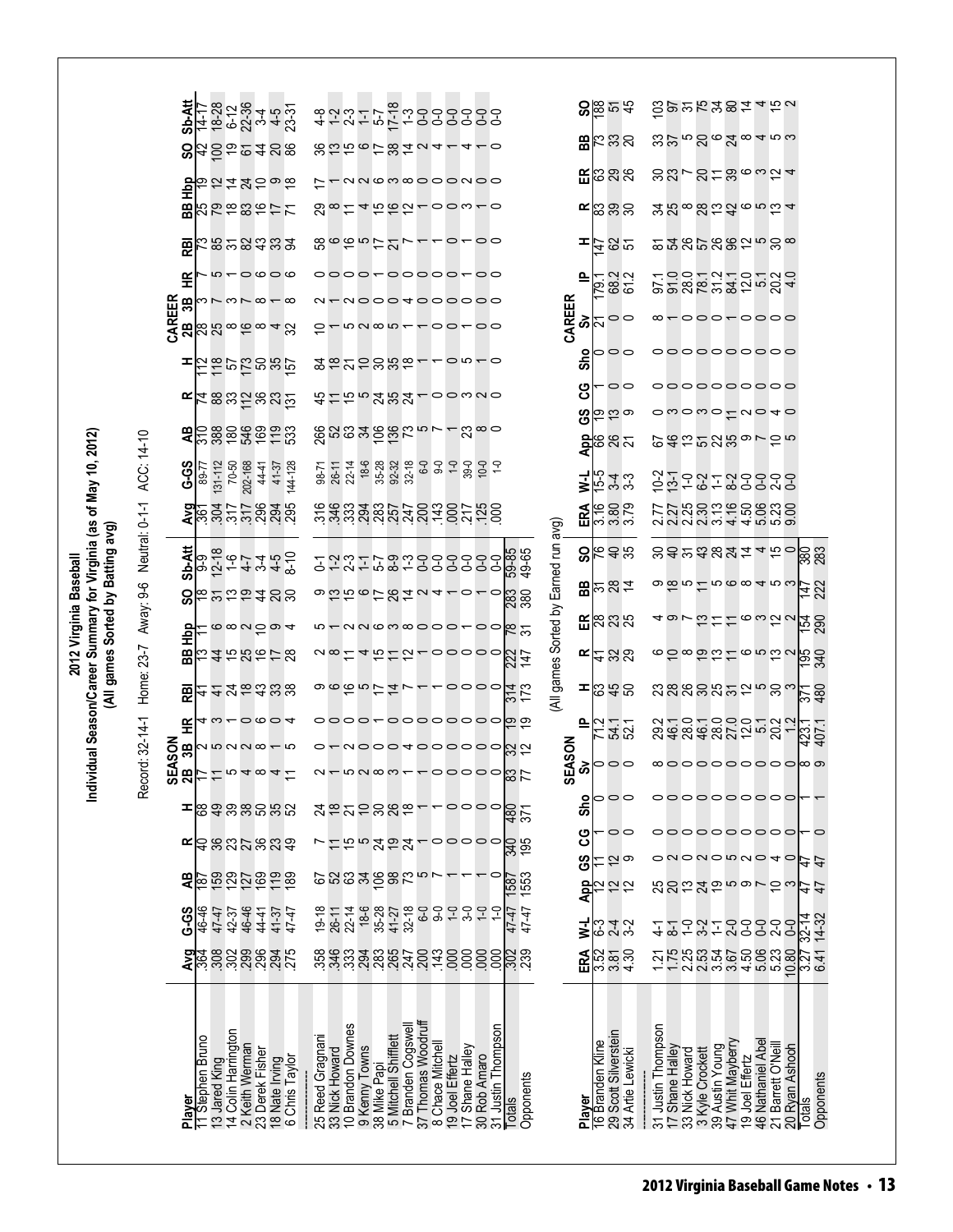# 2012 Virginia Baseball

## Individual Season/Career Summary for Virginia (as of May 10, 2012)

### (All games Sorted by Batting avg)

Record: 32-14-1 Home: 23-7 Away: 9-6 Neutral: 0-1-1 ACC: 14-10

| Player | SEASON Avg | G-GS | AB | R | H | 2B | 3B | HR | RBI | BB | Hbp | SO | Sb-Att | CAREER Avg | G-GS | AB | R | H | 2B | 3B | HR | RBI | BB | Hbp | SO | Sb-Att |
|---|---|---|---|---|---|---|---|---|---|---|---|---|---|---|---|---|---|---|---|---|---|---|---|---|---|---|
| 11 Stephen Bruno | .364 | 46-46 | 187 | 40 | 68 | 17 | 2 | 4 | 41 | 13 | 11 | 18 | 9-9 | .361 | 89-77 | 310 | 74 | 112 | 28 | 3 | 3 | 73 | 25 | 19 | 42 | 14-17 |
| 13 Jared King | .308 | 47-47 | 159 | 36 | 49 | 11 | 5 | 3 | 41 | 44 | 6 | 31 | 12-18 | .304 | 131-112 | 388 | 88 | 118 | 25 | 7 | 5 | 85 | 79 | 12 | 100 | 18-28 |
| 14 Colin Harrington | .302 | 42-37 | 129 | 23 | 39 | 5 | 2 | 1 | 24 | 15 | 8 | 13 | 1-6 | .317 | 70-50 | 180 | 33 | 57 | 8 | 3 | 1 | 31 | 18 | 14 | 19 | 6-12 |
| 2 Keith Werman | .299 | 46-46 | 127 | 27 | 38 | 4 | 2 | 0 | 18 | 25 | 2 | 19 | 4-7 | .317 | 202-168 | 546 | 112 | 173 | 16 | 7 | 0 | 82 | 83 | 24 | 61 | 22-36 |
| 23 Derek Fisher | .296 | 44-41 | 169 | 36 | 50 | 8 | 8 | 6 | 43 | 16 | 10 | 44 | 3-4 | .296 | 44-41 | 169 | 36 | 50 | 8 | 8 | 6 | 43 | 16 | 10 | 44 | 3-4 |
| 18 Nate Irving | .294 | 41-37 | 119 | 23 | 35 | 4 | 0 | 0 | 33 | 17 | 9 | 20 | 4-5 | .294 | 41-37 | 119 | 23 | 35 | 4 | 0 | 0 | 33 | 17 | 9 | 20 | 4-5 |
| 6 Chris Taylor | .275 | 47-47 | 189 | 49 | 52 | 11 | 5 | 4 | 38 | 28 | 4 | 30 | 8-10 | .295 | 144-128 | 533 | 131 | 157 | 32 | 8 | 6 | 94 | 71 | 18 | 86 | 23-31 |
| 25 Reed Gragnani | .358 | 19-18 | 67 | 7 | 24 | 2 | 0 | 0 | 9 | 2 | 5 | 9 | 0-1 | .316 | 98-71 | 266 | 45 | 84 | 10 | 2 | 0 | 58 | 29 | 17 | 36 | 4-8 |
| 33 Nick Howard | .346 | 26-11 | 52 | 11 | 18 | 1 | 1 | 0 | 6 | 8 | 1 | 13 | 1-2 | .346 | 26-11 | 52 | 11 | 18 | 1 | 1 | 0 | 6 | 8 | 1 | 13 | 1-2 |
| 10 Brandon Downes | .333 | 22-14 | 63 | 15 | 21 | 5 | 2 | 0 | 16 | 11 | 2 | 15 | 2-3 | .333 | 22-14 | 63 | 15 | 21 | 5 | 2 | 0 | 16 | 11 | 2 | 15 | 2-3 |
| 9 Kenny Towns | .294 | 18-6 | 34 | 5 | 10 | 2 | 0 | 0 | 5 | 4 | 2 | 6 | 1-1 | .294 | 18-6 | 34 | 5 | 10 | 2 | 0 | 0 | 5 | 4 | 2 | 6 | 1-1 |
| 38 Mike Papi | .283 | 35-28 | 106 | 24 | 30 | 8 | 0 | 1 | 17 | 15 | 6 | 17 | 5-7 | .283 | 35-28 | 106 | 24 | 30 | 8 | 0 | 1 | 17 | 15 | 6 | 17 | 5-7 |
| 5 Mitchell Shifflett | .265 | 41-27 | 98 | 19 | 26 | 3 | 0 | 0 | 14 | 11 | 3 | 26 | 8-9 | .257 | 92-32 | 136 | 35 | 35 | 5 | 0 | 0 | 21 | 16 | 3 | 38 | 17-18 |
| 7 Branden Cogswell | .247 | 32-18 | 73 | 24 | 18 | 1 | 4 | 0 | 7 | 12 | 8 | 14 | 1-3 | .247 | 32-18 | 73 | 24 | 18 | 1 | 4 | 0 | 7 | 12 | 8 | 14 | 1-3 |
| 37 Thomas Woodruff | .200 | 6-0 | 5 | 1 | 1 | 0 | 0 | 0 | 1 | 1 | 0 | 2 | 0-0 | .200 | 6-0 | 5 | 1 | 1 | 0 | 0 | 0 | 1 | 1 | 0 | 2 | 0-0 |
| 8 Chace Mitchell | .143 | 9-0 | 7 | 0 | 1 | 0 | 0 | 0 | 1 | 0 | 0 | 4 | 0-0 | .143 | 9-0 | 7 | 0 | 1 | 0 | 0 | 0 | 1 | 0 | 0 | 4 | 0-0 |
| 19 Joel Effertz | .000 | 1-0 | 1 | 0 | 0 | 0 | 0 | 0 | 0 | 0 | 0 | 1 | 0-0 | .000 | 1-0 | 1 | 0 | 0 | 0 | 0 | 0 | 0 | 0 | 0 | 1 | 0-0 |
| 17 Shane Halley | .000 | 3-0 | 1 | 0 | 0 | 0 | 0 | 0 | 0 | 0 | 1 | 0 | 0-0 | .217 | 39-0 | 23 | 3 | 5 | 1 | 0 | 1 | 1 | 3 | 2 | 4 | 0-0 |
| 30 Rob Amaro | .000 | 1-0 | 1 | 0 | 0 | 0 | 0 | 0 | 0 | 0 | 0 | 1 | 0-0 | .125 | 10-0 | 8 | 2 | 1 | 0 | 0 | 0 | 0 | 1 | 0 | 1 | 0-0 |
| 31 Justin Thompson | .000 | 1-0 | 0 | 0 | 0 | 0 | 0 | 0 | 0 | 0 | 0 | 0 | 0-0 | .000 | 1-0 | 0 | 0 | 0 | 0 | 0 | 0 | 0 | 0 | 0 | 0 | 0-0 |
| Totals | .302 | 47-47 | 1587 | 340 | 480 | 83 | 32 | 19 | 314 | 222 | 78 | 283 | 59-85 | | | | | | | | | | | | | |
| Opponents | .239 | 47-47 | 1553 | 195 | 371 | 77 | 12 | 19 | 173 | 147 | 31 | 380 | 49-65 | | | | | | | | | | | | | |

### (All games Sorted by Earned run avg)

| Player | SEASON ERA | W-L | App | GS | CG | Sho | Sv | IP | H | R | ER | BB | SO | CAREER ERA | W-L | App | GS | CG | Sho | Sv | IP | H | R | ER | BB | SO |
|---|---|---|---|---|---|---|---|---|---|---|---|---|---|---|---|---|---|---|---|---|---|---|---|---|---|---|
| 16 Branden Kline | 3.52 | 6-3 | 12 | 11 | 1 | 0 | 0 | 71.2 | 63 | 41 | 28 | 31 | 76 | 3.16 | 15-5 | 66 | 19 | 1 | 0 | 21 | 179.1 | 147 | 83 | 63 | 73 | 188 |
| 29 Scott Silverstein | 3.81 | 2-4 | 12 | 12 | 0 | 0 | 0 | 54.1 | 45 | 32 | 23 | 28 | 40 | 3.80 | 3-4 | 26 | 13 | 0 | 0 | 0 | 68.2 | 62 | 39 | 29 | 33 | 51 |
| 34 Artie Lewicki | 4.30 | 3-2 | 12 | 9 | 0 | 0 | 0 | 52.1 | 50 | 29 | 25 | 14 | 35 | 3.79 | 3-3 | 21 | 9 | 0 | 0 | 0 | 61.2 | 51 | 30 | 26 | 20 | 45 |
| 31 Justin Thompson | 1.21 | 4-1 | 25 | 0 | 0 | 0 | 8 | 29.2 | 23 | 6 | 4 | 9 | 30 | 2.77 | 10-2 | 67 | 0 | 0 | 0 | 8 | 97.1 | 81 | 34 | 30 | 33 | 103 |
| 17 Shane Halley | 1.75 | 8-1 | 20 | 2 | 0 | 0 | 0 | 46.1 | 28 | 10 | 9 | 18 | 40 | 2.27 | 13-1 | 46 | 3 | 0 | 0 | 1 | 91.0 | 54 | 25 | 23 | 37 | 97 |
| 33 Nick Howard | 2.25 | 1-0 | 13 | 0 | 0 | 0 | 0 | 28.0 | 26 | 8 | 7 | 5 | 31 | 2.25 | 1-0 | 13 | 0 | 0 | 0 | 0 | 28.0 | 26 | 8 | 7 | 5 | 31 |
| 3 Kyle Crockett | 2.53 | 3-2 | 24 | 2 | 0 | 0 | 0 | 46.1 | 30 | 19 | 13 | 11 | 43 | 2.30 | 6-2 | 51 | 3 | 0 | 0 | 0 | 78.1 | 57 | 28 | 20 | 20 | 75 |
| 39 Austin Young | 3.54 | 1-1 | 19 | 0 | 0 | 0 | 0 | 28.0 | 25 | 13 | 11 | 5 | 28 | 3.13 | 1-1 | 22 | 0 | 0 | 0 | 0 | 31.2 | 26 | 13 | 11 | 6 | 34 |
| 47 Whit Mayberry | 3.67 | 2-0 | 5 | 5 | 0 | 0 | 0 | 27.0 | 31 | 11 | 11 | 6 | 24 | 4.16 | 8-2 | 35 | 11 | 0 | 0 | 1 | 84.1 | 96 | 42 | 39 | 24 | 80 |
| 19 Joel Effertz | 4.50 | 0-0 | 9 | 2 | 0 | 0 | 0 | 12.0 | 12 | 6 | 6 | 8 | 14 | 4.50 | 0-0 | 9 | 2 | 0 | 0 | 0 | 12.0 | 12 | 6 | 6 | 8 | 14 |
| 46 Nathaniel Abel | 5.06 | 0-0 | 7 | 0 | 0 | 0 | 0 | 5.1 | 5 | 5 | 3 | 4 | 4 | 5.06 | 0-0 | 7 | 0 | 0 | 0 | 0 | 5.1 | 5 | 5 | 3 | 4 | 4 |
| 21 Barrett O'Neill | 5.23 | 2-0 | 10 | 4 | 0 | 0 | 0 | 20.2 | 30 | 13 | 12 | 5 | 15 | 5.23 | 2-0 | 10 | 4 | 0 | 0 | 0 | 20.2 | 30 | 13 | 12 | 5 | 15 |
| 20 Ryan Ashooh | 10.80 | 0-0 | 3 | 0 | 0 | 0 | 0 | 1.2 | 3 | 2 | 2 | 3 | 0 | 9.00 | 0-0 | 5 | 0 | 0 | 0 | 0 | 4.0 | 8 | 4 | 4 | 3 | 2 |
| Totals | 3.27 | 32-14 | 47 | 47 | 1 | 1 | 8 | 423.1 | 371 | 195 | 154 | 147 | 380 | | | | | | | | | | | | | |
| Opponents | 6.41 | 14-32 | 47 | 47 | 0 | 1 | 9 | 407.1 | 480 | 340 | 290 | 222 | 283 | | | | | | | | | | | | | |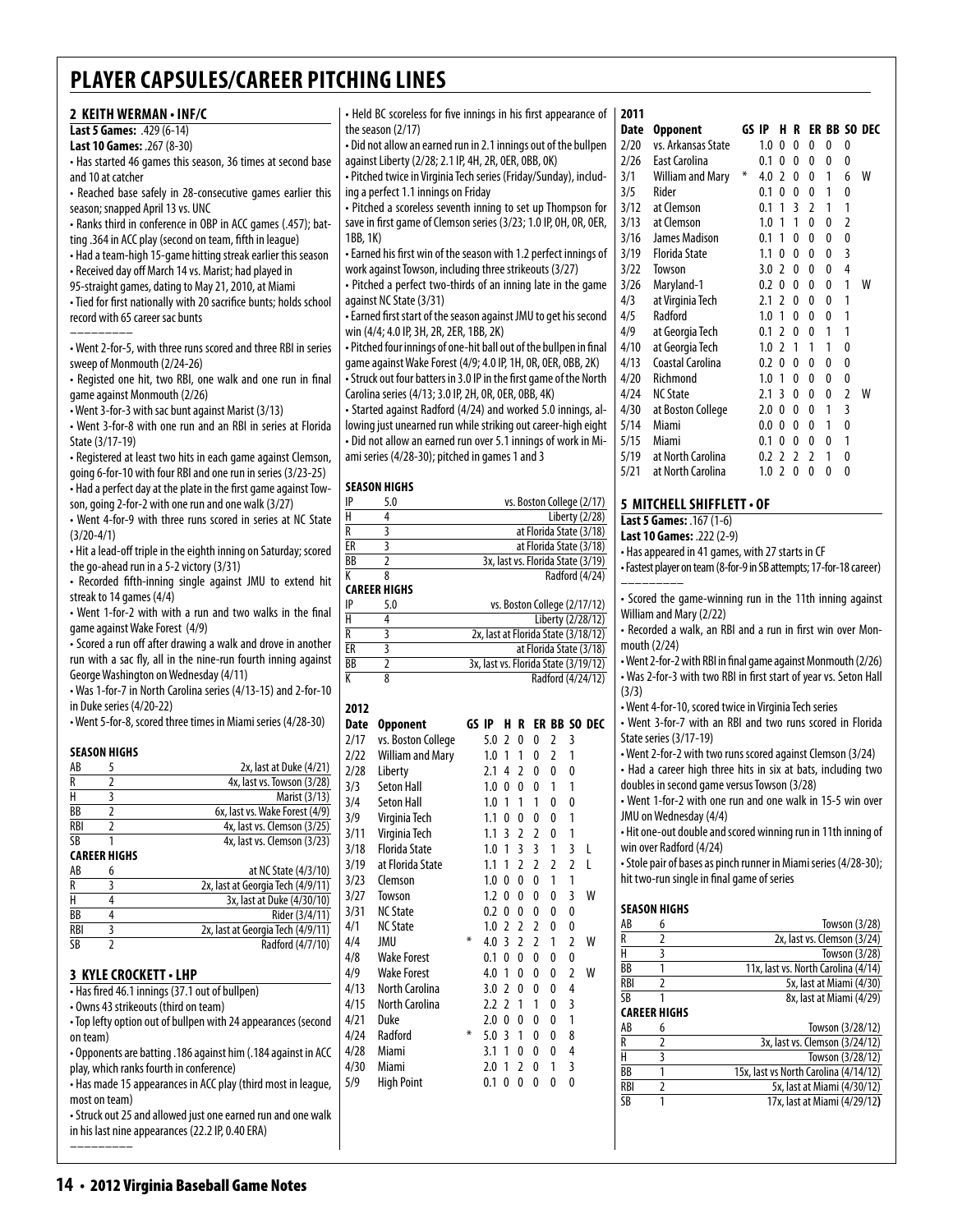# PLAYER CAPSULES/CAREER PITCHING LINES

## 2 KEITH WERMAN • INF/C

**Last 5 Games:** .429 (6-14)

**Last 10 Games:** .267 (8-30)

• Has started 46 games this season, 36 times at second base and 10 at catcher

• Reached base safely in 28-consecutive games earlier this season; snapped April 13 vs. UNC

• Ranks third in conference in OBP in ACC games (.457); batting .364 in ACC play (second on team, fifth in league)

• Had a team-high 15-game hitting streak earlier this season

• Received day off March 14 vs. Marist; had played in 95-straight games, dating to May 21, 2010, at Miami

• Tied for first nationally with 20 sacrifice bunts; holds school record with 65 career sac bunts

________

• Went 2-for-5, with three runs scored and three RBI in series sweep of Monmouth (2/24-26)

• Registed one hit, two RBI, one walk and one run in final game against Monmouth (2/26)

• Went 3-for-3 with sac bunt against Marist (3/13)

• Went 3-for-8 with one run and an RBI in series at Florida State (3/17-19)

• Registered at least two hits in each game against Clemson, going 6-for-10 with four RBI and one run in series (3/23-25)

• Had a perfect day at the plate in the first game against Towson, going 2-for-2 with one run and one walk (3/27)

• Went 4-for-9 with three runs scored in series at NC State (3/20-4/1)

• Hit a lead-off triple in the eighth inning on Saturday; scored the go-ahead run in a 5-2 victory (3/31)

• Recorded fifth-inning single against JMU to extend hit streak to 14 games (4/4)

• Went 1-for-2 with with a run and two walks in the final game against Wake Forest (4/9)

• Scored a run off after drawing a walk and drove in another run with a sac fly, all in the nine-run fourth inning against George Washington on Wednesday (4/11)

• Was 1-for-7 in North Carolina series (4/13-15) and 2-for-10 in Duke series (4/20-22)

• Went 5-for-8, scored three times in Miami series (4/28-30)

### SEASON HIGHS

| | | |
|---|---|---|
| AB | 5 | 2x, last at Duke (4/21) |
| R | 2 | 4x, last vs. Towson (3/28) |
| H | 3 | Marist (3/13) |
| BB | 2 | 6x, last vs. Wake Forest (4/9) |
| RBI | 2 | 4x, last vs. Clemson (3/25) |
| SB | 1 | 4x, last vs. Clemson (3/23) |

### CAREER HIGHS

| | | |
|---|---|---|
| AB | 6 | at NC State (4/3/10) |
| R | 3 | 2x, last at Georgia Tech (4/9/11) |
| H | 4 | 3x, last at Duke (4/30/10) |
| BB | 4 | Rider (3/4/11) |
| RBI | 3 | 2x, last at Georgia Tech (4/9/11) |
| SB | 2 | Radford (4/7/10) |

## 3 KYLE CROCKETT • LHP

• Has fired 46.1 innings (37.1 out of bullpen)

• Owns 43 strikeouts (third on team)

• Top lefty option out of bullpen with 24 appearances (second on team)

• Opponents are batting .186 against him (.184 against in ACC play, which ranks fourth in conference)

• Has made 15 appearances in ACC play (third most in league, most on team)

• Struck out 25 and allowed just one earned run and one walk in his last nine appearances (22.2 IP, 0.40 ERA)

________

• Held BC scoreless for five innings in his first appearance of the season (2/17)

• Did not allow an earned run in 2.1 innings out of the bullpen against Liberty (2/28; 2.1 IP, 4H, 2R, 0ER, 0BB, 0K)

• Pitched twice in Virginia Tech series (Friday/Sunday), including a perfect 1.1 innings on Friday

• Pitched a scoreless seventh inning to set up Thompson for save in first game of Clemson series (3/23; 1.0 IP, 0H, 0R, 0ER, 1BB, 1K)

• Earned his first win of the season with 1.2 perfect innings of work against Towson, including three strikeouts (3/27)

• Pitched a perfect two-thirds of an inning late in the game against NC State (3/31)

• Earned first start of the season against JMU to get his second win (4/4; 4.0 IP, 3H, 2R, 2ER, 1BB, 2K)

• Pitched four innings of one-hit ball out of the bullpen in final game against Wake Forest (4/9; 4.0 IP, 1H, 0R, 0ER, 0BB, 2K)

• Struck out four batters in 3.0 IP in the first game of the North Carolina series (4/13; 3.0 IP, 2H, 0R, 0ER, 0BB, 4K)

• Started against Radford (4/24) and worked 5.0 innings, allowing just unearned run while striking out career-high eight

• Did not allow an earned run over 5.1 innings of work in Miami series (4/28-30); pitched in games 1 and 3

### SEASON HIGHS

| | | |
|---|---|---|
| IP | 5.0 | vs. Boston College (2/17) |
| H | 4 | Liberty (2/28) |
| R | 3 | at Florida State (3/18) |
| ER | 3 | at Florida State (3/18) |
| BB | 2 | 3x, last vs. Florida State (3/19) |
| K | 8 | Radford (4/24) |

### CAREER HIGHS

| | | |
|---|---|---|
| IP | 5.0 | vs. Boston College (2/17/12) |
| H | 4 | Liberty (2/28/12) |
| R | 3 | 2x, last at Florida State (3/18/12) |
| ER | 3 | at Florida State (3/18) |
| BB | 2 | 3x, last vs. Florida State (3/19/12) |
| K | 8 | Radford (4/24/12) |

### 2012

| Date | Opponent | GS | IP | H | R | ER | BB | SO | DEC |
|---|---|---|---|---|---|---|---|---|---|
| 2/17 | vs. Boston College | | 5.0 | 2 | 0 | 0 | 2 | 3 | |
| 2/22 | William and Mary | | 1.0 | 1 | 1 | 0 | 2 | 1 | |
| 2/28 | Liberty | | 2.1 | 4 | 2 | 0 | 0 | 0 | |
| 3/3 | Seton Hall | | 1.0 | 0 | 0 | 0 | 1 | 1 | |
| 3/4 | Seton Hall | | 1.0 | 1 | 1 | 1 | 0 | 0 | |
| 3/9 | Virginia Tech | | 1.1 | 0 | 0 | 0 | 0 | 1 | |
| 3/11 | Virginia Tech | | 1.1 | 3 | 2 | 2 | 0 | 1 | |
| 3/18 | Florida State | | 1.0 | 1 | 3 | 3 | 1 | 3 | L |
| 3/19 | at Florida State | | 1.1 | 1 | 2 | 2 | 2 | 2 | L |
| 3/23 | Clemson | | 1.0 | 0 | 0 | 0 | 1 | 1 | |
| 3/27 | Towson | | 1.2 | 0 | 0 | 0 | 0 | 3 | W |
| 3/31 | NC State | | 0.2 | 0 | 0 | 0 | 0 | 0 | |
| 4/1 | NC State | | 1.0 | 2 | 2 | 2 | 0 | 0 | |
| 4/4 | JMU | * | 4.0 | 3 | 2 | 2 | 1 | 2 | W |
| 4/8 | Wake Forest | | 0.1 | 0 | 0 | 0 | 0 | 0 | |
| 4/9 | Wake Forest | | 4.0 | 1 | 0 | 0 | 0 | 2 | W |
| 4/13 | North Carolina | | 3.0 | 2 | 0 | 0 | 0 | 4 | |
| 4/15 | North Carolina | | 2.2 | 2 | 1 | 1 | 0 | 3 | |
| 4/21 | Duke | | 2.0 | 0 | 0 | 0 | 0 | 1 | |
| 4/24 | Radford | * | 5.0 | 3 | 1 | 0 | 0 | 8 | |
| 4/28 | Miami | | 3.1 | 1 | 0 | 0 | 0 | 4 | |
| 4/30 | Miami | | 2.0 | 1 | 2 | 0 | 1 | 3 | |
| 5/9 | High Point | | 0.1 | 0 | 0 | 0 | 0 | 0 | |

### 2011

| Date | Opponent | GS | IP | H | R | ER | BB | SO | DEC |
|---|---|---|---|---|---|---|---|---|---|
| 2/20 | vs. Arkansas State | | 1.0 | 0 | 0 | 0 | 0 | 0 | |
| 2/26 | East Carolina | | 0.1 | 0 | 0 | 0 | 0 | 0 | |
| 3/1 | William and Mary | * | 4.0 | 2 | 0 | 0 | 1 | 6 | W |
| 3/5 | Rider | | 0.1 | 0 | 0 | 0 | 1 | 0 | |
| 3/12 | at Clemson | | 0.1 | 1 | 3 | 2 | 1 | 1 | |
| 3/13 | at Clemson | | 1.0 | 1 | 1 | 0 | 0 | 2 | |
| 3/16 | James Madison | | 0.1 | 1 | 0 | 0 | 0 | 0 | |
| 3/19 | Florida State | | 1.1 | 0 | 0 | 0 | 0 | 3 | |
| 3/22 | Towson | | 3.0 | 2 | 0 | 0 | 0 | 4 | |
| 3/26 | Maryland-1 | | 0.2 | 0 | 0 | 0 | 0 | 1 | W |
| 4/3 | at Virginia Tech | | 2.1 | 2 | 0 | 0 | 0 | 1 | |
| 4/5 | Radford | | 1.0 | 1 | 0 | 0 | 0 | 1 | |
| 4/9 | at Georgia Tech | | 0.1 | 2 | 0 | 0 | 1 | 1 | |
| 4/10 | at Georgia Tech | | 1.0 | 2 | 1 | 1 | 1 | 0 | |
| 4/13 | Coastal Carolina | | 0.2 | 0 | 0 | 0 | 0 | 0 | |
| 4/20 | Richmond | | 1.0 | 1 | 0 | 0 | 0 | 0 | |
| 4/24 | NC State | | 2.1 | 3 | 0 | 0 | 0 | 2 | W |
| 4/30 | at Boston College | | 2.0 | 0 | 0 | 0 | 1 | 3 | |
| 5/14 | Miami | | 0.0 | 0 | 0 | 0 | 1 | 0 | |
| 5/15 | Miami | | 0.1 | 0 | 0 | 0 | 0 | 1 | |
| 5/19 | at North Carolina | | 0.2 | 2 | 2 | 2 | 1 | 0 | |
| 5/21 | at North Carolina | | 1.0 | 2 | 0 | 0 | 0 | 0 | |

## 5 MITCHELL SHIFFLETT • OF

**Last 5 Games:** .167 (1-6)

**Last 10 Games:** .222 (2-9)

• Has appeared in 41 games, with 27 starts in CF

• Fastest player on team (8-for-9 in SB attempts; 17-for-18 career)

________

• Scored the game-winning run in the 11th inning against William and Mary (2/22)

• Recorded a walk, an RBI and a run in first win over Monmouth (2/24)

• Went 2-for-2 with RBI in final game against Monmouth (2/26)

• Was 2-for-3 with two RBI in first start of year vs. Seton Hall (3/3)

• Went 4-for-10, scored twice in Virginia Tech series

• Went 3-for-7 with an RBI and two runs scored in Florida State series (3/17-19)

• Went 2-for-2 with two runs scored against Clemson (3/24)

• Had a career high three hits in six at bats, including two doubles in second game versus Towson (3/28)

• Went 1-for-2 with one run and one walk in 15-5 win over JMU on Wednesday (4/4)

• Hit one-out double and scored winning run in 11th inning of win over Radford (4/24)

• Stole pair of bases as pinch runner in Miami series (4/28-30); hit two-run single in final game of series

### SEASON HIGHS

| | | |
|---|---|---|
| AB | 6 | Towson (3/28) |
| R | 2 | 2x, last vs. Clemson (3/24) |
| H | 3 | Towson (3/28) |
| BB | 1 | 11x, last vs. North Carolina (4/14) |
| RBI | 2 | 5x, last at Miami (4/30) |
| SB | 1 | 8x, last at Miami (4/29) |

### CAREER HIGHS

| | | |
|---|---|---|
| AB | 6 | Towson (3/28/12) |
| R | 2 | 3x, last vs. Clemson (3/24/12) |
| H | 3 | Towson (3/28/12) |
| BB | 1 | 15x, last vs North Carolina (4/14/12) |
| RBI | 2 | 5x, last at Miami (4/30/12) |
| SB | 1 | 17x, last at Miami (4/29/12) |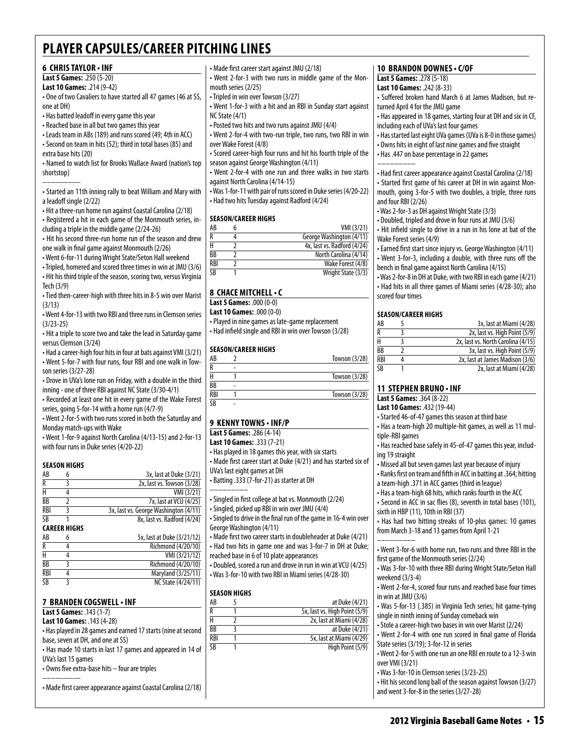# PLAYER CAPSULES/CAREER PITCHING LINES

## 6 CHRIS TAYLOR • INF

**Last 5 Games:** .250 (5-20)
**Last 10 Games:** .214 (9-42)

- One of two Cavaliers to have started all 47 games (46 at SS, one at DH)
- Has batted leadoff in every game this year
- Reached base in all but two games this year
- Leads team in ABs (189) and runs scored (49; 4th in ACC)
- Second on team in hits (52); third in total bases (85) and extra base hits (20)
- Named to watch list for Brooks Wallace Award (nation's top shortstop)

---------

- Started an 11th inning rally to beat William and Mary with a leadoff single (2/22)
- Hit a three-run home run against Coastal Carolina (2/18)
- Registered a hit in each game of the Monmouth series, including a triple in the middle game (2/24-26)
- Hit his second three-run home run of the season and drew one walk in final game against Monmouth (2/26)
- Went 6-for-11 during Wright State/Seton Hall weekend
- Tripled, homered and scored three times in win at JMU (3/6)
- Hit his third triple of the season, scoring two, versus Virginia Tech (3/9)
- Tied then-career-high with three hits in 8-5 win over Marist (3/13)
- Went 4-for-13 with two RBI and three runs in Clemson series (3/23-25)
- Hit a triple to score two and take the lead in Saturday game versus Clemson (3/24)
- Had a career-high four hits in four at bats against VMI (3/21)
- Went 5-for-7 with four runs, four RBI and one walk in Towson series (3/27-28)
- Drove in UVa's lone run on Friday, with a double in the third inning - one of three RBI against NC State (3/30-4/1)
- Recorded at least one hit in every game of the Wake Forest series, going 5-for-14 with a home run (4/7-9)
- Went 2-for-5 with two runs scored in both the Saturday and Monday match-ups with Wake
- Went 1-for-9 against North Carolina (4/13-15) and 2-for-13 with four runs in Duke series (4/20-22)

**SEASON HIGHS**

| | | |
|---|---|---|
| AB | 6 | 3x, last at Duke (3/21) |
| R | 3 | 2x, last vs. Towson (3/28) |
| H | 4 | VMI (3/21) |
| BB | 2 | 7x, last at VCU (4/25) |
| RBI | 3 | 3x, last vs. George Washington (4/11) |
| SB | 1 | 8x, last vs. Radford (4/24) |

**CAREER HIGHS**

| | | |
|---|---|---|
| AB | 6 | 5x, last at Duke (3/21/12) |
| R | 4 | Richmond (4/20/10) |
| H | 4 | VMI (3/21/12) |
| BB | 3 | Richmond (4/20/10) |
| RBI | 4 | Maryland (3/25/11) |
| SB | 3 | NC State (4/24/11) |

## 7 BRANDEN COGSWELL • INF

**Last 5 Games:** .143 (1-7)
**Last 10 Games:** .143 (4-28)

- Has played in 28 games and earned 17 starts (nine at second base, seven at DH, and one at SS)
- Has made 10 starts in last 17 games and appeared in 14 of UVa's last 15 games
- Owns five extra-base hits – four are triples

---------

- Made first career appearance against Coastal Carolina (2/18)
- Made first career start against JMU (2/18)
- Went 2-for-3 with two runs in middle game of the Monmouth series (2/25)
- Tripled in win over Towson (3/27)
- Went 1-for-3 with a hit and an RBI in Sunday start against NC State (4/1)
- Posted two hits and two runs against JMU (4/4)
- Went 2-for-4 with two-run triple, two runs, two RBI in win over Wake Forest (4/8)
- Scored career-high four runs and hit his fourth triple of the season against George Washington (4/11)
- Went 2-for-4 with one run and three walks in two starts against North Carolina (4/14-15)
- Was 1-for-11 with pair of runs scored in Duke series (4/20-22)
- Had two hits Tuesday against Radford (4/24)

**SEASON/CAREER HIGHS**

| | | |
|---|---|---|
| AB | 6 | VMI (3/21) |
| R | 4 | George Washington (4/11) |
| H | 2 | 4x, last vs. Radford (4/24) |
| BB | 2 | North Carolina (4/14) |
| RBI | 2 | Wake Forest (4/8) |
| SB | 1 | Wright State (3/3) |

## 8 CHACE MITCHELL • C

**Last 5 Games:** .000 (0-0)
**Last 10 Games:** .000 (0-0)

- Played in nine games as late-game replacement
- Had infield single and RBI in win over Towson (3/28)

**SEASON/CAREER HIGHS**

| | | |
|---|---|---|
| AB | 2 | Towson (3/28) |
| R | - | |
| H | 1 | Towson (3/28) |
| BB | - | |
| RBI | 1 | Towson (3/28) |
| SB | - | |

## 9 KENNY TOWNS • INF/P

**Last 5 Games:** .286 (4-14)
**Last 10 Games:** .333 (7-21)

- Has played in 18 games this year, with six starts
- Made first career start at Duke (4/21) and has started six of UVa's last eight games at DH
- Batting .333 (7-for-21) as starter at DH

---------

- Singled in first college at bat vs. Monmouth (2/24)
- Singled, picked up RBI in win over JMU (4/4)
- Singled to drive in the final run of the game in 16-4 win over George Washington (4/11)
- Made first two career starts in doubleheader at Duke (4/21)
- Had two hits in game one and was 3-for-7 in DH at Duke; reached base in 6 of 10 plate appearances
- Doubled, scored a run and drove in run in win at VCU (4/25)
- Was 3-for-10 with two RBI in Miami series (4/28-30)

**SEASON HIGHS**

| | | |
|---|---|---|
| AB | 5 | at Duke (4/21) |
| R | 1 | 5x, last vs. High Point (5/9) |
| H | 2 | 2x, last at Miami (4/28) |
| BB | 3 | at Duke (4/21) |
| RBI | 1 | 5x, last at Miami (4/29) |
| SB | 1 | High Point (5/9) |

## 10 BRANDON DOWNES • C/OF

**Last 5 Games:** .278 (5-18)
**Last 10 Games:** .242 (8-33)

- Suffered broken hand March 6 at James Madison, but returned April 4 for the JMU game
- Has appeared in 18 games, starting four at DH and six in CF, including each of UVa's last four games
- Has started last eight UVa games (UVa is 8-0 in those games)
- Owns hits in eight of last nine games and five straight
- Has .447 on base percentage in 22 games

---------

- Had first career appearance against Coastal Carolina (2/18)
- Started first game of his career at DH in win against Monmouth, going 3-for-5 with two doubles, a triple, three runs and four RBI (2/26)
- Was 2-for-3 as DH against Wright State (3/3)
- Doubled, tripled and drove in four runs at JMU (3/6)
- Hit infield single to drive in a run in his lone at bat of the Wake Forest series (4/9)
- Earned first start since injury vs. George Washington (4/11)
- Went 3-for-3, including a double, with three runs off the bench in final game against North Carolina (4/15)
- Was 2-for-8 in DH at Duke, with two RBI in each game (4/21)
- Had hits in all three games of Miami series (4/28-30); also scored four times

**SEASON/CAREER HIGHS**

| | | |
|---|---|---|
| AB | 5 | 3x, last at Miami (4/28) |
| R | 3 | 2x, last vs. High Point (5/9) |
| H | 3 | 2x, last vs. North Carolina (4/15) |
| BB | 2 | 3x, last vs. High Point (5/9) |
| RBI | 4 | 2x, last at James Madison (3/6) |
| SB | 1 | 2x, last at Miami (4/28) |

## 11 STEPHEN BRUNO • INF

**Last 5 Games:** .364 (8-22)
**Last 10 Games:** .432 (19-44)

- Started 46-of-47 games this season at third base
- Has a team-high 20 multiple-hit games, as well as 11 multiple-RBI games
- Has reached base safely in 45-of-47 games this year, including 19 straight
- Missed all but seven games last year because of injury
- Ranks first on team and fifth in ACC in batting at .364; hitting a team-high .371 in ACC games (third in league)
- Has a team-high 68 hits, which ranks fourth in the ACC
- Second in ACC in sac flies (8), seventh in total bases (101), sixth in HBP (11), 10th in RBI (37)
- Has had two hitting streaks of 10-plus games: 10 games from March 3-18 and 13 games from April 1-21

---------

- Went 3-for-6 with home run, two runs and three RBI in the first game of the Monmouth series (2/24)
- Was 3-for-10 with three RBI during Wright State/Seton Hall weekend (3/3-4)
- Went 2-for-4, scored four runs and reached base four times in win at JMU (3/6)
- Was 5-for-13 (.385) in Virginia Tech series; hit game-tying single in ninth inning of Sunday comeback win
- Stole a career-high two bases in win over Marist (2/24)
- Went 2-for-4 with one run scored in final game of Florida State series (3/19); 3-for-12 in series
- Went 2-for-5 with one run an one RBI en route to a 12-3 win over VMI (3/21)
- Was 3-for-10 in Clemson series (3/23-25)
- Hit his second long ball of the season against Towson (3/27) and went 3-for-8 in the series (3/27-28)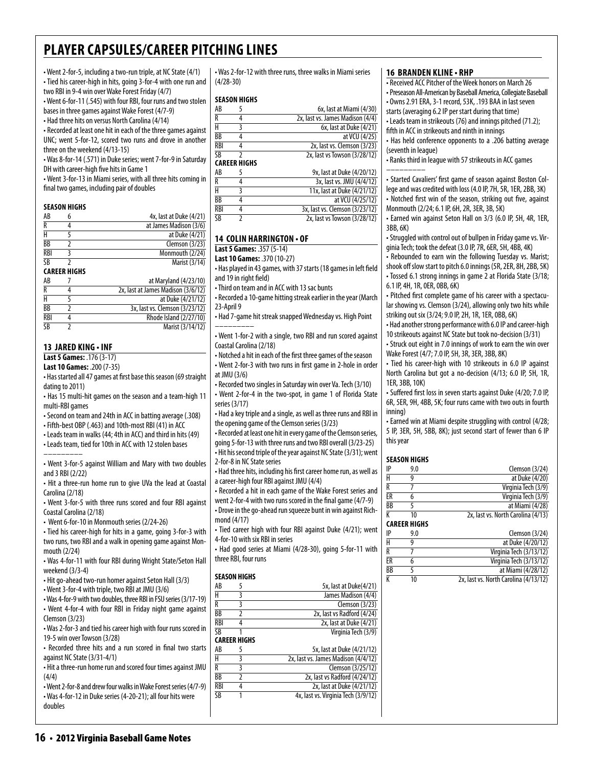# PLAYER CAPSULES/CAREER PITCHING LINES

- Went 2-for-5, including a two-run triple, at NC State (4/1)
- Tied his career-high in hits, going 3-for-4 with one run and two RBI in 9-4 win over Wake Forest Friday (4/7)
- Went 6-for-11 (.545) with four RBI, four runs and two stolen bases in three games against Wake Forest (4/7-9)
- Had three hits on versus North Carolina (4/14)
- Recorded at least one hit in each of the three games against UNC; went 5-for-12, scored two runs and drove in another three on the weekend (4/13-15)
- Was 8-for-14 (.571) in Duke series; went 7-for-9 in Saturday DH with career-high five hits in Game 1
- Went 3-for-13 in Miami series, with all three hits coming in final two games, including pair of doubles

**SEASON HIGHS**

| | | |
|---|---|---|
| AB | 6 | 4x, last at Duke (4/21) |
| R | 4 | at James Madison (3/6) |
| H | 5 | at Duke (4/21) |
| BB | 2 | Clemson (3/23) |
| RBI | 3 | Monmouth (2/24) |
| SB | 2 | Marist (3/14) |

**CAREER HIGHS**

| | | |
|---|---|---|
| AB | 7 | at Maryland (4/23/10) |
| R | 4 | 2x, last at James Madison (3/6/12) |
| H | 5 | at Duke (4/21/12) |
| BB | 2 | 3x, last vs. Clemson (3/23/12) |
| RBI | 4 | Rhode Island (2/27/10) |
| SB | 2 | Marist (3/14/12) |

## 13 JARED KING • INF

**Last 5 Games:** .176 (3-17)
**Last 10 Games:** .200 (7-35)

- Has started all 47 games at first base this season (69 straight dating to 2011)
- Has 15 multi-hit games on the season and a team-high 11 multi-RBI games
- Second on team and 24th in ACC in batting average (.308)
- Fifth-best OBP (.463) and 10th-most RBI (41) in ACC
- Leads team in walks (44; 4th in ACC) and third in hits (49)
- Leads team, tied for 10th in ACC with 12 stolen bases

---

- Went 3-for-5 against William and Mary with two doubles and 3 RBI (2/22)
- Hit a three-run home run to give UVa the lead at Coastal Carolina (2/18)
- Went 3-for-5 with three runs scored and four RBI against Coastal Carolina (2/18)
- Went 6-for-10 in Monmouth series (2/24-26)
- Tied his career-high for hits in a game, going 3-for-3 with two runs, two RBI and a walk in opening game against Monmouth (2/24)
- Was 4-for-11 with four RBI during Wright State/Seton Hall weekend (3/3-4)
- Hit go-ahead two-run homer against Seton Hall (3/3)
- Went 3-for-4 with triple, two RBI at JMU (3/6)
- Was 4-for-9 with two doubles, three RBI in FSU series (3/17-19)
- Went 4-for-4 with four RBI in Friday night game against Clemson (3/23)
- Was 2-for-3 and tied his career high with four runs scored in 19-5 win over Towson (3/28)
- Recorded three hits and a run scored in final two starts against NC State (3/31-4/1)
- Hit a three-run home run and scored four times against JMU (4/4)
- Went 2-for-8 and drew four walks in Wake Forest series (4/7-9)
- Was 4-for-12 in Duke series (4-20-21); all four hits were doubles
- Was 2-for-12 with three runs, three walks in Miami series (4/28-30)

**SEASON HIGHS**

| | | |
|---|---|---|
| AB | 5 | 6x, last at Miami (4/30) |
| R | 4 | 2x, last vs. James Madison (4/4) |
| H | 3 | 6x, last at Duke (4/21) |
| BB | 4 | at VCU (4/25) |
| RBI | 4 | 2x, last vs. Clemson (3/23) |
| SB | 2 | 2x, last vs Towson (3/28/12) |

**CAREER HIGHS**

| | | |
|---|---|---|
| AB | 5 | 9x, last at Duke (4/20/12) |
| R | 4 | 3x, last vs. JMU (4/4/12) |
| H | 3 | 11x, last at Duke (4/21/12) |
| BB | 4 | at VCU (4/25/12) |
| RBI | 4 | 3x, last vs. Clemson (3/23/12) |
| SB | 2 | 2x, last vs Towson (3/28/12) |

## 14 COLIN HARRINGTON • OF

**Last 5 Games:** .357 (5-14)
**Last 10 Games:** .370 (10-27)

- Has played in 43 games, with 37 starts (18 games in left field and 19 in right field)
- Third on team and in ACC with 13 sac bunts
- Recorded a 10-game hitting streak earlier in the year (March 23-April 9
- Had 7-game hit streak snapped Wednesday vs. High Point

---

- Went 1-for-2 with a single, two RBI and run scored against Coastal Carolina (2/18)
- Notched a hit in each of the first three games of the season
- Went 2-for-3 with two runs in first game in 2-hole in order at JMU (3/6)
- Recorded two singles in Saturday win over Va. Tech (3/10)
- Went 2-for-4 in the two-spot, in game 1 of Florida State series (3/17)
- Had a key triple and a single, as well as three runs and RBI in the opening game of the Clemson series (3/23)
- Recorded at least one hit in every game of the Clemson series, going 5-for-13 with three runs and two RBI overall (3/23-25)
- Hit his second triple of the year against NC State (3/31); went 2-for-8 in NC State series
- Had three hits, including his first career home run, as well as a career-high four RBI against JMU (4/4)
- Recorded a hit in each game of the Wake Forest series and went 2-for-4 with two runs scored in the final game (4/7-9)
- Drove in the go-ahead run squeeze bunt in win against Richmond (4/17)
- Tied career high with four RBI against Duke (4/21); went 4-for-10 with six RBI in series
- Had good series at Miami (4/28-30), going 5-for-11 with three RBI, four runs

**SEASON HIGHS**

| | | |
|---|---|---|
| AB | 5 | 5x, last at Duke(4/21) |
| H | 3 | James Madison (4/4) |
| R | 3 | Clemson (3/23) |
| BB | 2 | 2x, last vs Radford (4/24) |
| RBI | 4 | 2x, last at Duke (4/21) |
| SB | 1 | Virginia Tech (3/9) |

**CAREER HIGHS**

| | | |
|---|---|---|
| AB | 5 | 5x, last at Duke (4/21/12) |
| H | 3 | 2x, last vs. James Madison (4/4/12) |
| R | 3 | Clemson (3/25/12) |
| BB | 2 | 2x, last vs Radford (4/24/12) |
| RBI | 4 | 2x, last at Duke (4/21/12) |
| SB | 1 | 4x, last vs. Virginia Tech (3/9/12) |

## 16 BRANDEN KLINE • RHP

- Received ACC Pitcher of the Week honors on March 26
- Preseason All-American by Baseball America, Collegiate Baseball
- Owns 2.91 ERA, 3-1 record, 53K, .193 BAA in last seven starts (averaging 6.2 IP per start during that time)
- Leads team in strikeouts (76) and innings pitched (71.2); fifth in ACC in strikeouts and ninth in innings
- Has held conference opponents to a .206 batting average (seventh in league)
- Ranks third in league with 57 strikeouts in ACC games

---

- Started Cavaliers' first game of season against Boston College and was credited with loss (4.0 IP, 7H, 5R, 1ER, 2BB, 3K)
- Notched first win of the season, striking out five, against Monmouth (2/24; 6.1 IP, 6H, 2R, 3ER, 3B, 5K)
- Earned win against Seton Hall on 3/3 (6.0 IP, 5H, 4R, 1ER, 3BB, 6K)
- Struggled with control out of bullpen in Friday game vs. Virginia Tech; took the defeat (3.0 IP, 7R, 6ER, 5H, 4BB, 4K)
- Rebounded to earn win the following Tuesday vs. Marist; shook off slow start to pitch 6.0 innings (5R, 2ER, 8H, 2BB, 5K)
- Tossed 6.1 strong innings in game 2 at Florida State (3/18; 6.1 IP, 4H, 1R, 0ER, 0BB, 6K)
- Pitched first complete game of his career with a spectacular showing vs. Clemson (3/24), allowing only two hits while striking out six (3/24; 9.0 IP, 2H, 1R, 1ER, 0BB, 6K)
- Had another strong performance with 6.0 IP and career-high 10 strikeouts against NC State but took no-decision (3/31)
- Struck out eight in 7.0 innings of work to earn the win over Wake Forest (4/7; 7.0 IP, 5H, 3R, 3ER, 3BB, 8K)
- Tied his career-high with 10 strikeouts in 6.0 IP against North Carolina but got a no-decision (4/13; 6.0 IP, 5H, 1R, 1ER, 3BB, 10K)
- Suffered first loss in seven starts against Duke (4/20; 7.0 IP, 6R, 5ER, 9H, 4BB, 5K; four runs came with two outs in fourth inning)
- Earned win at Miami despite struggling with control (4/28; 5 IP, 3ER, 5H, 5BB, 8K); just second start of fewer than 6 IP this year

**SEASON HIGHS**

| | | |
|---|---|---|
| IP | 9.0 | Clemson (3/24) |
| H | 9 | at Duke (4/20) |
| R | 7 | Virginia Tech (3/9) |
| ER | 6 | Virginia Tech (3/9) |
| BB | 5 | at Miami (4/28) |
| K | 10 | 2x, last vs. North Carolina (4/13) |

**CAREER HIGHS**

| | | |
|---|---|---|
| IP | 9.0 | Clemson (3/24) |
| H | 9 | at Duke (4/20/12) |
| R | 7 | Virginia Tech (3/13/12) |
| ER | 6 | Virginia Tech (3/13/12) |
| BB | 5 | at Miami (4/28/12) |
| K | 10 | 2x, last vs. North Carolina (4/13/12) |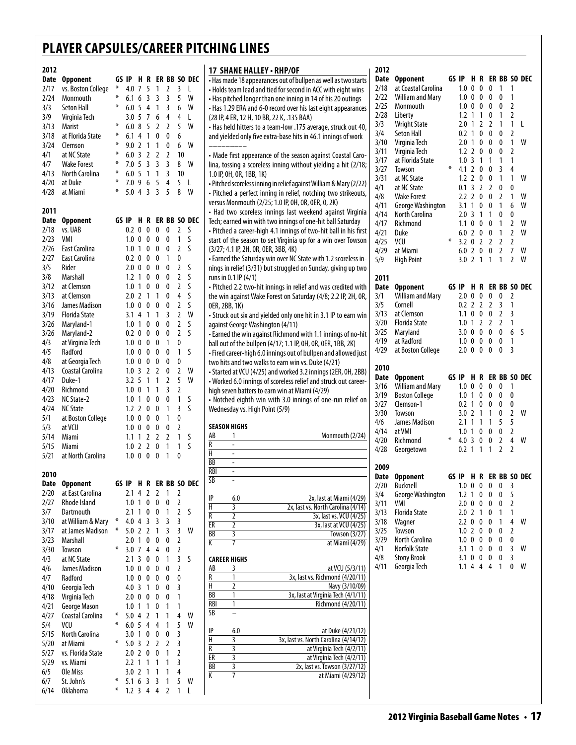# PLAYER CAPSULES/CAREER PITCHING LINES

### 2012

| Date | Opponent | GS | IP | H | R | ER | BB | SO | DEC |
|---|---|---|---|---|---|---|---|---|---|
| 2/17 | vs. Boston College | * | 4.0 | 7 | 5 | 1 | 2 | 3 | L |
| 2/24 | Monmouth | * | 6.1 | 6 | 3 | 3 | 3 | 5 | W |
| 3/3 | Seton Hall | * | 6.0 | 5 | 4 | 1 | 3 | 6 | W |
| 3/9 | Virginia Tech | | 3.0 | 5 | 7 | 6 | 4 | 4 | L |
| 3/13 | Marist | * | 6.0 | 8 | 5 | 2 | 2 | 5 | W |
| 3/18 | at Florida State | * | 6.1 | 4 | 1 | 0 | 0 | 6 | |
| 3/24 | Clemson | * | 9.0 | 2 | 1 | 1 | 0 | 6 | W |
| 4/1 | at NC State | * | 6.0 | 3 | 2 | 2 | 2 | 10 | |
| 4/7 | Wake Forest | * | 7.0 | 5 | 3 | 3 | 3 | 8 | W |
| 4/13 | North Carolina | * | 6.0 | 5 | 1 | 1 | 3 | 10 | |
| 4/20 | at Duke | * | 7.0 | 9 | 6 | 5 | 4 | 5 | L |
| 4/28 | at Miami | * | 5.0 | 4 | 3 | 3 | 5 | 8 | W |

### 2011

| Date | Opponent | GS | IP | H | R | ER | BB | SO | DEC |
|---|---|---|---|---|---|---|---|---|---|
| 2/18 | vs. UAB | | 0.2 | 0 | 0 | 0 | 0 | 2 | S |
| 2/23 | VMI | | 1.0 | 0 | 0 | 0 | 0 | 1 | S |
| 2/26 | East Carolina | | 1.0 | 1 | 0 | 0 | 0 | 2 | S |
| 2/27 | East Carolina | | 0.2 | 0 | 0 | 0 | 1 | 0 | |
| 3/5 | Rider | | 2.0 | 0 | 0 | 0 | 0 | 2 | S |
| 3/8 | Marshall | | 1.2 | 1 | 0 | 0 | 0 | 2 | S |
| 3/12 | at Clemson | | 1.0 | 1 | 0 | 0 | 0 | 2 | S |
| 3/13 | at Clemson | | 2.0 | 2 | 1 | 1 | 0 | 4 | S |
| 3/16 | James Madison | | 1.0 | 0 | 0 | 0 | 0 | 2 | S |
| 3/19 | Florida State | | 3.1 | 4 | 1 | 1 | 3 | 2 | W |
| 3/26 | Maryland-1 | | 1.0 | 1 | 0 | 0 | 0 | 2 | S |
| 3/26 | Maryland-2 | | 0.2 | 0 | 0 | 0 | 0 | 2 | S |
| 4/3 | at Virginia Tech | | 1.0 | 0 | 0 | 0 | 1 | 0 | |
| 4/5 | Radford | | 1.0 | 0 | 0 | 0 | 0 | 1 | S |
| 4/8 | at Georgia Tech | | 1.0 | 0 | 0 | 0 | 0 | 0 | |
| 4/13 | Coastal Carolina | | 1.0 | 3 | 2 | 2 | 0 | 2 | W |
| 4/17 | Duke-1 | | 3.2 | 5 | 1 | 1 | 2 | 5 | W |
| 4/20 | Richmond | | 1.0 | 0 | 1 | 1 | 3 | 2 | |
| 4/23 | NC State-2 | | 1.0 | 1 | 0 | 0 | 0 | 1 | S |
| 4/24 | NC State | | 1.2 | 2 | 0 | 0 | 1 | 3 | S |
| 5/1 | at Boston College | | 1.0 | 0 | 0 | 0 | 1 | 0 | |
| 5/3 | at VCU | | 1.0 | 0 | 0 | 0 | 0 | 2 | |
| 5/14 | Miami | | 1.1 | 1 | 2 | 2 | 2 | 1 | S |
| 5/15 | Miami | | 1.0 | 2 | 2 | 0 | 1 | 1 | S |
| 5/21 | at North Carolina | | 1.0 | 0 | 0 | 0 | 1 | 0 | |

### 2010

| Date | Opponent | GS | IP | H | R | ER | BB | SO | DEC |
|---|---|---|---|---|---|---|---|---|---|
| 2/20 | at East Carolina | | 2.1 | 4 | 2 | 2 | 1 | 2 | |
| 2/27 | Rhode Island | | 1.0 | 1 | 0 | 0 | 0 | 2 | |
| 3/7 | Dartmouth | | 2.1 | 1 | 0 | 0 | 1 | 2 | S |
| 3/10 | at William & Mary | * | 4.0 | 4 | 3 | 3 | 3 | 3 | |
| 3/17 | at James Madison | * | 5.0 | 2 | 2 | 1 | 3 | 3 | W |
| 3/23 | Marshall | | 2.0 | 1 | 0 | 0 | 0 | 2 | |
| 3/30 | Towson | * | 3.0 | 7 | 4 | 4 | 0 | 2 | |
| 4/3 | at NC State | | 2.1 | 3 | 0 | 0 | 1 | 3 | S |
| 4/6 | James Madison | | 1.0 | 0 | 0 | 0 | 0 | 2 | |
| 4/7 | Radford | | 1.0 | 0 | 0 | 0 | 0 | 0 | |
| 4/10 | Georgia Tech | | 4.0 | 3 | 1 | 0 | 0 | 3 | |
| 4/18 | Virginia Tech | | 2.0 | 0 | 0 | 0 | 0 | 1 | |
| 4/21 | George Mason | | 1.0 | 1 | 1 | 0 | 1 | 1 | |
| 4/27 | Coastal Carolina | * | 5.0 | 4 | 2 | 1 | 1 | 4 | W |
| 5/4 | VCU | * | 6.0 | 5 | 4 | 4 | 1 | 5 | W |
| 5/15 | North Carolina | | 3.0 | 1 | 0 | 0 | 0 | 3 | |
| 5/20 | at Miami | * | 5.0 | 3 | 2 | 2 | 2 | 3 | |
| 5/27 | vs. Florida State | | 2.0 | 2 | 0 | 0 | 1 | 2 | |
| 5/29 | vs. Miami | | 2.2 | 1 | 1 | 1 | 1 | 3 | |
| 6/5 | Ole Miss | | 3.0 | 2 | 1 | 1 | 1 | 4 | |
| 6/7 | St. John's | * | 5.1 | 6 | 3 | 3 | 1 | 5 | W |
| 6/14 | Oklahoma | * | 1.2 | 3 | 4 | 4 | 2 | 1 | L |

## 17 SHANE HALLEY • RHP/OF

- Has made 18 appearances out of bullpen as well as two starts
- Holds team lead and tied for second in ACC with eight wins
- Has pitched longer than one inning in 14 of his 20 outings
- Has 1.29 ERA and 6-0 record over his last eight appearances (28 IP, 4 ER, 12 H, 10 BB, 22 K, .135 BAA)
- Has held hitters to a team-low .175 average, struck out 40, and yielded only five extra-base hits in 46.1 innings of work

---

- Made first appearance of the season against Coastal Carolina, tossing a scoreless inning without yielding a hit (2/18; 1.0 IP, 0H, 0R, 1BB, 1K)
- Pitched scoreless inning in relief against William & Mary (2/22)
- Pitched a perfect inning in relief, notching two strikeouts, versus Monmouth (2/25; 1.0 IP, 0H, 0R, 0ER, 0, 2K)
- Had two scoreless innings last weekend against Virginia Tech; earned win with two innings of one-hit ball Saturday
- Pitched a career-high 4.1 innings of two-hit ball in his first start of the season to set Virginia up for a win over Towson (3/27; 4.1 IP, 2H, 0R, 0ER, 3BB, 4K)
- Earned the Saturday win over NC State with 1.2 scoreless innings in relief (3/31) but struggled on Sunday, giving up two runs in 0.1 IP (4/1)
- Pitched 2.2 two-hit innings in relief and was credited with the win against Wake Forest on Saturday (4/8; 2.2 IP, 2H, 0R, 0ER, 2BB, 1K)
- Struck out six and yielded only one hit in 3.1 IP to earn win against George Washington (4/11)
- Earned the win against Richmond with 1.1 innings of no-hit ball out of the bullpen (4/17; 1.1 IP, 0H, 0R, 0ER, 1BB, 2K)
- Fired career-high 6.0 innings out of bullpen and allowed just two hits and two walks to earn win vs. Duke (4/21)
- Started at VCU (4/25) and worked 3.2 innings (2ER, 0H, 2BB)
- Worked 6.0 innings of scoreless relief and struck out career-high seven batters to earn win at Miami (4/29)
- Notched eighth win with 3.0 innings of one-run relief on Wednesday vs. High Point (5/9)

### SEASON HIGHS

| | | |
|---|---|---|
| AB | 1 | Monmouth (2/24) |
| R | - | |
| H | - | |
| BB | - | |
| RBI | - | |
| SB | - | |
| IP | 6.0 | 2x, last at Miami (4/29) |
| H | 3 | 2x, last vs. North Carolina (4/14) |
| R | 2 | 3x, last vs. VCU (4/25) |
| ER | 2 | 3x, last at VCU (4/25) |
| BB | 3 | Towson (3/27) |
| K | 7 | at Miami (4/29) |

### CAREER HIGHS

| | | |
|---|---|---|
| AB | 3 | at VCU (5/3/11) |
| R | 1 | 3x, last vs. Richmond (4/20/11) |
| H | 2 | Navy (3/10/09) |
| BB | 1 | 3x, last at Virginia Tech (4/1/11) |
| RBI | 1 | Richmond (4/20/11) |
| SB | – | |
| IP | 6.0 | at Duke (4/21/12) |
| H | 3 | 3x, last vs. North Carolina (4/14/12) |
| R | 3 | at Virginia Tech (4/2/11) |
| ER | 3 | at Virginia Tech (4/2/11) |
| BB | 3 | 2x, last vs. Towson (3/27/12) |
| K | 7 | at Miami (4/29/12) |

### 2012

| Date | Opponent | GS | IP | H | R | ER | BB | SO | DEC |
|---|---|---|---|---|---|---|---|---|---|
| 2/18 | at Coastal Carolina | | 1.0 | 0 | 0 | 0 | 1 | 1 | |
| 2/22 | William and Mary | | 1.0 | 0 | 0 | 0 | 0 | 1 | |
| 2/25 | Monmouth | | 1.0 | 0 | 0 | 0 | 0 | 2 | |
| 2/28 | Liberty | | 1.2 | 1 | 1 | 0 | 1 | 2 | |
| 3/3 | Wright State | | 2.0 | 1 | 2 | 2 | 1 | 1 | L |
| 3/4 | Seton Hall | | 0.2 | 1 | 0 | 0 | 0 | 2 | |
| 3/10 | Virginia Tech | | 2.0 | 1 | 0 | 0 | 0 | 1 | W |
| 3/11 | Virginia Tech | | 1.2 | 2 | 0 | 0 | 0 | 2 | |
| 3/17 | at Florida State | | 1.0 | 3 | 1 | 1 | 1 | 1 | |
| 3/27 | Towson | * | 4.1 | 2 | 0 | 0 | 3 | 4 | |
| 3/31 | at NC State | | 1.2 | 2 | 0 | 0 | 1 | 1 | W |
| 4/1 | at NC State | | 0.1 | 3 | 2 | 2 | 0 | 0 | |
| 4/8 | Wake Forest | | 2.2 | 2 | 0 | 0 | 2 | 1 | W |
| 4/11 | George Washington | | 3.1 | 1 | 0 | 0 | 1 | 6 | W |
| 4/14 | North Carolina | | 2.0 | 3 | 1 | 1 | 0 | 0 | |
| 4/17 | Richmond | | 1.1 | 0 | 0 | 0 | 1 | 2 | W |
| 4/21 | Duke | | 6.0 | 2 | 0 | 0 | 1 | 2 | W |
| 4/25 | VCU | * | 3.2 | 0 | 2 | 2 | 2 | 2 | |
| 4/29 | at Miami | | 6.0 | 2 | 0 | 0 | 2 | 7 | W |
| 5/9 | High Point | | 3.0 | 2 | 1 | 1 | 1 | 2 | W |

### 2011

| Date | Opponent | GS | IP | H | R | ER | BB | SO | DEC |
|---|---|---|---|---|---|---|---|---|---|
| 3/1 | William and Mary | | 2.0 | 0 | 0 | 0 | 0 | 2 | |
| 3/5 | Cornell | | 0.2 | 2 | 2 | 2 | 3 | 1 | |
| 3/13 | at Clemson | | 1.1 | 0 | 0 | 0 | 2 | 3 | |
| 3/20 | Florida State | | 1.0 | 1 | 2 | 2 | 2 | 1 | |
| 3/25 | Maryland | | 3.0 | 0 | 0 | 0 | 0 | 6 | S |
| 4/19 | at Radford | | 1.0 | 0 | 0 | 0 | 0 | 1 | |
| 4/29 | at Boston College | | 2.0 | 0 | 0 | 0 | 0 | 3 | |

### 2010

| Date | Opponent | GS | IP | H | R | ER | BB | SO | DEC |
|---|---|---|---|---|---|---|---|---|---|
| 3/16 | William and Mary | | 1.0 | 0 | 0 | 0 | 0 | 1 | |
| 3/19 | Boston College | | 1.0 | 1 | 0 | 0 | 0 | 0 | |
| 3/27 | Clemson-1 | | 0.2 | 1 | 0 | 0 | 0 | 0 | |
| 3/30 | Towson | | 3.0 | 2 | 1 | 1 | 0 | 2 | W |
| 4/6 | James Madison | | 2.1 | 1 | 1 | 1 | 5 | 5 | |
| 4/14 | at VMI | | 1.0 | 1 | 0 | 0 | 0 | 2 | |
| 4/20 | Richmond | * | 4.0 | 3 | 0 | 0 | 2 | 4 | W |
| 4/28 | Georgetown | | 0.2 | 1 | 1 | 1 | 2 | 2 | |

### 2009

| Date | Opponent | GS | IP | H | R | ER | BB | SO | DEC |
|---|---|---|---|---|---|---|---|---|---|
| 2/20 | Bucknell | | 1.0 | 0 | 0 | 0 | 0 | 3 | |
| 3/4 | George Washington | | 1.2 | 1 | 0 | 0 | 0 | 5 | |
| 3/11 | VMI | | 2.0 | 0 | 0 | 0 | 0 | 2 | |
| 3/13 | Florida State | | 2.0 | 2 | 1 | 0 | 1 | 1 | |
| 3/18 | Wagner | | 2.2 | 0 | 0 | 0 | 1 | 4 | W |
| 3/25 | Towson | | 1.0 | 2 | 0 | 0 | 0 | 2 | |
| 3/29 | North Carolina | | 1.0 | 0 | 0 | 0 | 0 | 0 | |
| 4/1 | Norfolk State | | 3.1 | 1 | 0 | 0 | 0 | 3 | W |
| 4/8 | Stony Brook | | 3.1 | 0 | 0 | 0 | 0 | 3 | |
| 4/11 | Georgia Tech | | 1.1 | 4 | 4 | 4 | 1 | 0 | W |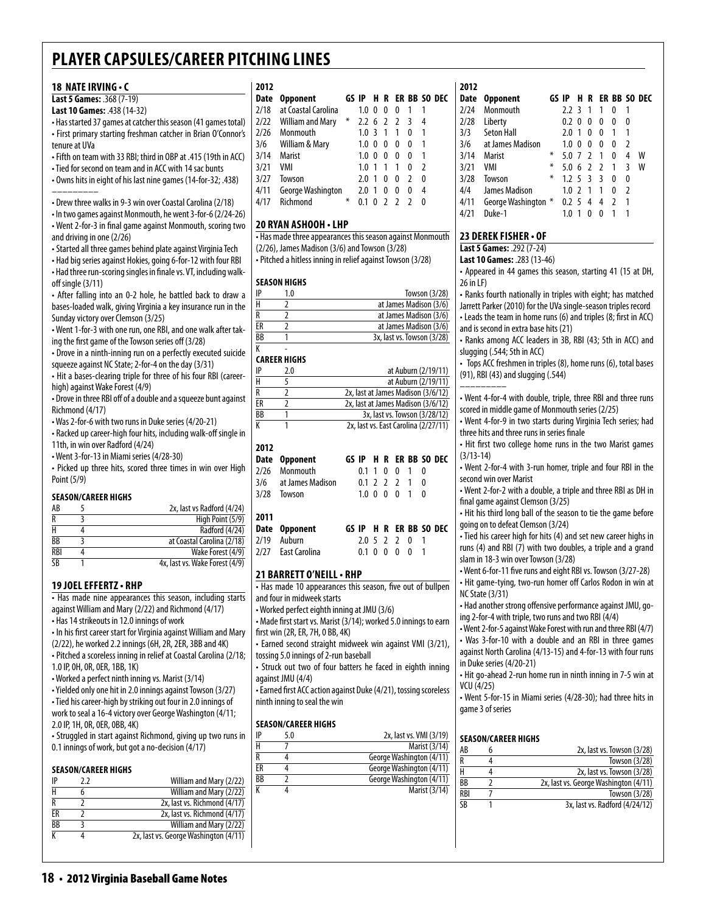# PLAYER CAPSULES/CAREER PITCHING LINES

## 18 NATE IRVING • C

**Last 5 Games:** .368 (7-19)
**Last 10 Games:** .438 (14-32)

- Has started 37 games at catcher this season (41 games total)
- First primary starting freshman catcher in Brian O'Connor's tenure at UVa
- Fifth on team with 33 RBI; third in OBP at .415 (19th in ACC)
- Tied for second on team and in ACC with 14 sac bunts
- Owns hits in eight of his last nine games (14-for-32; .438)

---

- Drew three walks in 9-3 win over Coastal Carolina (2/18)
- In two games against Monmouth, he went 3-for-6 (2/24-26)
- Went 2-for-3 in final game against Monmouth, scoring two and driving in one (2/26)
- Started all three games behind plate against Virginia Tech
- Had big series against Hokies, going 6-for-12 with four RBI
- Had three run-scoring singles in finale vs. VT, including walk-off single (3/11)
- After falling into an 0-2 hole, he battled back to draw a bases-loaded walk, giving Virginia a key insurance run in the Sunday victory over Clemson (3/25)
- Went 1-for-3 with one run, one RBI, and one walk after taking the first game of the Towson series off (3/28)
- Drove in a ninth-inning run on a perfectly executed suicide squeeze against NC State; 2-for-4 on the day (3/31)
- Hit a bases-clearing triple for three of his four RBI (career-high) against Wake Forest (4/9)
- Drove in three RBI off of a double and a squeeze bunt against Richmond (4/17)
- Was 2-for-6 with two runs in Duke series (4/20-21)
- Racked up career-high four hits, including walk-off single in 11th, in win over Radford (4/24)
- Went 3-for-13 in Miami series (4/28-30)
- Picked up three hits, scored three times in win over High Point (5/9)

**SEASON/CAREER HIGHS**

| | | |
|---|---|---|
| AB | 5 | 2x, last vs Radford (4/24) |
| R | 3 | High Point (5/9) |
| H | 4 | Radford (4/24) |
| BB | 3 | at Coastal Carolina (2/18) |
| RBI | 4 | Wake Forest (4/9) |
| SB | 1 | 4x, last vs. Wake Forest (4/9) |

## 19 JOEL EFFERTZ • RHP

- Has made nine appearances this season, including starts against William and Mary (2/22) and Richmond (4/17)
- Has 14 strikeouts in 12.0 innings of work
- In his first career start for Virginia against William and Mary (2/22), he worked 2.2 innings (6H, 2R, 2ER, 3BB and 4K)
- Pitched a scoreless inning in relief at Coastal Carolina (2/18; 1.0 IP, 0H, 0R, 0ER, 1BB, 1K)
- Worked a perfect ninth inning vs. Marist (3/14)
- Yielded only one hit in 2.0 innings against Towson (3/27)
- Tied his career-high by striking out four in 2.0 innings of work to seal a 16-4 victory over George Washington (4/11; 2.0 IP, 1H, 0R, 0ER, 0BB, 4K)
- Struggled in start against Richmond, giving up two runs in 0.1 innings of work, but got a no-decision (4/17)

**SEASON/CAREER HIGHS**

| | | |
|---|---|---|
| IP | 2.2 | William and Mary (2/22) |
| H | 6 | William and Mary (2/22) |
| R | 2 | 2x, last vs. Richmond (4/17) |
| ER | 2 | 2x, last vs. Richmond (4/17) |
| BB | 3 | William and Mary (2/22) |
| K | 4 | 2x, last vs. George Washington (4/11) |

**2012**

| Date | Opponent | GS | IP | H | R | ER | BB | SO | DEC |
|---|---|---|---|---|---|---|---|---|---|
| 2/18 | at Coastal Carolina | | 1.0 | 0 | 0 | 0 | 1 | 1 | |
| 2/22 | William and Mary | * | 2.2 | 6 | 2 | 2 | 3 | 4 | |
| 2/26 | Monmouth | | 1.0 | 3 | 1 | 1 | 0 | 1 | |
| 3/6 | William & Mary | | 1.0 | 0 | 0 | 0 | 0 | 1 | |
| 3/14 | Marist | | 1.0 | 0 | 0 | 0 | 0 | 1 | |
| 3/21 | VMI | | 1.0 | 1 | 1 | 1 | 0 | 2 | |
| 3/27 | Towson | | 2.0 | 1 | 0 | 0 | 2 | 0 | |
| 4/11 | George Washington | | 2.0 | 1 | 0 | 0 | 0 | 4 | |
| 4/17 | Richmond | * | 0.1 | 0 | 2 | 2 | 2 | 0 | |

## 20 RYAN ASHOOH • LHP

- Has made three appearances this season against Monmouth (2/26), James Madison (3/6) and Towson (3/28)
- Pitched a hitless inning in relief against Towson (3/28)

**SEASON HIGHS**

| | | |
|---|---|---|
| IP | 1.0 | Towson (3/28) |
| H | 2 | at James Madison (3/6) |
| R | 2 | at James Madison (3/6) |
| ER | 2 | at James Madison (3/6) |
| BB | 1 | 3x, last vs. Towson (3/28) |
| K | - | |

**CAREER HIGHS**

| | | |
|---|---|---|
| IP | 2.0 | at Auburn (2/19/11) |
| H | 5 | at Auburn (2/19/11) |
| R | 2 | 2x, last at James Madison (3/6/12) |
| ER | 2 | 2x, last at James Madison (3/6/12) |
| BB | 1 | 3x, last vs. Towson (3/28/12) |
| K | 1 | 2x, last vs. East Carolina (2/27/11) |

**2012**

| Date | Opponent | GS | IP | H | R | ER | BB | SO | DEC |
|---|---|---|---|---|---|---|---|---|---|
| 2/26 | Monmouth | | 0.1 | 1 | 0 | 0 | 1 | 0 | |
| 3/6 | at James Madison | | 0.1 | 2 | 2 | 2 | 1 | 0 | |
| 3/28 | Towson | | 1.0 | 0 | 0 | 0 | 1 | 0 | |

**2011**

| Date | Opponent | GS | IP | H | R | ER | BB | SO | DEC |
|---|---|---|---|---|---|---|---|---|---|
| 2/19 | Auburn | | 2.0 | 5 | 2 | 2 | 0 | 1 | |
| 2/27 | East Carolina | | 0.1 | 0 | 0 | 0 | 0 | 1 | |

## 21 BARRETT O'NEILL • RHP

- Has made 10 appearances this season, five out of bullpen and four in midweek starts
- Worked perfect eighth inning at JMU (3/6)
- Made first start vs. Marist (3/14); worked 5.0 innings to earn first win (2R, ER, 7H, 0 BB, 4K)
- Earned second straight midweek win against VMI (3/21), tossing 5.0 innings of 2-run baseball
- Struck out two of four batters he faced in eighth inning against JMU (4/4)
- Earned first ACC action against Duke (4/21), tossing scoreless ninth inning to seal the win

**SEASON/CAREER HIGHS**

| | | |
|---|---|---|
| IP | 5.0 | 2x, last vs. VMI (3/19) |
| H | 7 | Marist (3/14) |
| R | 4 | George Washington (4/11) |
| ER | 4 | George Washington (4/11) |
| BB | 2 | George Washington (4/11) |
| K | 4 | Marist (3/14) |

**2012**

| Date | Opponent | GS | IP | H | R | ER | BB | SO | DEC |
|---|---|---|---|---|---|---|---|---|---|
| 2/24 | Monmouth | | 2.2 | 3 | 1 | 1 | 0 | 1 | |
| 2/28 | Liberty | | 0.2 | 0 | 0 | 0 | 0 | 0 | |
| 3/3 | Seton Hall | | 2.0 | 1 | 0 | 0 | 1 | 1 | |
| 3/6 | at James Madison | | 1.0 | 0 | 0 | 0 | 0 | 2 | |
| 3/14 | Marist | * | 5.0 | 7 | 2 | 1 | 0 | 4 | W |
| 3/21 | VMI | * | 5.0 | 6 | 2 | 2 | 1 | 3 | W |
| 3/28 | Towson | * | 1.2 | 5 | 3 | 3 | 0 | 0 | |
| 4/4 | James Madison | | 1.0 | 2 | 1 | 1 | 0 | 2 | |
| 4/11 | George Washington | * | 0.2 | 5 | 4 | 4 | 2 | 1 | |
| 4/21 | Duke-1 | | 1.0 | 1 | 0 | 0 | 1 | 1 | |

## 23 DEREK FISHER • OF

**Last 5 Games:** .292 (7-24)
**Last 10 Games:** .283 (13-46)

- Appeared in 44 games this season, starting 41 (15 at DH, 26 in LF)
- Ranks fourth nationally in triples with eight; has matched Jarrett Parker (2010) for the UVa single-season triples record
- Leads the team in home runs (6) and triples (8; first in ACC) and is second in extra base hits (21)
- Ranks among ACC leaders in 3B, RBI (43; 5th in ACC) and slugging (.544; 5th in ACC)
- Tops ACC freshmen in triples (8), home runs (6), total bases (91), RBI (43) and slugging (.544)

---

- Went 4-for-4 with double, triple, three RBI and three runs scored in middle game of Monmouth series (2/25)
- Went 4-for-9 in two starts during Virginia Tech series; had three hits and three runs in series finale
- Hit first two college home runs in the two Marist games (3/13-14)
- Went 2-for-4 with 3-run homer, triple and four RBI in the second win over Marist
- Went 2-for-2 with a double, a triple and three RBI as DH in final game against Clemson (3/25)
- Hit his third long ball of the season to tie the game before going on to defeat Clemson (3/24)
- Tied his career high for hits (4) and set new career highs in runs (4) and RBI (7) with two doubles, a triple and a grand slam in 18-3 win over Towson (3/28)
- Went 6-for-11 five runs and eight RBI vs. Towson (3/27-28)
- Hit game-tying, two-run homer off Carlos Rodon in win at NC State (3/31)
- Had another strong offensive performance against JMU, going 2-for-4 with triple, two runs and two RBI (4/4)
- Went 2-for-5 against Wake Forest with run and three RBI (4/7)
- Was 3-for-10 with a double and an RBI in three games against North Carolina (4/13-15) and 4-for-13 with four runs in Duke series (4/20-21)
- Hit go-ahead 2-run home run in ninth inning in 7-5 win at VCU (4/25)
- Went 5-for-15 in Miami series (4/28-30); had three hits in game 3 of series

**SEASON/CAREER HIGHS**

| | | |
|---|---|---|
| AB | 6 | 2x, last vs. Towson (3/28) |
| R | 4 | Towson (3/28) |
| H | 4 | 2x, last vs. Towson (3/28) |
| BB | 2 | 2x, last vs. George Washington (4/11) |
| RBI | 7 | Towson (3/28) |
| SB | 1 | 3x, last vs. Radford (4/24/12) |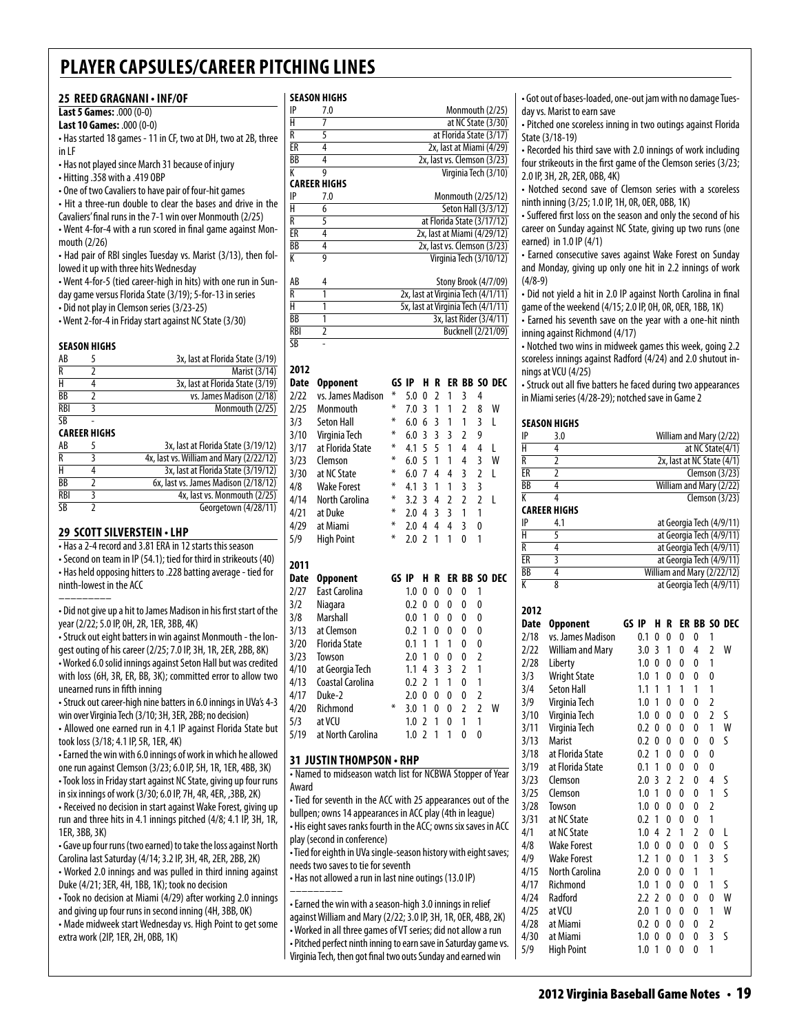# PLAYER CAPSULES/CAREER PITCHING LINES

## 25 REED GRAGNANI • INF/OF

**Last 5 Games:** .000 (0-0)
**Last 10 Games:** .000 (0-0)

- Has started 18 games - 11 in CF, two at DH, two at 2B, three in LF
- Has not played since March 31 because of injury
- Hitting .358 with a .419 OBP
- One of two Cavaliers to have pair of four-hit games
- Hit a three-run double to clear the bases and drive in the Cavaliers' final runs in the 7-1 win over Monmouth (2/25)
- Went 4-for-4 with a run scored in final game against Monmouth (2/26)
- Had pair of RBI singles Tuesday vs. Marist (3/13), then followed it up with three hits Wednesday
- Went 4-for-5 (tied career-high in hits) with one run in Sunday game versus Florida State (3/19); 5-for-13 in series
- Did not play in Clemson series (3/23-25)
- Went 2-for-4 in Friday start against NC State (3/30)

**SEASON HIGHS**

| | | |
|---|---|---|
| AB | 5 | 3x, last at Florida State (3/19) |
| R | 2 | Marist (3/14) |
| H | 4 | 3x, last at Florida State (3/19) |
| BB | 2 | vs. James Madison (2/18) |
| RBI | 3 | Monmouth (2/25) |
| SB | - | |

**CAREER HIGHS**

| | | |
|---|---|---|
| AB | 5 | 3x, last at Florida State (3/19/12) |
| R | 3 | 4x, last vs. William and Mary (2/22/12) |
| H | 4 | 3x, last at Florida State (3/19/12) |
| BB | 2 | 6x, last vs. James Madison (2/18/12) |
| RBI | 3 | 4x, last vs. Monmouth (2/25) |
| SB | 2 | Georgetown (4/28/11) |

## 29 SCOTT SILVERSTEIN • LHP

- Has a 2-4 record and 3.81 ERA in 12 starts this season
- Second on team in IP (54.1); tied for third in strikeouts (40)
- Has held opposing hitters to .228 batting average - tied for ninth-lowest in the ACC

---

- Did not give up a hit to James Madison in his first start of the year (2/22; 5.0 IP, 0H, 2R, 1ER, 3BB, 4K)
- Struck out eight batters in win against Monmouth - the longest outing of his career (2/25; 7.0 IP, 3H, 1R, 2ER, 2BB, 8K)
- Worked 6.0 solid innings against Seton Hall but was credited with loss (6H, 3R, ER, BB, 3K); committed error to allow two unearned runs in fifth inning
- Struck out career-high nine batters in 6.0 innings in UVa's 4-3 win over Virginia Tech (3/10; 3H, 3ER, 2BB; no decision)
- Allowed one earned run in 4.1 IP against Florida State but took loss (3/18; 4.1 IP, 5R, 1ER, 4K)
- Earned the win with 6.0 innings of work in which he allowed one run against Clemson (3/23; 6.0 IP, 5H, 1R, 1ER, 4BB, 3K)
- Took loss in Friday start against NC State, giving up four runs in six innings of work (3/30; 6.0 IP, 7H, 4R, 4ER, ,3BB, 2K)
- Received no decision in start against Wake Forest, giving up run and three hits in 4.1 innings pitched (4/8; 4.1 IP, 3H, 1R, 1ER, 3BB, 3K)
- Gave up four runs (two earned) to take the loss against North Carolina last Saturday (4/14; 3.2 IP, 3H, 4R, 2ER, 2BB, 2K)
- Worked 2.0 innings and was pulled in third inning against Duke (4/21; 3ER, 4H, 1BB, 1K); took no decision
- Took no decision at Miami (4/29) after working 2.0 innings and giving up four runs in second inning (4H, 3BB, 0K)
- Made midweek start Wednesday vs. High Point to get some extra work (2IP, 1ER, 2H, 0BB, 1K)

**SEASON HIGHS**

| | | |
|---|---|---|
| IP | 7.0 | Monmouth (2/25) |
| H | 7 | at NC State (3/30) |
| R | 5 | at Florida State (3/17) |
| ER | 4 | 2x, last at Miami (4/29) |
| BB | 4 | 2x, last vs. Clemson (3/23) |
| K | 9 | Virginia Tech (3/10) |

**CAREER HIGHS**

| | | |
|---|---|---|
| IP | 7.0 | Monmouth (2/25/12) |
| H | 6 | Seton Hall (3/3/12) |
| R | 5 | at Florida State (3/17/12) |
| ER | 4 | 2x, last at Miami (4/29/12) |
| BB | 4 | 2x, last vs. Clemson (3/23) |
| K | 9 | Virginia Tech (3/10/12) |

| | | |
|---|---|---|
| AB | 4 | Stony Brook (4/7/09) |
| R | 1 | 2x, last at Virginia Tech (4/1/11) |
| H | 1 | 5x, last at Virginia Tech (4/1/11) |
| BB | 1 | 3x, last Rider (3/4/11) |
| RBI | 2 | Bucknell (2/21/09) |
| SB | - | |

**2012**

| Date | Opponent | GS | IP | H | R | ER | BB | SO | DEC |
|---|---|---|---|---|---|---|---|---|---|
| 2/22 | vs. James Madison | * | 5.0 | 0 | 2 | 1 | 3 | 4 | |
| 2/25 | Monmouth | * | 7.0 | 3 | 1 | 1 | 2 | 8 | W |
| 3/3 | Seton Hall | * | 6.0 | 6 | 3 | 1 | 1 | 3 | L |
| 3/10 | Virginia Tech | * | 6.0 | 3 | 3 | 3 | 2 | 9 | |
| 3/17 | at Florida State | * | 4.1 | 5 | 5 | 1 | 4 | 4 | L |
| 3/23 | Clemson | * | 6.0 | 5 | 1 | 1 | 4 | 3 | W |
| 3/30 | at NC State | * | 6.0 | 7 | 4 | 4 | 3 | 2 | L |
| 4/8 | Wake Forest | * | 4.1 | 3 | 1 | 1 | 3 | 3 | |
| 4/14 | North Carolina | * | 3.2 | 3 | 4 | 2 | 2 | 2 | L |
| 4/21 | at Duke | * | 2.0 | 4 | 3 | 3 | 1 | 1 | |
| 4/29 | at Miami | * | 2.0 | 4 | 4 | 4 | 3 | 0 | |
| 5/9 | High Point | * | 2.0 | 2 | 1 | 1 | 0 | 1 | |

**2011**

| Date | Opponent | GS | IP | H | R | ER | BB | SO | DEC |
|---|---|---|---|---|---|---|---|---|---|
| 2/27 | East Carolina | | 1.0 | 0 | 0 | 0 | 0 | 1 | |
| 3/2 | Niagara | | 0.2 | 0 | 0 | 0 | 0 | 0 | |
| 3/8 | Marshall | | 0.0 | 1 | 0 | 0 | 0 | 0 | |
| 3/13 | at Clemson | | 0.2 | 1 | 0 | 0 | 0 | 0 | |
| 3/20 | Florida State | | 0.1 | 1 | 1 | 1 | 0 | 0 | |
| 3/23 | Towson | | 2.0 | 1 | 0 | 0 | 0 | 2 | |
| 4/10 | at Georgia Tech | | 1.1 | 4 | 3 | 3 | 2 | 1 | |
| 4/13 | Coastal Carolina | | 0.2 | 2 | 1 | 1 | 0 | 1 | |
| 4/17 | Duke-2 | | 2.0 | 0 | 0 | 0 | 0 | 2 | |
| 4/20 | Richmond | * | 3.0 | 1 | 0 | 0 | 2 | 2 | W |
| 5/3 | at VCU | | 1.0 | 2 | 1 | 0 | 1 | 1 | |
| 5/19 | at North Carolina | | 1.0 | 2 | 1 | 1 | 0 | 0 | |

## 31 JUSTIN THOMPSON • RHP

- Named to midseason watch list for NCBWA Stopper of Year Award
- Tied for seventh in the ACC with 25 appearances out of the bullpen; owns 14 appearances in ACC play (4th in league)
- His eight saves ranks fourth in the ACC; owns six saves in ACC play (second in conference)
- Tied for eighth in UVa single-season history with eight saves; needs two saves to tie for seventh
- Has not allowed a run in last nine outings (13.0 IP)

---

- Earned the win with a season-high 3.0 innings in relief against William and Mary (2/22; 3.0 IP, 3H, 1R, 0ER, 4BB, 2K)
- Worked in all three games of VT series; did not allow a run
- Pitched perfect ninth inning to earn save in Saturday game vs. Virginia Tech, then got final two outs Sunday and earned win
- Got out of bases-loaded, one-out jam with no damage Tuesday vs. Marist to earn save
- Pitched one scoreless inning in two outings against Florida State (3/18-19)
- Recorded his third save with 2.0 innings of work including four strikeouts in the first game of the Clemson series (3/23; 2.0 IP, 3H, 2R, 2ER, 0BB, 4K)
- Notched second save of Clemson series with a scoreless ninth inning (3/25; 1.0 IP, 1H, 0R, 0ER, 0BB, 1K)
- Suffered first loss on the season and only the second of his career on Sunday against NC State, giving up two runs (one earned) in 1.0 IP (4/1)
- Earned consecutive saves against Wake Forest on Sunday and Monday, giving up only one hit in 2.2 innings of work (4/8-9)
- Did not yield a hit in 2.0 IP against North Carolina in final game of the weekend (4/15; 2.0 IP, 0H, 0R, 0ER, 1BB, 1K)
- Earned his seventh save on the year with a one-hit ninth inning against Richmond (4/17)
- Notched two wins in midweek games this week, going 2.2 scoreless innings against Radford (4/24) and 2.0 shutout innings at VCU (4/25)
- Struck out all five batters he faced during two appearances in Miami series (4/28-29); notched save in Game 2

**SEASON HIGHS**

| | | |
|---|---|---|
| IP | 3.0 | William and Mary (2/22) |
| H | 4 | at NC State(4/1) |
| R | 2 | 2x, last at NC State (4/1) |
| ER | 2 | Clemson (3/23) |
| BB | 4 | William and Mary (2/22) |
| K | 4 | Clemson (3/23) |

**CAREER HIGHS**

| | | |
|---|---|---|
| IP | 4.1 | at Georgia Tech (4/9/11) |
| H | 5 | at Georgia Tech (4/9/11) |
| R | 4 | at Georgia Tech (4/9/11) |
| ER | 3 | at Georgia Tech (4/9/11) |
| BB | 4 | William and Mary (2/22/12) |
| K | 8 | at Georgia Tech (4/9/11) |

**2012**

| Date | Opponent | GS | IP | H | R | ER | BB | SO | DEC |
|---|---|---|---|---|---|---|---|---|---|
| 2/18 | vs. James Madison | | 0.1 | 0 | 0 | 0 | 0 | 1 | |
| 2/22 | William and Mary | | 3.0 | 3 | 1 | 0 | 4 | 2 | W |
| 2/28 | Liberty | | 1.0 | 0 | 0 | 0 | 0 | 1 | |
| 3/3 | Wright State | | 1.0 | 1 | 0 | 0 | 0 | 0 | |
| 3/4 | Seton Hall | | 1.1 | 1 | 1 | 1 | 1 | 1 | |
| 3/9 | Virginia Tech | | 1.0 | 1 | 0 | 0 | 0 | 2 | |
| 3/10 | Virginia Tech | | 1.0 | 0 | 0 | 0 | 0 | 2 | S |
| 3/11 | Virginia Tech | | 0.2 | 0 | 0 | 0 | 0 | 1 | W |
| 3/13 | Marist | | 0.2 | 0 | 0 | 0 | 0 | 0 | S |
| 3/18 | at Florida State | | 0.2 | 1 | 0 | 0 | 0 | 0 | |
| 3/19 | at Florida State | | 0.1 | 1 | 0 | 0 | 0 | 0 | |
| 3/23 | Clemson | | 2.0 | 3 | 2 | 2 | 0 | 4 | S |
| 3/25 | Clemson | | 1.0 | 1 | 0 | 0 | 0 | 1 | S |
| 3/28 | Towson | | 1.0 | 0 | 0 | 0 | 0 | 2 | |
| 3/31 | at NC State | | 0.2 | 1 | 0 | 0 | 0 | 1 | |
| 4/1 | at NC State | | 1.0 | 4 | 2 | 1 | 2 | 0 | L |
| 4/8 | Wake Forest | | 1.0 | 0 | 0 | 0 | 0 | 0 | S |
| 4/9 | Wake Forest | | 1.2 | 1 | 0 | 0 | 1 | 3 | S |
| 4/15 | North Carolina | | 2.0 | 0 | 0 | 0 | 1 | 1 | |
| 4/17 | Richmond | | 1.0 | 1 | 0 | 0 | 0 | 1 | S |
| 4/24 | Radford | | 2.2 | 2 | 0 | 0 | 0 | 0 | W |
| 4/25 | at VCU | | 2.0 | 1 | 0 | 0 | 0 | 1 | W |
| 4/28 | at Miami | | 0.2 | 0 | 0 | 0 | 0 | 2 | |
| 4/30 | at Miami | | 1.0 | 0 | 0 | 0 | 0 | 3 | S |
| 5/9 | High Point | | 1.0 | 1 | 0 | 0 | 0 | 1 | |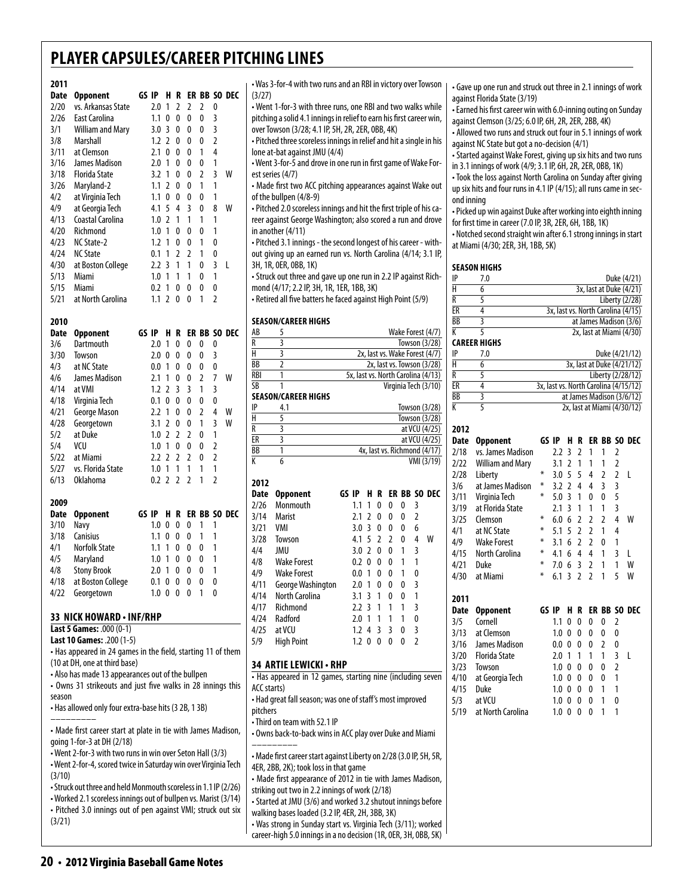# PLAYER CAPSULES/CAREER PITCHING LINES

### 2011

| Date | Opponent | GS | IP | H | R | ER | BB | SO | DEC |
|---|---|---|---|---|---|---|---|---|---|
| 2/20 | vs. Arkansas State | | 2.0 | 1 | 2 | 2 | 2 | 0 | |
| 2/26 | East Carolina | | 1.1 | 0 | 0 | 0 | 0 | 3 | |
| 3/1 | William and Mary | | 3.0 | 3 | 0 | 0 | 0 | 3 | |
| 3/8 | Marshall | | 1.2 | 2 | 0 | 0 | 0 | 2 | |
| 3/11 | at Clemson | | 2.1 | 0 | 0 | 0 | 1 | 4 | |
| 3/16 | James Madison | | 2.0 | 1 | 0 | 0 | 0 | 1 | |
| 3/18 | Florida State | | 3.2 | 1 | 0 | 0 | 2 | 3 | W |
| 3/26 | Maryland-2 | | 1.1 | 2 | 0 | 0 | 1 | 1 | |
| 4/2 | at Virginia Tech | | 1.1 | 0 | 0 | 0 | 0 | 1 | |
| 4/9 | at Georgia Tech | | 4.1 | 5 | 4 | 3 | 0 | 8 | W |
| 4/13 | Coastal Carolina | | 1.0 | 2 | 1 | 1 | 1 | 1 | |
| 4/20 | Richmond | | 1.0 | 1 | 0 | 0 | 0 | 1 | |
| 4/23 | NC State-2 | | 1.2 | 1 | 0 | 0 | 1 | 0 | |
| 4/24 | NC State | | 0.1 | 1 | 2 | 2 | 1 | 0 | |
| 4/30 | at Boston College | | 2.2 | 3 | 1 | 1 | 0 | 3 | L |
| 5/13 | Miami | | 1.0 | 1 | 1 | 1 | 0 | 1 | |
| 5/15 | Miami | | 0.2 | 1 | 0 | 0 | 0 | 0 | |
| 5/21 | at North Carolina | | 1.1 | 2 | 0 | 0 | 1 | 2 | |

### 2010

| Date | Opponent | GS | IP | H | R | ER | BB | SO | DEC |
|---|---|---|---|---|---|---|---|---|---|
| 3/6 | Dartmouth | | 2.0 | 1 | 0 | 0 | 0 | 0 | |
| 3/30 | Towson | | 2.0 | 0 | 0 | 0 | 0 | 3 | |
| 4/3 | at NC State | | 0.0 | 1 | 0 | 0 | 0 | 0 | |
| 4/6 | James Madison | | 2.1 | 1 | 0 | 0 | 2 | 7 | W |
| 4/14 | at VMI | | 1.2 | 2 | 3 | 3 | 1 | 3 | |
| 4/18 | Virginia Tech | | 0.1 | 0 | 0 | 0 | 0 | 0 | |
| 4/21 | George Mason | | 2.2 | 1 | 0 | 0 | 2 | 4 | W |
| 4/28 | Georgetown | | 3.1 | 2 | 0 | 0 | 1 | 3 | W |
| 5/2 | at Duke | | 1.0 | 2 | 2 | 2 | 0 | 1 | |
| 5/4 | VCU | | 1.0 | 1 | 0 | 0 | 0 | 2 | |
| 5/22 | at Miami | | 2.2 | 2 | 2 | 2 | 0 | 2 | |
| 5/27 | vs. Florida State | | 1.0 | 1 | 1 | 1 | 1 | 1 | |
| 6/13 | Oklahoma | | 0.2 | 2 | 2 | 2 | 1 | 2 | |

### 2009

| Date | Opponent | GS | IP | H | R | ER | BB | SO | DEC |
|---|---|---|---|---|---|---|---|---|---|
| 3/10 | Navy | | 1.0 | 0 | 0 | 0 | 1 | 1 | |
| 3/18 | Canisius | | 1.1 | 0 | 0 | 0 | 1 | 1 | |
| 4/1 | Norfolk State | | 1.1 | 1 | 0 | 0 | 0 | 1 | |
| 4/5 | Maryland | | 1.0 | 1 | 0 | 0 | 0 | 1 | |
| 4/8 | Stony Brook | | 2.0 | 1 | 0 | 0 | 0 | 1 | |
| 4/18 | at Boston College | | 0.1 | 0 | 0 | 0 | 0 | 0 | |
| 4/22 | Georgetown | | 1.0 | 0 | 0 | 0 | 1 | 0 | |

## 33 NICK HOWARD • INF/RHP

**Last 5 Games:** .000 (0-1)

**Last 10 Games:** .200 (1-5)

- Has appeared in 24 games in the field, starting 11 of them (10 at DH, one at third base)
- Also has made 13 appearances out of the bullpen
- Owns 31 strikeouts and just five walks in 28 innings this season
- Has allowed only four extra-base hits (3 2B, 1 3B)

---

- Made first career start at plate in tie with James Madison, going 1-for-3 at DH (2/18)
- Went 2-for-3 with two runs in win over Seton Hall (3/3)
- Went 2-for-4, scored twice in Saturday win over Virginia Tech (3/10)
- Struck out three and held Monmouth scoreless in 1.1 IP (2/26)
- Worked 2.1 scoreless innings out of bullpen vs. Marist (3/14)
- Pitched 3.0 innings out of pen against VMI; struck out six (3/21)
- Was 3-for-4 with two runs and an RBI in victory over Towson (3/27)
- Went 1-for-3 with three runs, one RBI and two walks while pitching a solid 4.1 innings in relief to earn his first career win, over Towson (3/28; 4.1 IP, 5H, 2R, 2ER, 0BB, 4K)
- Pitched three scoreless innings in relief and hit a single in his lone at-bat against JMU (4/4)
- Went 3-for-5 and drove in one run in first game of Wake Forest series (4/7)
- Made first two ACC pitching appearances against Wake out of the bullpen (4/8-9)
- Pitched 2.0 scoreless innings and hit the first triple of his career against George Washington; also scored a run and drove in another (4/11)
- Pitched 3.1 innings - the second longest of his career - without giving up an earned run vs. North Carolina (4/14; 3.1 IP, 3H, 1R, 0ER, 0BB, 1K)
- Struck out three and gave up one run in 2.2 IP against Richmond (4/17; 2.2 IP, 3H, 1R, 1ER, 1BB, 3K)
- Retired all five batters he faced against High Point (5/9)

### SEASON/CAREER HIGHS

| | | |
|---|---|---|
| AB | 5 | Wake Forest (4/7) |
| R | 3 | Towson (3/28) |
| H | 3 | 2x, last vs. Wake Forest (4/7) |
| BB | 2 | 2x, last vs. Towson (3/28) |
| RBI | 1 | 5x, last vs. North Carolina (4/13) |
| SB | 1 | Virginia Tech (3/10) |

### SEASON/CAREER HIGHS

| | | |
|---|---|---|
| IP | 4.1 | Towson (3/28) |
| H | 5 | Towson (3/28) |
| R | 3 | at VCU (4/25) |
| ER | 3 | at VCU (4/25) |
| BB | 1 | 4x, last vs. Richmond (4/17) |
| K | 6 | VMI (3/19) |

### 2012

| Date | Opponent | GS | IP | H | R | ER | BB | SO | DEC |
|---|---|---|---|---|---|---|---|---|---|
| 2/26 | Monmouth | | 1.1 | 1 | 0 | 0 | 0 | 3 | |
| 3/14 | Marist | | 2.1 | 2 | 0 | 0 | 0 | 2 | |
| 3/21 | VMI | | 3.0 | 3 | 0 | 0 | 0 | 6 | |
| 3/28 | Towson | | 4.1 | 5 | 2 | 2 | 0 | 4 | W |
| 4/4 | JMU | | 3.0 | 2 | 0 | 0 | 1 | 3 | |
| 4/8 | Wake Forest | | 0.2 | 0 | 0 | 0 | 1 | 1 | |
| 4/9 | Wake Forest | | 0.0 | 1 | 0 | 0 | 1 | 0 | |
| 4/11 | George Washington | | 2.0 | 1 | 0 | 0 | 0 | 3 | |
| 4/14 | North Carolina | | 3.1 | 3 | 1 | 0 | 0 | 1 | |
| 4/17 | Richmond | | 2.2 | 3 | 1 | 1 | 1 | 3 | |
| 4/24 | Radford | | 2.0 | 1 | 1 | 1 | 1 | 0 | |
| 4/25 | at VCU | | 1.2 | 4 | 3 | 3 | 0 | 3 | |
| 5/9 | High Point | | 1.2 | 0 | 0 | 0 | 0 | 2 | |

## 34 ARTIE LEWICKI • RHP

- Has appeared in 12 games, starting nine (including seven ACC starts)
- Had great fall season; was one of staff's most improved pitchers
- Third on team with 52.1 IP
- Owns back-to-back wins in ACC play over Duke and Miami

---

- Made first career start against Liberty on 2/28 (3.0 IP, 5H, 5R, 4ER, 2BB, 2K); took loss in that game
- Made first appearance of 2012 in tie with James Madison, striking out two in 2.2 innings of work (2/18)
- Started at JMU (3/6) and worked 3.2 shutout innings before walking bases loaded (3.2 IP, 4ER, 2H, 3BB, 3K)
- Was strong in Sunday start vs. Virginia Tech (3/11); worked career-high 5.0 innings in a no decision (1R, 0ER, 3H, 0BB, 5K)
- Gave up one run and struck out three in 2.1 innings of work against Florida State (3/19)
- Earned his first career win with 6.0-inning outing on Sunday against Clemson (3/25; 6.0 IP, 6H, 2R, 2ER, 2BB, 4K)
- Allowed two runs and struck out four in 5.1 innings of work against NC State but got a no-decision (4/1)
- Started against Wake Forest, giving up six hits and two runs in 3.1 innings of work (4/9; 3.1 IP, 6H, 2R, 2ER, 0BB, 1K)
- Took the loss against North Carolina on Sunday after giving up six hits and four runs in 4.1 IP (4/15); all runs came in second inning
- Picked up win against Duke after working into eighth inning for first time in career (7.0 IP, 3R, 2ER, 6H, 1BB, 1K)
- Notched second straight win after 6.1 strong innings in start at Miami (4/30; 2ER, 3H, 1BB, 5K)

### SEASON HIGHS

| | | |
|---|---|---|
| IP | 7.0 | Duke (4/21) |
| H | 6 | 3x, last at Duke (4/21) |
| R | 5 | Liberty (2/28) |
| ER | 4 | 3x, last vs. North Carolina (4/15) |
| BB | 3 | at James Madison (3/6) |
| K | 5 | 2x, last at Miami (4/30) |

### CAREER HIGHS

| | | |
|---|---|---|
| IP | 7.0 | Duke (4/21/12) |
| H | 6 | 3x, last at Duke (4/21/12) |
| R | 5 | Liberty (2/28/12) |
| ER | 4 | 3x, last vs. North Carolina (4/15/12) |
| BB | 3 | at James Madison (3/6/12) |
| K | 5 | 2x, last at Miami (4/30/12) |

### 2012

| Date | Opponent | GS | IP | H | R | ER | BB | SO | DEC |
|---|---|---|---|---|---|---|---|---|---|
| 2/18 | vs. James Madison | | 2.2 | 3 | 2 | 1 | 1 | 2 | |
| 2/22 | William and Mary | | 3.1 | 2 | 1 | 1 | 1 | 2 | |
| 2/28 | Liberty | * | 3.0 | 5 | 5 | 4 | 2 | 2 | L |
| 3/6 | at James Madison | * | 3.2 | 2 | 4 | 4 | 3 | 3 | |
| 3/11 | Virginia Tech | * | 5.0 | 3 | 1 | 0 | 0 | 5 | |
| 3/19 | at Florida State | | 2.1 | 3 | 1 | 1 | 1 | 3 | |
| 3/25 | Clemson | * | 6.0 | 6 | 2 | 2 | 2 | 4 | W |
| 4/1 | at NC State | * | 5.1 | 5 | 2 | 2 | 1 | 4 | |
| 4/9 | Wake Forest | * | 3.1 | 6 | 2 | 2 | 0 | 1 | |
| 4/15 | North Carolina | * | 4.1 | 6 | 4 | 4 | 1 | 3 | L |
| 4/21 | Duke | * | 7.0 | 6 | 3 | 2 | 1 | 1 | W |
| 4/30 | at Miami | * | 6.1 | 3 | 2 | 2 | 1 | 5 | W |

### 2011

| Date | Opponent | GS | IP | H | R | ER | BB | SO | DEC |
|---|---|---|---|---|---|---|---|---|---|
| 3/5 | Cornell | | 1.1 | 0 | 0 | 0 | 0 | 2 | |
| 3/13 | at Clemson | | 1.0 | 0 | 0 | 0 | 0 | 0 | |
| 3/16 | James Madison | | 0.0 | 0 | 0 | 0 | 2 | 0 | |
| 3/20 | Florida State | | 2.0 | 1 | 1 | 1 | 1 | 3 | L |
| 3/23 | Towson | | 1.0 | 0 | 0 | 0 | 0 | 2 | |
| 4/10 | at Georgia Tech | | 1.0 | 0 | 0 | 0 | 0 | 1 | |
| 4/15 | Duke | | 1.0 | 0 | 0 | 0 | 1 | 1 | |
| 5/3 | at VCU | | 1.0 | 0 | 0 | 0 | 1 | 0 | |
| 5/19 | at North Carolina | | 1.0 | 0 | 0 | 0 | 1 | 1 | |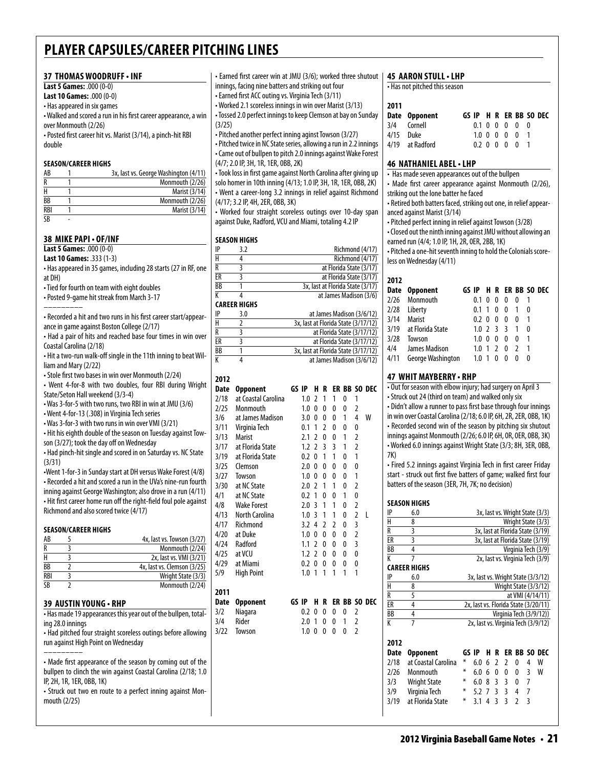# PLAYER CAPSULES/CAREER PITCHING LINES

## 37 THOMAS WOODRUFF • INF

**Last 5 Games:** .000 (0-0)
**Last 10 Games:** .000 (0-0)

• Has appeared in six games
• Walked and scored a run in his first career appearance, a win over Monmouth (2/26)
• Posted first career hit vs. Marist (3/14), a pinch-hit RBI double

### SEASON/CAREER HIGHS

| | | |
|---|---|---|
| AB | 1 | 3x, last vs. George Washington (4/11) |
| R | 1 | Monmouth (2/26) |
| H | 1 | Marist (3/14) |
| BB | 1 | Monmouth (2/26) |
| RBI | 1 | Marist (3/14) |
| SB | - | |

## 38 MIKE PAPI • OF/INF

**Last 5 Games:** .000 (0-0)
**Last 10 Games:** .333 (1-3)

• Has appeared in 35 games, including 28 starts (27 in RF, one at DH)
• Tied for fourth on team with eight doubles
• Posted 9-game hit streak from March 3-17

---------

• Recorded a hit and two runs in his first career start/appearance in game against Boston College (2/17)
• Had a pair of hits and reached base four times in win over Coastal Carolina (2/18)
• Hit a two-run walk-off single in the 11th inning to beat William and Mary (2/22)
• Stole first two bases in win over Monmouth (2/24)
• Went 4-for-8 with two doubles, four RBI during Wright State/Seton Hall weekend (3/3-4)
• Was 3-for-5 with two runs, two RBI in win at JMU (3/6)
• Went 4-for-13 (.308) in Virginia Tech series
• Was 3-for-3 with two runs in win over VMI (3/21)
• Hit his eighth double of the season on Tuesday against Towson (3/27); took the day off on Wednesday
• Had pinch-hit single and scored in on Saturday vs. NC State (3/31)
•Went 1-for-3 in Sunday start at DH versus Wake Forest (4/8)
• Recorded a hit and scored a run in the UVa's nine-run fourth inning against George Washington; also drove in a run (4/11)
• Hit first career home run off the right-field foul pole against Richmond and also scored twice (4/17)

### SEASON/CAREER HIGHS

| | | |
|---|---|---|
| AB | 5 | 4x, last vs. Towson (3/27) |
| R | 3 | Monmouth (2/24) |
| H | 3 | 2x, last vs. VMI (3/21) |
| BB | 2 | 4x, last vs. Clemson (3/25) |
| RBI | 3 | Wright State (3/3) |
| SB | 2 | Monmouth (2/24) |

## 39 AUSTIN YOUNG • RHP

• Has made 19 appearances this year out of the bullpen, totaling 28.0 innings
• Had pitched four straight scoreless outings before allowing run against High Point on Wednesday

---------

• Made first appearance of the season by coming out of the bullpen to clinch the win against Coastal Carolina (2/18; 1.0 IP, 2H, 1R, 1ER, 0BB, 1K)
• Struck out two en route to a perfect inning against Monmouth (2/25)
• Earned first career win at JMU (3/6); worked three shutout innings, facing nine batters and striking out four
• Earned first ACC outing vs. Virginia Tech (3/11)
• Worked 2.1 scoreless innings in win over Marist (3/13)
• Tossed 2.0 perfect innings to keep Clemson at bay on Sunday (3/25)
• Pitched another perfect inning agianst Towson (3/27)
• Pitched twice in NC State series, allowing a run in 2.2 innings
• Came out of bullpen to pitch 2.0 innings against Wake Forest (4/7; 2.0 IP, 3H, 1R, 0BB, 2K)
• Took loss in first game against North Carolina after giving up solo homer in 10th inning (4/13; 1.0 IP, 3H, 1R, 1ER, 0BB, 2K)
• Went a career-long 3.2 innings in relief against Richmond (4/17; 3.2 IP, 4H, 2ER, 0BB, 3K)
• Worked four straight scoreless outings over 10-day span against Duke, Radford, VCU and Miami, totaling 4.2 IP

### SEASON HIGHS

| | | |
|---|---|---|
| IP | 3.2 | Richmond (4/17) |
| H | 4 | Richmond (4/17) |
| R | 3 | at Florida State (3/17) |
| ER | 3 | at Florida State (3/17) |
| BB | 1 | 3x, last at Florida State (3/17) |
| K | 4 | at James Madison (3/6) |

### CAREER HIGHS

| | | |
|---|---|---|
| IP | 3.0 | at James Madison (3/6/12) |
| H | 2 | 3x, last at Florida State (3/17/12) |
| R | 3 | at Florida State (3/17/12) |
| ER | 3 | at Florida State (3/17/12) |
| BB | 1 | 3x, last at Florida State (3/17/12) |
| K | 4 | at James Madison (3/6/12) |

### 2012

| Date | Opponent | GS | IP | H | R | ER | BB | SO | DEC |
|---|---|---|---|---|---|---|---|---|---|
| 2/18 | at Coastal Carolina | | 1.0 | 2 | 1 | 1 | 0 | 1 | |
| 2/25 | Monmouth | | 1.0 | 0 | 0 | 0 | 0 | 2 | |
| 3/6 | at James Madison | | 3.0 | 0 | 0 | 0 | 1 | 4 | W |
| 3/11 | Virginia Tech | | 0.1 | 1 | 2 | 0 | 0 | 0 | |
| 3/13 | Marist | | 2.1 | 2 | 0 | 0 | 1 | 2 | |
| 3/17 | at Florida State | | 1.2 | 2 | 3 | 3 | 1 | 2 | |
| 3/19 | at Florida State | | 0.2 | 0 | 1 | 1 | 0 | 1 | |
| 3/25 | Clemson | | 2.0 | 0 | 0 | 0 | 0 | 0 | |
| 3/27 | Towson | | 1.0 | 0 | 0 | 0 | 0 | 1 | |
| 3/30 | at NC State | | 2.0 | 2 | 1 | 1 | 0 | 2 | |
| 4/1 | at NC State | | 0.2 | 1 | 0 | 0 | 1 | 0 | |
| 4/8 | Wake Forest | | 2.0 | 3 | 1 | 1 | 0 | 2 | |
| 4/13 | North Carolina | | 1.0 | 3 | 1 | 1 | 0 | 2 | L |
| 4/17 | Richmond | | 3.2 | 4 | 2 | 2 | 0 | 3 | |
| 4/20 | at Duke | | 1.0 | 0 | 0 | 0 | 0 | 2 | |
| 4/24 | Radford | | 1.1 | 2 | 0 | 0 | 0 | 3 | |
| 4/25 | at VCU | | 1.2 | 2 | 0 | 0 | 0 | 0 | |
| 4/29 | at Miami | | 0.2 | 0 | 0 | 0 | 0 | 0 | |
| 5/9 | High Point | | 1.0 | 1 | 1 | 1 | 1 | 1 | |

### 2011

| Date | Opponent | GS | IP | H | R | ER | BB | SO | DEC |
|---|---|---|---|---|---|---|---|---|---|
| 3/2 | Niagara | | 0.2 | 0 | 0 | 0 | 0 | 2 | |
| 3/4 | Rider | | 2.0 | 1 | 0 | 0 | 1 | 2 | |
| 3/22 | Towson | | 1.0 | 0 | 0 | 0 | 0 | 2 | |

## 45 AARON STULL • LHP

• Has not pitched this season

### 2011

| Date | Opponent | GS | IP | H | R | ER | BB | SO | DEC |
|---|---|---|---|---|---|---|---|---|---|
| 3/4 | Cornell | | 0.1 | 0 | 0 | 0 | 0 | 0 | |
| 4/15 | Duke | | 1.0 | 0 | 0 | 0 | 0 | 1 | |
| 4/19 | at Radford | | 0.2 | 0 | 0 | 0 | 0 | 1 | |

## 46 NATHANIEL ABEL • LHP

• Has made seven appearances out of the bullpen
• Made first career appearance against Monmouth (2/26), striking out the lone batter he faced
• Retired both batters faced, striking out one, in relief appearanced against Marist (3/14)
• Pitched perfect inning in relief against Towson (3/28)
• Closed out the ninth inning against JMU without allowing an earned run (4/4; 1.0 IP, 1H, 2R, 0ER, 2BB, 1K)
• Pitched a one-hit seventh inning to hold the Colonials scoreless on Wednesday (4/11)

### 2012

| Date | Opponent | GS | IP | H | R | ER | BB | SO | DEC |
|---|---|---|---|---|---|---|---|---|---|
| 2/26 | Monmouth | | 0.1 | 0 | 0 | 0 | 0 | 1 | |
| 2/28 | Liberty | | 0.1 | 1 | 0 | 0 | 1 | 0 | |
| 3/14 | Marist | | 0.2 | 0 | 0 | 0 | 0 | 1 | |
| 3/19 | at Florida State | | 1.0 | 2 | 3 | 3 | 1 | 0 | |
| 3/28 | Towson | | 1.0 | 0 | 0 | 0 | 0 | 1 | |
| 4/4 | James Madison | | 1.0 | 1 | 2 | 0 | 2 | 1 | |
| 4/11 | George Washington | | 1.0 | 1 | 0 | 0 | 0 | 0 | |

## 47 WHIT MAYBERRY • RHP

• Out for season with elbow injury; had surgery on April 3
• Struck out 24 (third on team) and walked only six
• Didn't allow a runner to pass first base through four innings in win over Coastal Carolina (2/18; 6.0 IP, 6H, 2R, 2ER, 0BB, 1K)
• Recorded second win of the season by pitching six shutout innings against Monmouth (2/26; 6.0 IP, 6H, 0R, 0ER, 0BB, 3K)
• Worked 6.0 innings against Wright State (3/3; 8H, 3ER, 0BB, 7K)
• Fired 5.2 innings against Virginia Tech in first career Friday start - struck out first five batters of game; walked first four batters of the season (3ER, 7H, 7K; no decision)

### SEASON HIGHS

| | | |
|---|---|---|
| IP | 6.0 | 3x, last vs. Wright State (3/3) |
| H | 8 | Wright State (3/3) |
| R | 3 | 3x, last at Florida State (3/19) |
| ER | 3 | 3x, last at Florida State (3/19) |
| BB | 4 | Virginia Tech (3/9) |
| K | 7 | 2x, last vs. Virginia Tech (3/9) |

### CAREER HIGHS

| | | |
|---|---|---|
| IP | 6.0 | 3x, last vs. Wright State (3/3/12) |
| H | 8 | Wright State (3/3/12) |
| R | 5 | at VMI (4/14/11) |
| ER | 4 | 2x, last vs. Florida State (3/20/11) |
| BB | 4 | Virginia Tech (3/9/12)) |
| K | 7 | 2x, last vs. Virginia Tech (3/9/12) |

### 2012

| Date | Opponent | GS | IP | H | R | ER | BB | SO | DEC |
|---|---|---|---|---|---|---|---|---|---|
| 2/18 | at Coastal Carolina | * | 6.0 | 6 | 2 | 2 | 0 | 4 | W |
| 2/26 | Monmouth | * | 6.0 | 6 | 0 | 0 | 0 | 3 | W |
| 3/3 | Wright State | * | 6.0 | 8 | 3 | 3 | 0 | 7 | |
| 3/9 | Virginia Tech | * | 5.2 | 7 | 3 | 3 | 4 | 7 | |
| 3/19 | at Florida State | * | 3.1 | 4 | 3 | 3 | 2 | 3 | |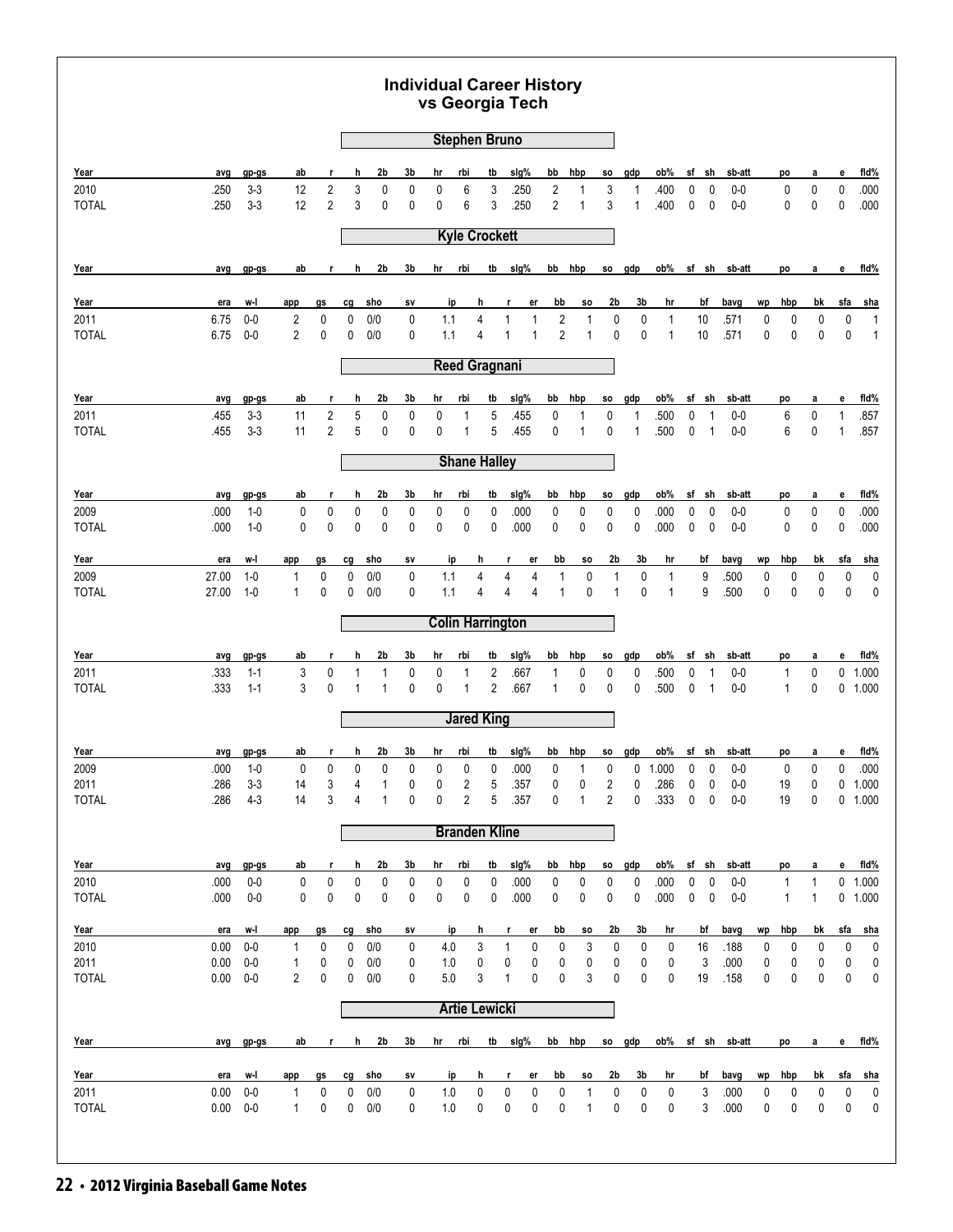# Individual Career History vs Georgia Tech

## Stephen Bruno

| Year | avg | gp-gs | ab | r | h | 2b | 3b | hr | rbi | tb | slg% | bb | hbp | so | gdp | ob% | sf | sh | sb-att | po | a | e | fld% |
|---|---|---|---|---|---|---|---|---|---|---|---|---|---|---|---|---|---|---|---|---|---|---|---|
| 2010 | .250 | 3-3 | 12 | 2 | 3 | 0 | 0 | 0 | 6 | 3 | .250 | 2 | 1 | 3 | 1 | .400 | 0 | 0 | 0-0 | 0 | 0 | 0 | .000 |
| TOTAL | .250 | 3-3 | 12 | 2 | 3 | 0 | 0 | 0 | 6 | 3 | .250 | 2 | 1 | 3 | 1 | .400 | 0 | 0 | 0-0 | 0 | 0 | 0 | .000 |

## Kyle Crockett

| Year | avg | gp-gs | ab | r | h | 2b | 3b | hr | rbi | tb | slg% | bb | hbp | so | gdp | ob% | sf | sh | sb-att | po | a | e | fld% |
|---|---|---|---|---|---|---|---|---|---|---|---|---|---|---|---|---|---|---|---|---|---|---|---|

| Year | era | w-l | app | gs | cg | sho | sv | ip | h | r | er | bb | so | 2b | 3b | hr | bf | bavg | wp | hbp | bk | sfa | sha |
|---|---|---|---|---|---|---|---|---|---|---|---|---|---|---|---|---|---|---|---|---|---|---|---|
| 2011 | 6.75 | 0-0 | 2 | 0 | 0 | 0/0 | 0 | 1.1 | 4 | 1 | 1 | 2 | 1 | 0 | 0 | 1 | 10 | .571 | 0 | 0 | 0 | 0 | 1 |
| TOTAL | 6.75 | 0-0 | 2 | 0 | 0 | 0/0 | 0 | 1.1 | 4 | 1 | 1 | 2 | 1 | 0 | 0 | 1 | 10 | .571 | 0 | 0 | 0 | 0 | 1 |

## Reed Gragnani

| Year | avg | gp-gs | ab | r | h | 2b | 3b | hr | rbi | tb | slg% | bb | hbp | so | gdp | ob% | sf | sh | sb-att | po | a | e | fld% |
|---|---|---|---|---|---|---|---|---|---|---|---|---|---|---|---|---|---|---|---|---|---|---|---|
| 2011 | .455 | 3-3 | 11 | 2 | 5 | 0 | 0 | 0 | 1 | 5 | .455 | 0 | 1 | 0 | 1 | .500 | 0 | 1 | 0-0 | 6 | 0 | 1 | .857 |
| TOTAL | .455 | 3-3 | 11 | 2 | 5 | 0 | 0 | 0 | 1 | 5 | .455 | 0 | 1 | 0 | 1 | .500 | 0 | 1 | 0-0 | 6 | 0 | 1 | .857 |

## Shane Halley

| Year | avg | gp-gs | ab | r | h | 2b | 3b | hr | rbi | tb | slg% | bb | hbp | so | gdp | ob% | sf | sh | sb-att | po | a | e | fld% |
|---|---|---|---|---|---|---|---|---|---|---|---|---|---|---|---|---|---|---|---|---|---|---|---|
| 2009 | .000 | 1-0 | 0 | 0 | 0 | 0 | 0 | 0 | 0 | 0 | .000 | 0 | 0 | 0 | 0 | .000 | 0 | 0 | 0-0 | 0 | 0 | 0 | .000 |
| TOTAL | .000 | 1-0 | 0 | 0 | 0 | 0 | 0 | 0 | 0 | 0 | .000 | 0 | 0 | 0 | 0 | .000 | 0 | 0 | 0-0 | 0 | 0 | 0 | .000 |

| Year | era | w-l | app | gs | cg | sho | sv | ip | h | r | er | bb | so | 2b | 3b | hr | bf | bavg | wp | hbp | bk | sfa | sha |
|---|---|---|---|---|---|---|---|---|---|---|---|---|---|---|---|---|---|---|---|---|---|---|---|
| 2009 | 27.00 | 1-0 | 1 | 0 | 0 | 0/0 | 0 | 1.1 | 4 | 4 | 4 | 1 | 0 | 1 | 0 | 1 | 9 | .500 | 0 | 0 | 0 | 0 | 0 |
| TOTAL | 27.00 | 1-0 | 1 | 0 | 0 | 0/0 | 0 | 1.1 | 4 | 4 | 4 | 1 | 0 | 1 | 0 | 1 | 9 | .500 | 0 | 0 | 0 | 0 | 0 |

## Colin Harrington

| Year | avg | gp-gs | ab | r | h | 2b | 3b | hr | rbi | tb | slg% | bb | hbp | so | gdp | ob% | sf | sh | sb-att | po | a | e | fld% |
|---|---|---|---|---|---|---|---|---|---|---|---|---|---|---|---|---|---|---|---|---|---|---|---|
| 2011 | .333 | 1-1 | 3 | 0 | 1 | 1 | 0 | 0 | 1 | 2 | .667 | 1 | 0 | 0 | 0 | .500 | 0 | 1 | 0-0 | 1 | 0 | 0 | 1.000 |
| TOTAL | .333 | 1-1 | 3 | 0 | 1 | 1 | 0 | 0 | 1 | 2 | .667 | 1 | 0 | 0 | 0 | .500 | 0 | 1 | 0-0 | 1 | 0 | 0 | 1.000 |

## Jared King

| Year | avg | gp-gs | ab | r | h | 2b | 3b | hr | rbi | tb | slg% | bb | hbp | so | gdp | ob% | sf | sh | sb-att | po | a | e | fld% |
|---|---|---|---|---|---|---|---|---|---|---|---|---|---|---|---|---|---|---|---|---|---|---|---|
| 2009 | .000 | 1-0 | 0 | 0 | 0 | 0 | 0 | 0 | 0 | 0 | .000 | 0 | 1 | 0 | 0 | 1.000 | 0 | 0 | 0-0 | 0 | 0 | 0 | .000 |
| 2011 | .286 | 3-3 | 14 | 3 | 4 | 1 | 0 | 0 | 2 | 5 | .357 | 0 | 0 | 2 | 0 | .286 | 0 | 0 | 0-0 | 19 | 0 | 0 | 1.000 |
| TOTAL | .286 | 4-3 | 14 | 3 | 4 | 1 | 0 | 0 | 2 | 5 | .357 | 0 | 1 | 2 | 0 | .333 | 0 | 0 | 0-0 | 19 | 0 | 0 | 1.000 |

## Branden Kline

| Year | avg | gp-gs | ab | r | h | 2b | 3b | hr | rbi | tb | slg% | bb | hbp | so | gdp | ob% | sf | sh | sb-att | po | a | e | fld% |
|---|---|---|---|---|---|---|---|---|---|---|---|---|---|---|---|---|---|---|---|---|---|---|---|
| 2010 | .000 | 0-0 | 0 | 0 | 0 | 0 | 0 | 0 | 0 | 0 | .000 | 0 | 0 | 0 | 0 | .000 | 0 | 0 | 0-0 | 1 | 1 | 0 | 1.000 |
| TOTAL | .000 | 0-0 | 0 | 0 | 0 | 0 | 0 | 0 | 0 | 0 | .000 | 0 | 0 | 0 | 0 | .000 | 0 | 0 | 0-0 | 1 | 1 | 0 | 1.000 |

| Year | era | w-l | app | gs | cg | sho | sv | ip | h | r | er | bb | so | 2b | 3b | hr | bf | bavg | wp | hbp | bk | sfa | sha |
|---|---|---|---|---|---|---|---|---|---|---|---|---|---|---|---|---|---|---|---|---|---|---|---|
| 2010 | 0.00 | 0-0 | 1 | 0 | 0 | 0/0 | 0 | 4.0 | 3 | 1 | 0 | 0 | 3 | 0 | 0 | 0 | 16 | .188 | 0 | 0 | 0 | 0 | 0 |
| 2011 | 0.00 | 0-0 | 1 | 0 | 0 | 0/0 | 0 | 1.0 | 0 | 0 | 0 | 0 | 0 | 0 | 0 | 0 | 3 | .000 | 0 | 0 | 0 | 0 | 0 |
| TOTAL | 0.00 | 0-0 | 2 | 0 | 0 | 0/0 | 0 | 5.0 | 3 | 1 | 0 | 0 | 3 | 0 | 0 | 0 | 19 | .158 | 0 | 0 | 0 | 0 | 0 |

## Artie Lewicki

| Year | avg | gp-gs | ab | r | h | 2b | 3b | hr | rbi | tb | slg% | bb | hbp | so | gdp | ob% | sf | sh | sb-att | po | a | e | fld% |
|---|---|---|---|---|---|---|---|---|---|---|---|---|---|---|---|---|---|---|---|---|---|---|---|

| Year | era | w-l | app | gs | cg | sho | sv | ip | h | r | er | bb | so | 2b | 3b | hr | bf | bavg | wp | hbp | bk | sfa | sha |
|---|---|---|---|---|---|---|---|---|---|---|---|---|---|---|---|---|---|---|---|---|---|---|---|
| 2011 | 0.00 | 0-0 | 1 | 0 | 0 | 0/0 | 0 | 1.0 | 0 | 0 | 0 | 0 | 1 | 0 | 0 | 0 | 3 | .000 | 0 | 0 | 0 | 0 | 0 |
| TOTAL | 0.00 | 0-0 | 1 | 0 | 0 | 0/0 | 0 | 1.0 | 0 | 0 | 0 | 0 | 1 | 0 | 0 | 0 | 3 | .000 | 0 | 0 | 0 | 0 | 0 |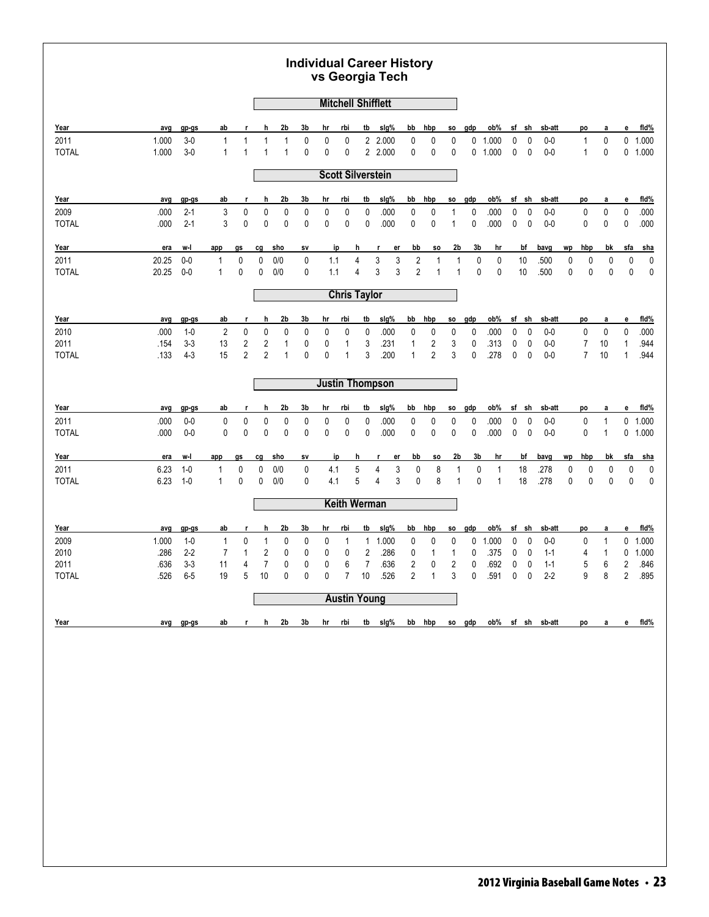# Individual Career History vs Georgia Tech

### Mitchell Shifflett

| Year | avg | gp-gs | ab | r | h | 2b | 3b | hr | rbi | tb | slg% | bb | hbp | so | gdp | ob% | sf | sh | sb-att | po | a | e | fld% |
|---|---|---|---|---|---|---|---|---|---|---|---|---|---|---|---|---|---|---|---|---|---|---|---|
| 2011 | 1.000 | 3-0 | 1 | 1 | 1 | 1 | 0 | 0 | 0 | 2 | 2.000 | 0 | 0 | 0 | 0 | 1.000 | 0 | 0 | 0-0 | 1 | 0 | 0 | 1.000 |
| TOTAL | 1.000 | 3-0 | 1 | 1 | 1 | 1 | 0 | 0 | 0 | 2 | 2.000 | 0 | 0 | 0 | 0 | 1.000 | 0 | 0 | 0-0 | 1 | 0 | 0 | 1.000 |

### Scott Silverstein

| Year | avg | gp-gs | ab | r | h | 2b | 3b | hr | rbi | tb | slg% | bb | hbp | so | gdp | ob% | sf | sh | sb-att | po | a | e | fld% |
|---|---|---|---|---|---|---|---|---|---|---|---|---|---|---|---|---|---|---|---|---|---|---|---|
| 2009 | .000 | 2-1 | 3 | 0 | 0 | 0 | 0 | 0 | 0 | 0 | .000 | 0 | 0 | 1 | 0 | .000 | 0 | 0 | 0-0 | 0 | 0 | 0 | .000 |
| TOTAL | .000 | 2-1 | 3 | 0 | 0 | 0 | 0 | 0 | 0 | 0 | .000 | 0 | 0 | 1 | 0 | .000 | 0 | 0 | 0-0 | 0 | 0 | 0 | .000 |

| Year | era | w-l | app | gs | cg | sho | sv | ip | h | r | er | bb | so | 2b | 3b | hr | bf | bavg | wp | hbp | bk | sfa | sha |
|---|---|---|---|---|---|---|---|---|---|---|---|---|---|---|---|---|---|---|---|---|---|---|---|
| 2011 | 20.25 | 0-0 | 1 | 0 | 0 | 0/0 | 0 | 1.1 | 4 | 3 | 3 | 2 | 1 | 1 | 0 | 0 | 10 | .500 | 0 | 0 | 0 | 0 | 0 |
| TOTAL | 20.25 | 0-0 | 1 | 0 | 0 | 0/0 | 0 | 1.1 | 4 | 3 | 3 | 2 | 1 | 1 | 0 | 0 | 10 | .500 | 0 | 0 | 0 | 0 | 0 |

### Chris Taylor

| Year | avg | gp-gs | ab | r | h | 2b | 3b | hr | rbi | tb | slg% | bb | hbp | so | gdp | ob% | sf | sh | sb-att | po | a | e | fld% |
|---|---|---|---|---|---|---|---|---|---|---|---|---|---|---|---|---|---|---|---|---|---|---|---|
| 2010 | .000 | 1-0 | 2 | 0 | 0 | 0 | 0 | 0 | 0 | 0 | .000 | 0 | 0 | 0 | 0 | .000 | 0 | 0 | 0-0 | 0 | 0 | 0 | .000 |
| 2011 | .154 | 3-3 | 13 | 2 | 2 | 1 | 0 | 0 | 1 | 3 | .231 | 1 | 2 | 3 | 0 | .313 | 0 | 0 | 0-0 | 7 | 10 | 1 | .944 |
| TOTAL | .133 | 4-3 | 15 | 2 | 2 | 1 | 0 | 0 | 1 | 3 | .200 | 1 | 2 | 3 | 0 | .278 | 0 | 0 | 0-0 | 7 | 10 | 1 | .944 |

### Justin Thompson

| Year | avg | gp-gs | ab | r | h | 2b | 3b | hr | rbi | tb | slg% | bb | hbp | so | gdp | ob% | sf | sh | sb-att | po | a | e | fld% |
|---|---|---|---|---|---|---|---|---|---|---|---|---|---|---|---|---|---|---|---|---|---|---|---|
| 2011 | .000 | 0-0 | 0 | 0 | 0 | 0 | 0 | 0 | 0 | 0 | .000 | 0 | 0 | 0 | 0 | .000 | 0 | 0 | 0-0 | 0 | 1 | 0 | 1.000 |
| TOTAL | .000 | 0-0 | 0 | 0 | 0 | 0 | 0 | 0 | 0 | 0 | .000 | 0 | 0 | 0 | 0 | .000 | 0 | 0 | 0-0 | 0 | 1 | 0 | 1.000 |

| Year | era | w-l | app | gs | cg | sho | sv | ip | h | r | er | bb | so | 2b | 3b | hr | bf | bavg | wp | hbp | bk | sfa | sha |
|---|---|---|---|---|---|---|---|---|---|---|---|---|---|---|---|---|---|---|---|---|---|---|---|
| 2011 | 6.23 | 1-0 | 1 | 0 | 0 | 0/0 | 0 | 4.1 | 5 | 4 | 3 | 0 | 8 | 1 | 0 | 1 | 18 | .278 | 0 | 0 | 0 | 0 | 0 |
| TOTAL | 6.23 | 1-0 | 1 | 0 | 0 | 0/0 | 0 | 4.1 | 5 | 4 | 3 | 0 | 8 | 1 | 0 | 1 | 18 | .278 | 0 | 0 | 0 | 0 | 0 |

### Keith Werman

| Year | avg | gp-gs | ab | r | h | 2b | 3b | hr | rbi | tb | slg% | bb | hbp | so | gdp | ob% | sf | sh | sb-att | po | a | e | fld% |
|---|---|---|---|---|---|---|---|---|---|---|---|---|---|---|---|---|---|---|---|---|---|---|---|
| 2009 | 1.000 | 1-0 | 1 | 0 | 1 | 0 | 0 | 0 | 1 | 1 | 1.000 | 0 | 0 | 0 | 0 | 1.000 | 0 | 0 | 0-0 | 0 | 1 | 0 | 1.000 |
| 2010 | .286 | 2-2 | 7 | 1 | 2 | 0 | 0 | 0 | 0 | 2 | .286 | 0 | 1 | 1 | 0 | .375 | 0 | 0 | 1-1 | 4 | 1 | 0 | 1.000 |
| 2011 | .636 | 3-3 | 11 | 4 | 7 | 0 | 0 | 0 | 6 | 7 | .636 | 2 | 0 | 2 | 0 | .692 | 0 | 0 | 1-1 | 5 | 6 | 2 | .846 |
| TOTAL | .526 | 6-5 | 19 | 5 | 10 | 0 | 0 | 0 | 7 | 10 | .526 | 2 | 1 | 3 | 0 | .591 | 0 | 0 | 2-2 | 9 | 8 | 2 | .895 |

### Austin Young

| Year | avg | gp-gs | ab | r | h | 2b | 3b | hr | rbi | tb | slg% | bb | hbp | so | gdp | ob% | sf | sh | sb-att | po | a | e | fld% |
|---|---|---|---|---|---|---|---|---|---|---|---|---|---|---|---|---|---|---|---|---|---|---|---|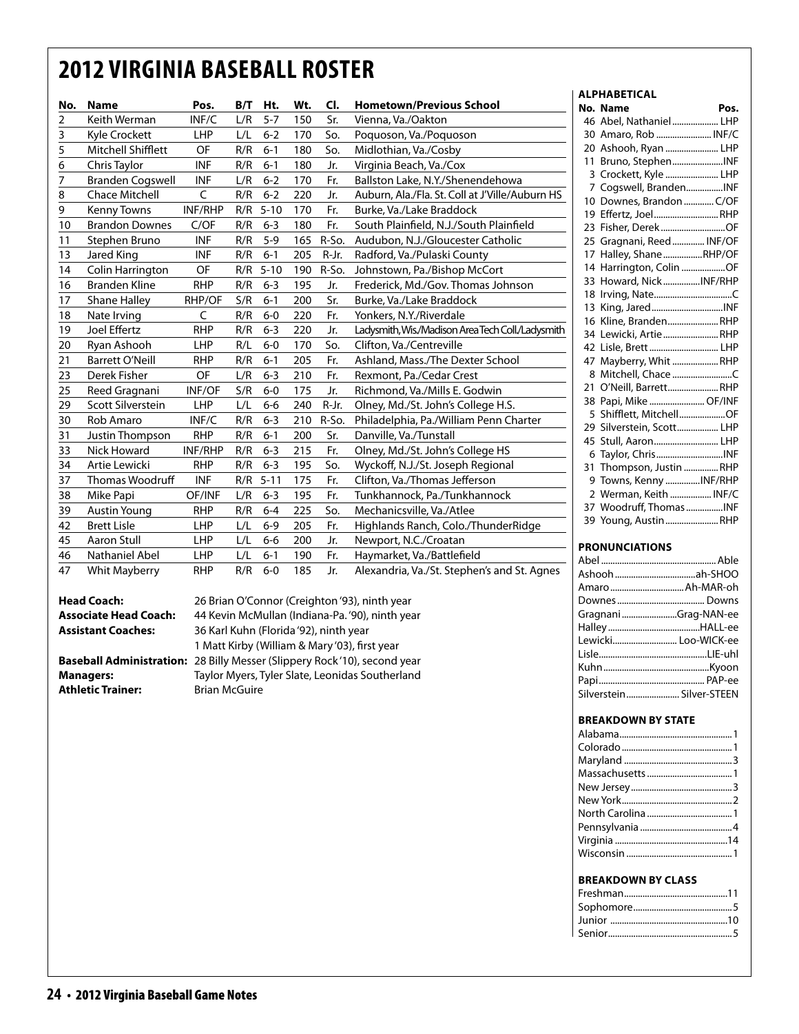# 2012 VIRGINIA BASEBALL ROSTER

| No. | Name | Pos. | B/T | Ht. | Wt. | Cl. | Hometown/Previous School |
|---|---|---|---|---|---|---|---|
| 2 | Keith Werman | INF/C | L/R | 5-7 | 150 | Sr. | Vienna, Va./Oakton |
| 3 | Kyle Crockett | LHP | L/L | 6-2 | 170 | So. | Poquoson, Va./Poquoson |
| 5 | Mitchell Shifflett | OF | R/R | 6-1 | 180 | So. | Midlothian, Va./Cosby |
| 6 | Chris Taylor | INF | R/R | 6-1 | 180 | Jr. | Virginia Beach, Va./Cox |
| 7 | Branden Cogswell | INF | L/R | 6-2 | 170 | Fr. | Ballston Lake, N.Y./Shenendehowa |
| 8 | Chace Mitchell | C | R/R | 6-2 | 220 | Jr. | Auburn, Ala./Fla. St. Coll at J'Ville/Auburn HS |
| 9 | Kenny Towns | INF/RHP | R/R | 5-10 | 170 | Fr. | Burke, Va./Lake Braddock |
| 10 | Brandon Downes | C/OF | R/R | 6-3 | 180 | Fr. | South Plainfield, N.J./South Plainfield |
| 11 | Stephen Bruno | INF | R/R | 5-9 | 165 | R-So. | Audubon, N.J./Gloucester Catholic |
| 13 | Jared King | INF | R/R | 6-1 | 205 | R-Jr. | Radford, Va./Pulaski County |
| 14 | Colin Harrington | OF | R/R | 5-10 | 190 | R-So. | Johnstown, Pa./Bishop McCort |
| 16 | Branden Kline | RHP | R/R | 6-3 | 195 | Jr. | Frederick, Md./Gov. Thomas Johnson |
| 17 | Shane Halley | RHP/OF | S/R | 6-1 | 200 | Sr. | Burke, Va./Lake Braddock |
| 18 | Nate Irving | C | R/R | 6-0 | 220 | Fr. | Yonkers, N.Y./Riverdale |
| 19 | Joel Effertz | RHP | R/R | 6-3 | 220 | Jr. | Ladysmith, Wis./Madison Area Tech Coll./Ladysmith |
| 20 | Ryan Ashooh | LHP | R/L | 6-0 | 170 | So. | Clifton, Va./Centreville |
| 21 | Barrett O'Neill | RHP | R/R | 6-1 | 205 | Fr. | Ashland, Mass./The Dexter School |
| 23 | Derek Fisher | OF | L/R | 6-3 | 210 | Fr. | Rexmont, Pa./Cedar Crest |
| 25 | Reed Gragnani | INF/OF | S/R | 6-0 | 175 | Jr. | Richmond, Va./Mills E. Godwin |
| 29 | Scott Silverstein | LHP | L/L | 6-6 | 240 | R-Jr. | Olney, Md./St. John's College H.S. |
| 30 | Rob Amaro | INF/C | R/R | 6-3 | 210 | R-So. | Philadelphia, Pa./William Penn Charter |
| 31 | Justin Thompson | RHP | R/R | 6-1 | 200 | Sr. | Danville, Va./Tunstall |
| 33 | Nick Howard | INF/RHP | R/R | 6-3 | 215 | Fr. | Olney, Md./St. John's College HS |
| 34 | Artie Lewicki | RHP | R/R | 6-3 | 195 | So. | Wyckoff, N.J./St. Joseph Regional |
| 37 | Thomas Woodruff | INF | R/R | 5-11 | 175 | Fr. | Clifton, Va./Thomas Jefferson |
| 38 | Mike Papi | OF/INF | L/R | 6-3 | 195 | Fr. | Tunkhannock, Pa./Tunkhannock |
| 39 | Austin Young | RHP | R/R | 6-4 | 225 | So. | Mechanicsville, Va./Atlee |
| 42 | Brett Lisle | LHP | L/L | 6-9 | 205 | Fr. | Highlands Ranch, Colo./ThunderRidge |
| 45 | Aaron Stull | LHP | L/L | 6-6 | 200 | Jr. | Newport, N.C./Croatan |
| 46 | Nathaniel Abel | LHP | L/L | 6-1 | 190 | Fr. | Haymarket, Va./Battlefield |
| 47 | Whit Mayberry | RHP | R/R | 6-0 | 185 | Jr. | Alexandria, Va./St. Stephen's and St. Agnes |

**Head Coach:** 26 Brian O'Connor (Creighton '93), ninth year
**Associate Head Coach:** 44 Kevin McMullan (Indiana-Pa. '90), ninth year
**Assistant Coaches:** 36 Karl Kuhn (Florida '92), ninth year
1 Matt Kirby (William & Mary '03), first year
**Baseball Administration:** 28 Billy Messer (Slippery Rock '10), second year
**Managers:** Taylor Myers, Tyler Slate, Leonidas Southerland
**Athletic Trainer:** Brian McGuire

### ALPHABETICAL

| No. | Name | Pos. |
|---|---|---|
| 46 | Abel, Nathaniel | LHP |
| 30 | Amaro, Rob | INF/C |
| 20 | Ashooh, Ryan | LHP |
| 11 | Bruno, Stephen | INF |
| 3 | Crockett, Kyle | LHP |
| 7 | Cogswell, Branden | INF |
| 10 | Downes, Brandon | C/OF |
| 19 | Effertz, Joel | RHP |
| 23 | Fisher, Derek | OF |
| 25 | Gragnani, Reed | INF/OF |
| 17 | Halley, Shane | RHP/OF |
| 14 | Harrington, Colin | OF |
| 33 | Howard, Nick | INF/RHP |
| 18 | Irving, Nate | C |
| 13 | King, Jared | INF |
| 16 | Kline, Branden | RHP |
| 34 | Lewicki, Artie | RHP |
| 42 | Lisle, Brett | LHP |
| 47 | Mayberry, Whit | RHP |
| 8 | Mitchell, Chace | C |
| 21 | O'Neill, Barrett | RHP |
| 38 | Papi, Mike | OF/INF |
| 5 | Shifflett, Mitchell | OF |
| 29 | Silverstein, Scott | LHP |
| 45 | Stull, Aaron | LHP |
| 6 | Taylor, Chris | INF |
| 31 | Thompson, Justin | RHP |
| 9 | Towns, Kenny | INF/RHP |
| 2 | Werman, Keith | INF/C |
| 37 | Woodruff, Thomas | INF |
| 39 | Young, Austin | RHP |

### PRONUNCIATIONS

| | |
|---|---|
| Abel | Able |
| Ashooh | ah-SHOO |
| Amaro | Ah-MAR-oh |
| Downes | Downs |
| Gragnani | Grag-NAN-ee |
| Halley | HALL-ee |
| Lewicki | Loo-WICK-ee |
| Lisle | LIE-uhl |
| Kuhn | Kyoon |
| Papi | PAP-ee |
| Silverstein | Silver-STEEN |

### BREAKDOWN BY STATE

| | |
|---|---|
| Alabama | 1 |
| Colorado | 1 |
| Maryland | 3 |
| Massachusetts | 1 |
| New Jersey | 3 |
| New York | 2 |
| North Carolina | 1 |
| Pennsylvania | 4 |
| Virginia | 14 |
| Wisconsin | 1 |

### BREAKDOWN BY CLASS

| | |
|---|---|
| Freshman | 11 |
| Sophomore | 5 |
| Junior | 10 |
| Senior | 5 |